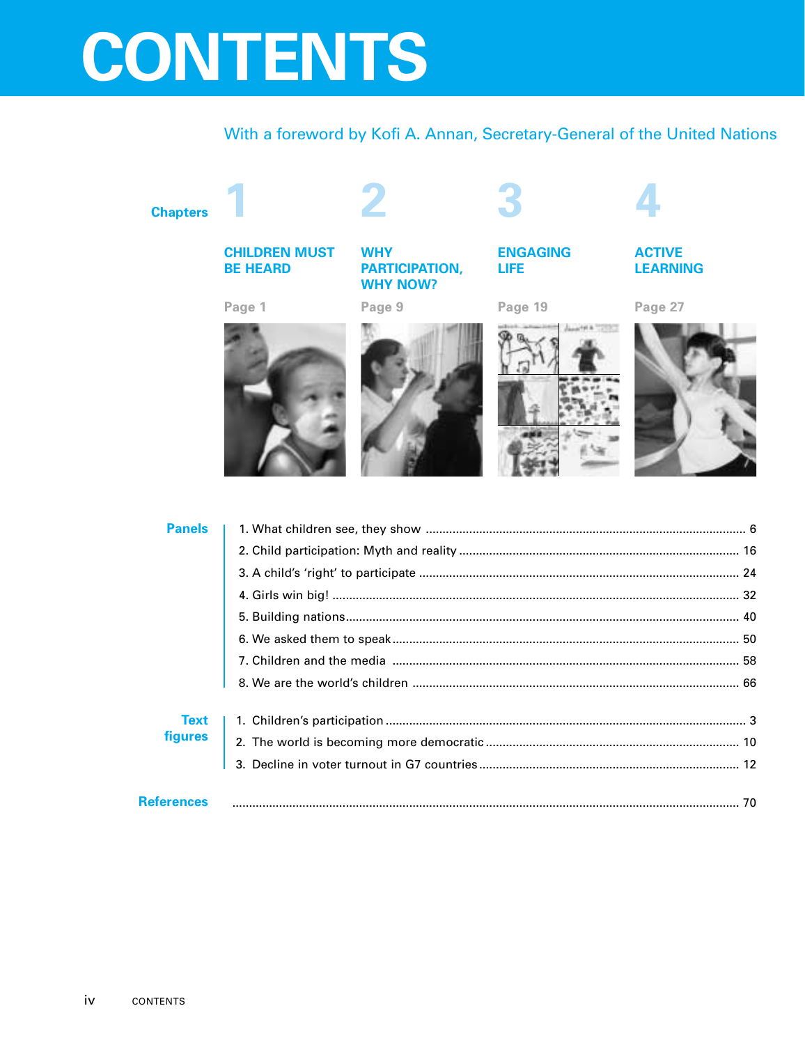# CONTENTS

With a foreword by Kofi A. Annan, Secretary-General of the United Nations

## Chapters

**1** **CHILDREN MUST BE HEARD** — Page 1

**2** **WHY PARTICIPATION, WHY NOW?** — Page 9

**3** **ENGAGING LIFE** — Page 19

**4** **ACTIVE LEARNING** — Page 27

## Panels

1. What children see, they show .... 6
2. Child participation: Myth and reality .... 16
3. A child's 'right' to participate .... 24
4. Girls win big! .... 32
5. Building nations .... 40
6. We asked them to speak .... 50
7. Children and the media .... 58
8. We are the world's children .... 66

## Text figures

1. Children's participation .... 3
2. The world is becoming more democratic .... 10
3. Decline in voter turnout in G7 countries .... 12

## References

.... 70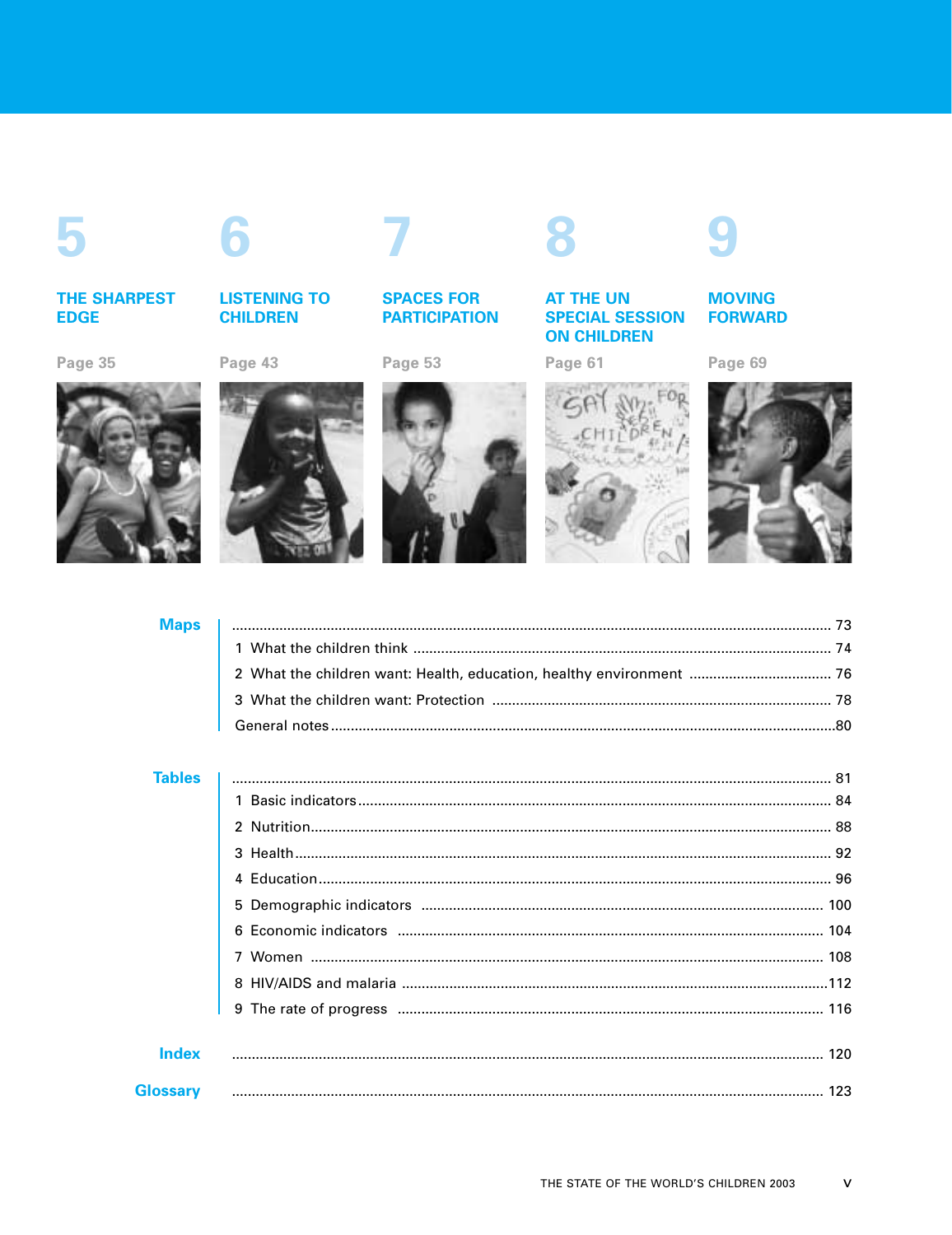## 5 THE SHARPEST EDGE

Page 35

## 6 LISTENING TO CHILDREN

Page 43

## 7 SPACES FOR PARTICIPATION

Page 53

## 8 AT THE UN SPECIAL SESSION ON CHILDREN

Page 61

## 9 MOVING FORWARD

Page 69

**Maps** ..... 73

1 What the children think ..... 74

2 What the children want: Health, education, healthy environment ..... 76

3 What the children want: Protection ..... 78

General notes ..... 80

**Tables** ..... 81

1 Basic indicators ..... 84

2 Nutrition ..... 88

3 Health ..... 92

4 Education ..... 96

5 Demographic indicators ..... 100

6 Economic indicators ..... 104

7 Women ..... 108

8 HIV/AIDS and malaria ..... 112

9 The rate of progress ..... 116

**Index** ..... 120

**Glossary** ..... 123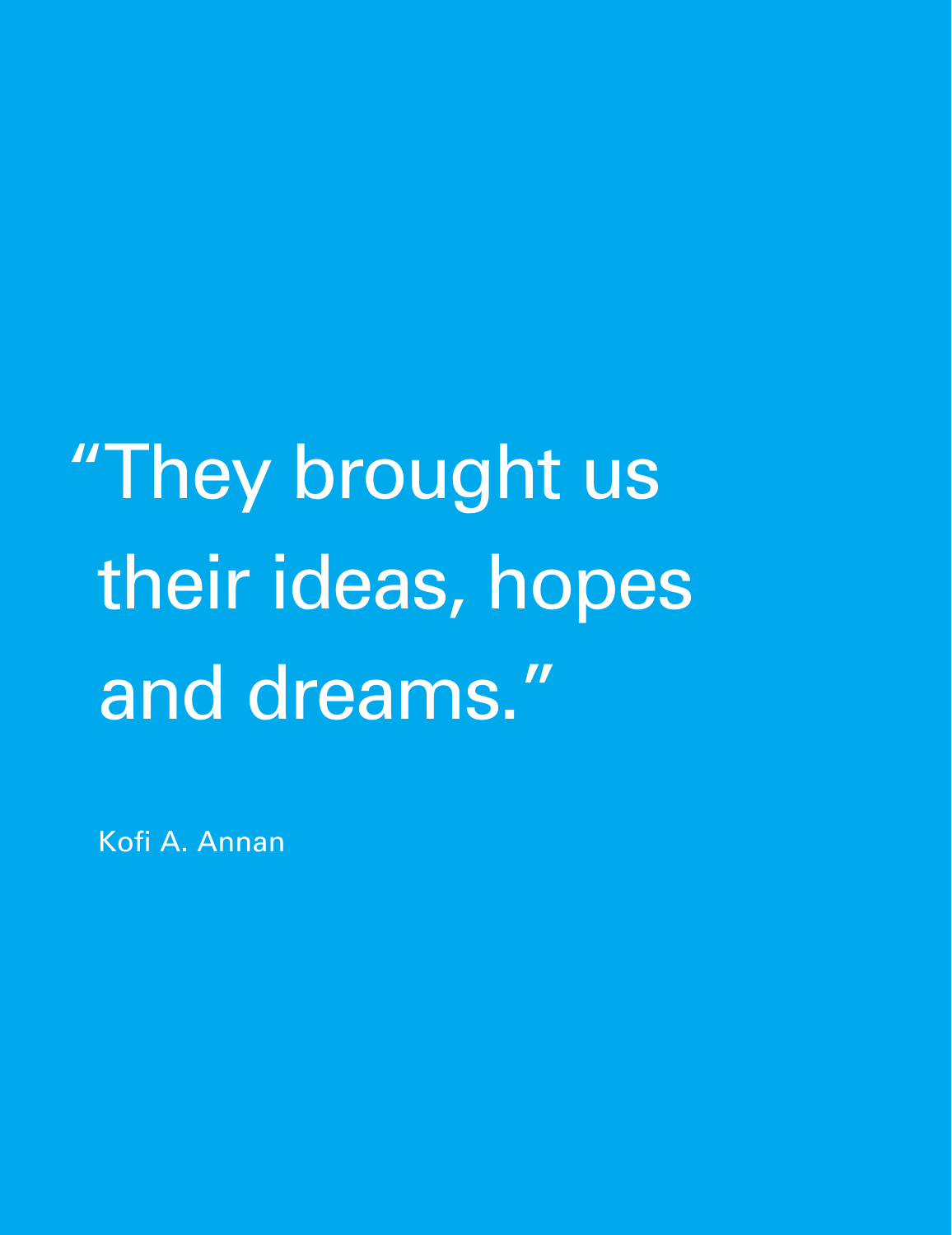> "They brought us their ideas, hopes and dreams."

Kofi A. Annan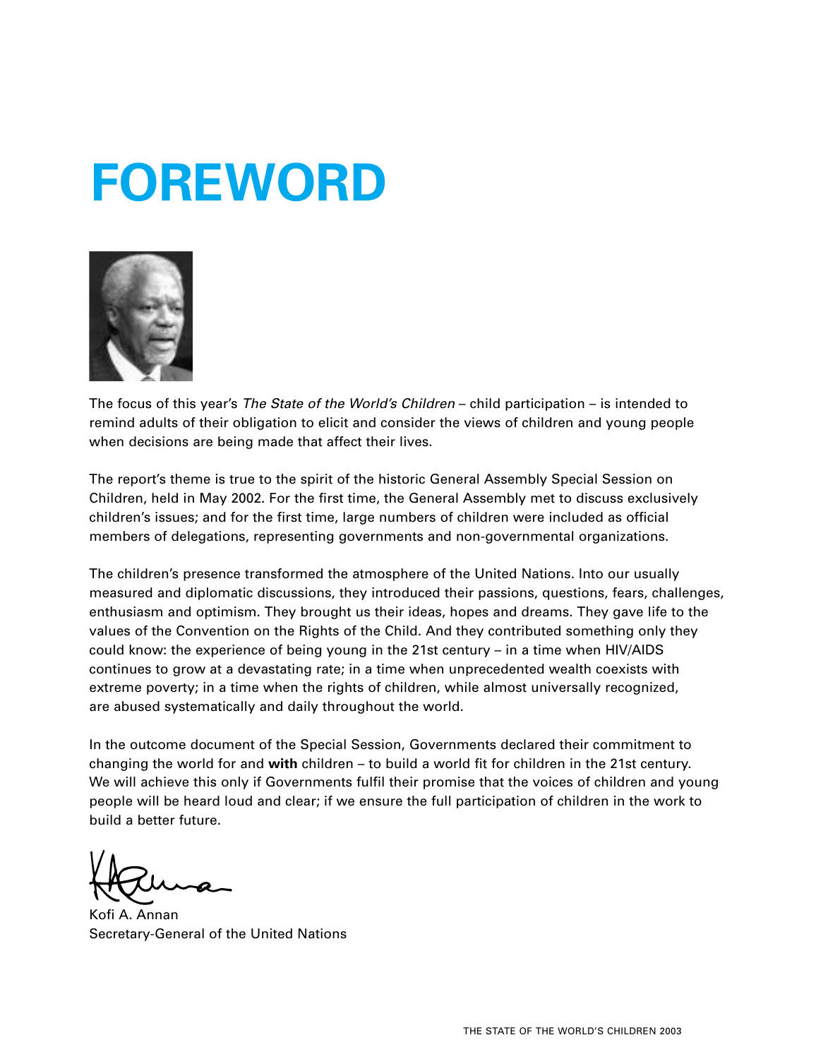# FOREWORD

The focus of this year's *The State of the World's Children* – child participation – is intended to remind adults of their obligation to elicit and consider the views of children and young people when decisions are being made that affect their lives.

The report's theme is true to the spirit of the historic General Assembly Special Session on Children, held in May 2002. For the first time, the General Assembly met to discuss exclusively children's issues; and for the first time, large numbers of children were included as official members of delegations, representing governments and non-governmental organizations.

The children's presence transformed the atmosphere of the United Nations. Into our usually measured and diplomatic discussions, they introduced their passions, questions, fears, challenges, enthusiasm and optimism. They brought us their ideas, hopes and dreams. They gave life to the values of the Convention on the Rights of the Child. And they contributed something only they could know: the experience of being young in the 21st century – in a time when HIV/AIDS continues to grow at a devastating rate; in a time when unprecedented wealth coexists with extreme poverty; in a time when the rights of children, while almost universally recognized, are abused systematically and daily throughout the world.

In the outcome document of the Special Session, Governments declared their commitment to changing the world for and **with** children – to build a world fit for children in the 21st century. We will achieve this only if Governments fulfil their promise that the voices of children and young people will be heard loud and clear; if we ensure the full participation of children in the work to build a better future.

Kofi A. Annan
Secretary-General of the United Nations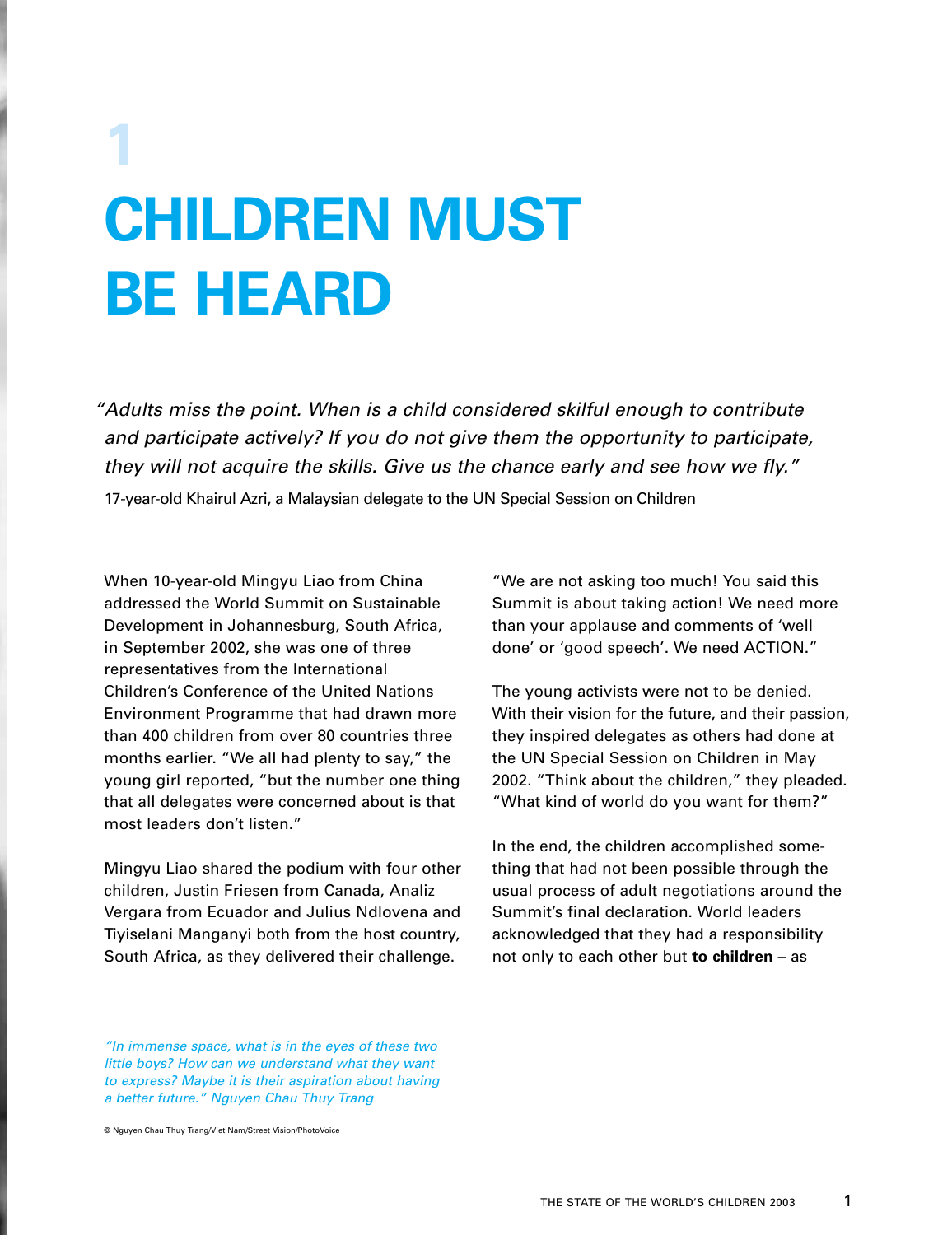# 1 CHILDREN MUST BE HEARD

*"Adults miss the point. When is a child considered skilful enough to contribute and participate actively? If you do not give them the opportunity to participate, they will not acquire the skills. Give us the chance early and see how we fly."*

17-year-old Khairul Azri, a Malaysian delegate to the UN Special Session on Children

When 10-year-old Mingyu Liao from China addressed the World Summit on Sustainable Development in Johannesburg, South Africa, in September 2002, she was one of three representatives from the International Children's Conference of the United Nations Environment Programme that had drawn more than 400 children from over 80 countries three months earlier. "We all had plenty to say," the young girl reported, "but the number one thing that all delegates were concerned about is that most leaders don't listen."

Mingyu Liao shared the podium with four other children, Justin Friesen from Canada, Analiz Vergara from Ecuador and Julius Ndlovena and Tiyiselani Manganyi both from the host country, South Africa, as they delivered their challenge.

"We are not asking too much! You said this Summit is about taking action! We need more than your applause and comments of 'well done' or 'good speech'. We need ACTION."

The young activists were not to be denied. With their vision for the future, and their passion, they inspired delegates as others had done at the UN Special Session on Children in May 2002. "Think about the children," they pleaded. "What kind of world do you want for them?"

In the end, the children accomplished something that had not been possible through the usual process of adult negotiations around the Summit's final declaration. World leaders acknowledged that they had a responsibility not only to each other but **to children** – as

*"In immense space, what is in the eyes of these two little boys? How can we understand what they want to express? Maybe it is their aspiration about having a better future." Nguyen Chau Thuy Trang*

© Nguyen Chau Thuy Trang/Viet Nam/Street Vision/PhotoVoice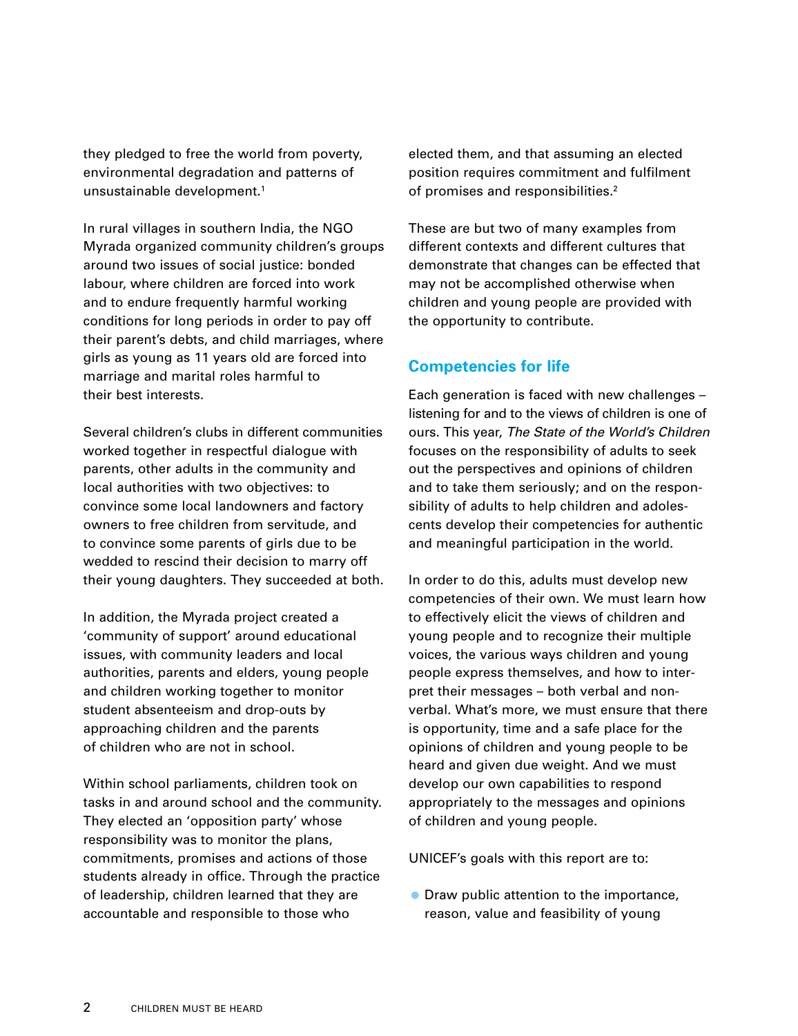they pledged to free the world from poverty, environmental degradation and patterns of unsustainable development.[1]

In rural villages in southern India, the NGO Myrada organized community children's groups around two issues of social justice: bonded labour, where children are forced into work and to endure frequently harmful working conditions for long periods in order to pay off their parent's debts, and child marriages, where girls as young as 11 years old are forced into marriage and marital roles harmful to their best interests.

Several children's clubs in different communities worked together in respectful dialogue with parents, other adults in the community and local authorities with two objectives: to convince some local landowners and factory owners to free children from servitude, and to convince some parents of girls due to be wedded to rescind their decision to marry off their young daughters. They succeeded at both.

In addition, the Myrada project created a 'community of support' around educational issues, with community leaders and local authorities, parents and elders, young people and children working together to monitor student absenteeism and drop-outs by approaching children and the parents of children who are not in school.

Within school parliaments, children took on tasks in and around school and the community. They elected an 'opposition party' whose responsibility was to monitor the plans, commitments, promises and actions of those students already in office. Through the practice of leadership, children learned that they are accountable and responsible to those who elected them, and that assuming an elected position requires commitment and fulfilment of promises and responsibilities.[2]

These are but two of many examples from different contexts and different cultures that demonstrate that changes can be effected that may not be accomplished otherwise when children and young people are provided with the opportunity to contribute.

## Competencies for life

Each generation is faced with new challenges – listening for and to the views of children is one of ours. This year, *The State of the World's Children* focuses on the responsibility of adults to seek out the perspectives and opinions of children and to take them seriously; and on the responsibility of adults to help children and adolescents develop their competencies for authentic and meaningful participation in the world.

In order to do this, adults must develop new competencies of their own. We must learn how to effectively elicit the views of children and young people and to recognize their multiple voices, the various ways children and young people express themselves, and how to interpret their messages – both verbal and non-verbal. What's more, we must ensure that there is opportunity, time and a safe place for the opinions of children and young people to be heard and given due weight. And we must develop our own capabilities to respond appropriately to the messages and opinions of children and young people.

UNICEF's goals with this report are to:

- Draw public attention to the importance, reason, value and feasibility of young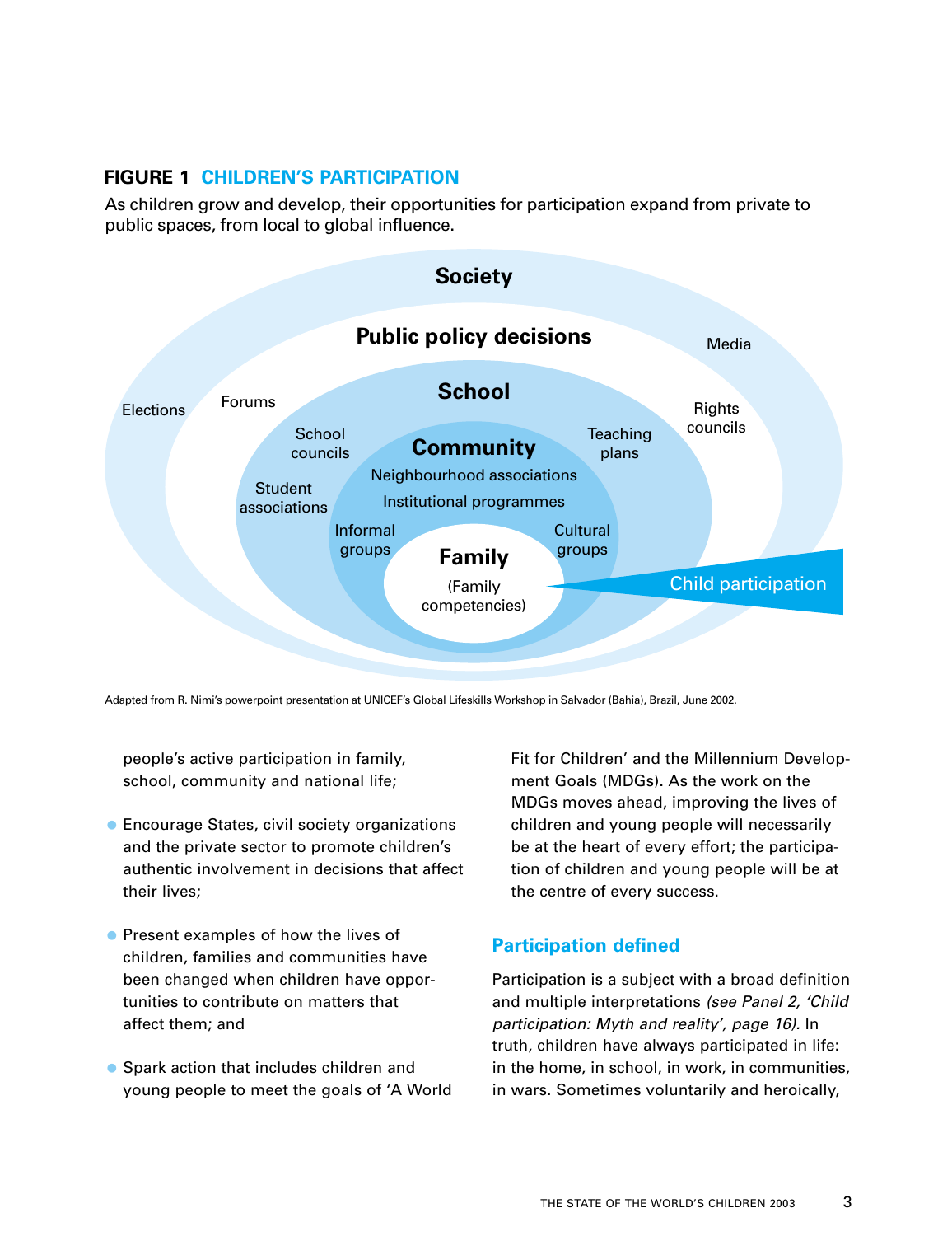**FIGURE 1 CHILDREN'S PARTICIPATION**

As children grow and develop, their opportunities for participation expand from private to public spaces, from local to global influence.

Society

Public policy decisions

Media

Elections

Forums

School

Rights councils

School councils

Teaching plans

Community

Student associations

Neighbourhood associations

Institutional programmes

Informal groups

Cultural groups

Family

(Family competencies)

Child participation

Adapted from R. Nimi's powerpoint presentation at UNICEF's Global Lifeskills Workshop in Salvador (Bahia), Brazil, June 2002.

people's active participation in family, school, community and national life;

- Encourage States, civil society organizations and the private sector to promote children's authentic involvement in decisions that affect their lives;
- Present examples of how the lives of children, families and communities have been changed when children have opportunities to contribute on matters that affect them; and
- Spark action that includes children and young people to meet the goals of 'A World Fit for Children' and the Millennium Development Goals (MDGs). As the work on the MDGs moves ahead, improving the lives of children and young people will necessarily be at the heart of every effort; the participation of children and young people will be at the centre of every success.

## Participation defined

Participation is a subject with a broad definition and multiple interpretations *(see Panel 2, 'Child participation: Myth and reality', page 16).* In truth, children have always participated in life: in the home, in school, in work, in communities, in wars. Sometimes voluntarily and heroically,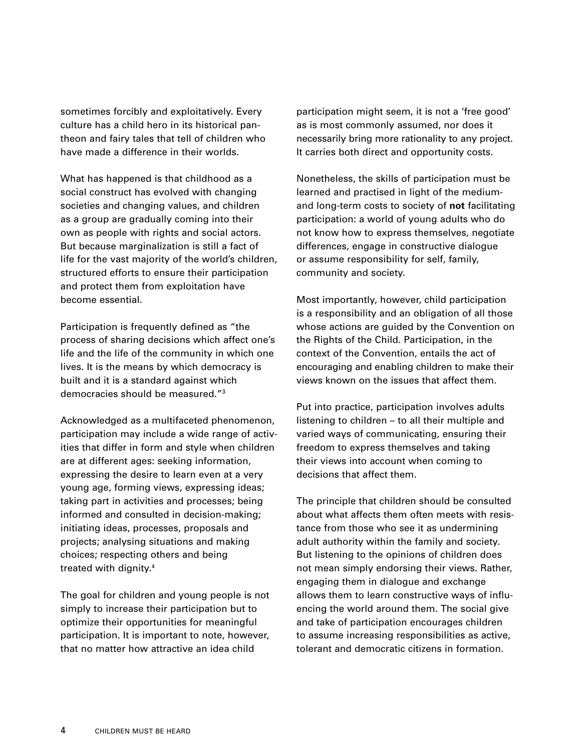sometimes forcibly and exploitatively. Every culture has a child hero in its historical pantheon and fairy tales that tell of children who have made a difference in their worlds.

What has happened is that childhood as a social construct has evolved with changing societies and changing values, and children as a group are gradually coming into their own as people with rights and social actors. But because marginalization is still a fact of life for the vast majority of the world's children, structured efforts to ensure their participation and protect them from exploitation have become essential.

Participation is frequently defined as "the process of sharing decisions which affect one's life and the life of the community in which one lives. It is the means by which democracy is built and it is a standard against which democracies should be measured."[3]

Acknowledged as a multifaceted phenomenon, participation may include a wide range of activities that differ in form and style when children are at different ages: seeking information, expressing the desire to learn even at a very young age, forming views, expressing ideas; taking part in activities and processes; being informed and consulted in decision-making; initiating ideas, processes, proposals and projects; analysing situations and making choices; respecting others and being treated with dignity.[4]

The goal for children and young people is not simply to increase their participation but to optimize their opportunities for meaningful participation. It is important to note, however, that no matter how attractive an idea child participation might seem, it is not a 'free good' as is most commonly assumed, nor does it necessarily bring more rationality to any project. It carries both direct and opportunity costs.

Nonetheless, the skills of participation must be learned and practised in light of the medium- and long-term costs to society of **not** facilitating participation: a world of young adults who do not know how to express themselves, negotiate differences, engage in constructive dialogue or assume responsibility for self, family, community and society.

Most importantly, however, child participation is a responsibility and an obligation of all those whose actions are guided by the Convention on the Rights of the Child. Participation, in the context of the Convention, entails the act of encouraging and enabling children to make their views known on the issues that affect them.

Put into practice, participation involves adults listening to children – to all their multiple and varied ways of communicating, ensuring their freedom to express themselves and taking their views into account when coming to decisions that affect them.

The principle that children should be consulted about what affects them often meets with resistance from those who see it as undermining adult authority within the family and society. But listening to the opinions of children does not mean simply endorsing their views. Rather, engaging them in dialogue and exchange allows them to learn constructive ways of influencing the world around them. The social give and take of participation encourages children to assume increasing responsibilities as active, tolerant and democratic citizens in formation.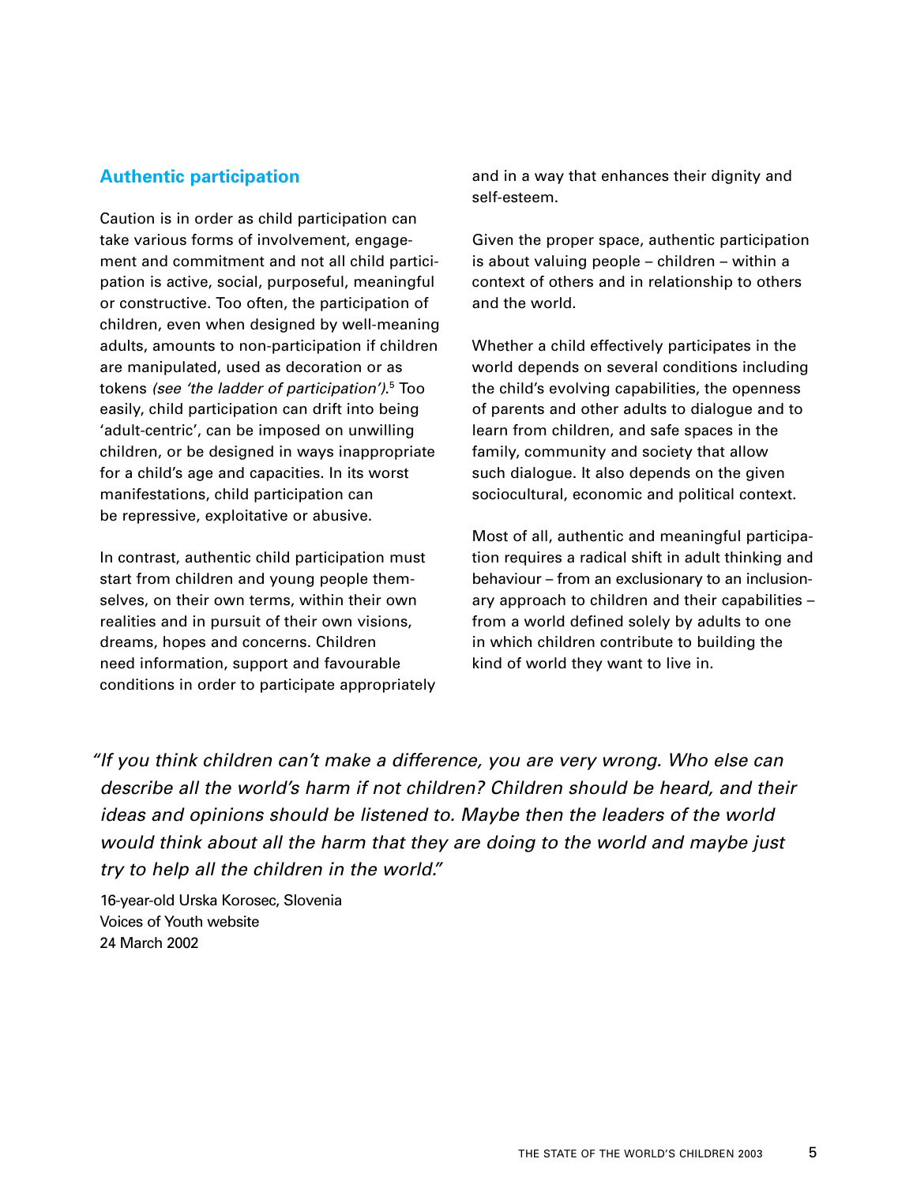## Authentic participation

Caution is in order as child participation can take various forms of involvement, engagement and commitment and not all child participation is active, social, purposeful, meaningful or constructive. Too often, the participation of children, even when designed by well-meaning adults, amounts to non-participation if children are manipulated, used as decoration or as tokens *(see 'the ladder of participation')*.[5] Too easily, child participation can drift into being 'adult-centric', can be imposed on unwilling children, or be designed in ways inappropriate for a child's age and capacities. In its worst manifestations, child participation can be repressive, exploitative or abusive.

In contrast, authentic child participation must start from children and young people themselves, on their own terms, within their own realities and in pursuit of their own visions, dreams, hopes and concerns. Children need information, support and favourable conditions in order to participate appropriately and in a way that enhances their dignity and self-esteem.

Given the proper space, authentic participation is about valuing people – children – within a context of others and in relationship to others and the world.

Whether a child effectively participates in the world depends on several conditions including the child's evolving capabilities, the openness of parents and other adults to dialogue and to learn from children, and safe spaces in the family, community and society that allow such dialogue. It also depends on the given sociocultural, economic and political context.

Most of all, authentic and meaningful participation requires a radical shift in adult thinking and behaviour – from an exclusionary to an inclusionary approach to children and their capabilities – from a world defined solely by adults to one in which children contribute to building the kind of world they want to live in.

*"If you think children can't make a difference, you are very wrong. Who else can describe all the world's harm if not children? Children should be heard, and their ideas and opinions should be listened to. Maybe then the leaders of the world would think about all the harm that they are doing to the world and maybe just try to help all the children in the world."*

16-year-old Urska Korosec, Slovenia
Voices of Youth website
24 March 2002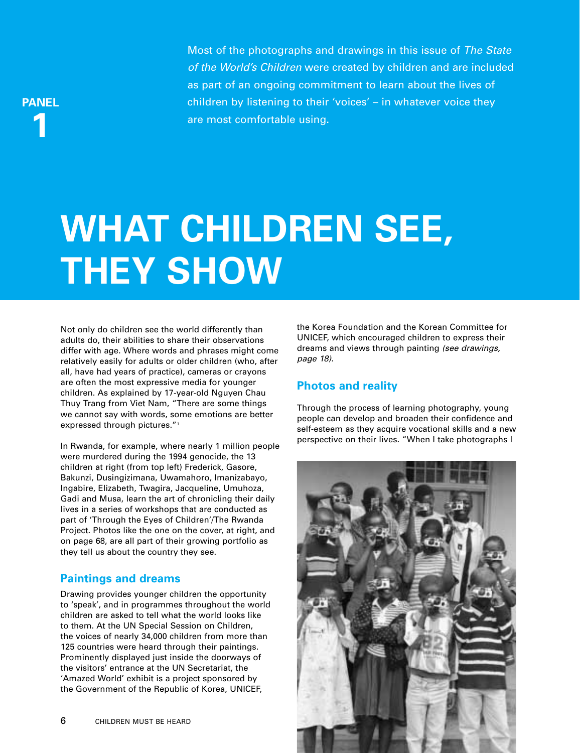PANEL 1

Most of the photographs and drawings in this issue of *The State of the World's Children* were created by children and are included as part of an ongoing commitment to learn about the lives of children by listening to their 'voices' – in whatever voice they are most comfortable using.

# WHAT CHILDREN SEE, THEY SHOW

Not only do children see the world differently than adults do, their abilities to share their observations differ with age. Where words and phrases might come relatively easily for adults or older children (who, after all, have had years of practice), cameras or crayons are often the most expressive media for younger children. As explained by 17-year-old Nguyen Chau Thuy Trang from Viet Nam, "There are some things we cannot say with words, some emotions are better expressed through pictures."[1]

In Rwanda, for example, where nearly 1 million people were murdered during the 1994 genocide, the 13 children at right (from top left) Frederick, Gasore, Bakunzi, Dusingizimana, Uwamahoro, Imanizabayo, Ingabire, Elizabeth, Twagira, Jacqueline, Umuhoza, Gadi and Musa, learn the art of chronicling their daily lives in a series of workshops that are conducted as part of 'Through the Eyes of Children'/The Rwanda Project. Photos like the one on the cover, at right, and on page 68, are all part of their growing portfolio as they tell us about the country they see.

## Paintings and dreams

Drawing provides younger children the opportunity to 'speak', and in programmes throughout the world children are asked to tell what the world looks like to them. At the UN Special Session on Children, the voices of nearly 34,000 children from more than 125 countries were heard through their paintings. Prominently displayed just inside the doorways of the visitors' entrance at the UN Secretariat, the 'Amazed World' exhibit is a project sponsored by the Government of the Republic of Korea, UNICEF, the Korea Foundation and the Korean Committee for UNICEF, which encouraged children to express their dreams and views through painting *(see drawings, page 18).*

## Photos and reality

Through the process of learning photography, young people can develop and broaden their confidence and self-esteem as they acquire vocational skills and a new perspective on their lives. "When I take photographs I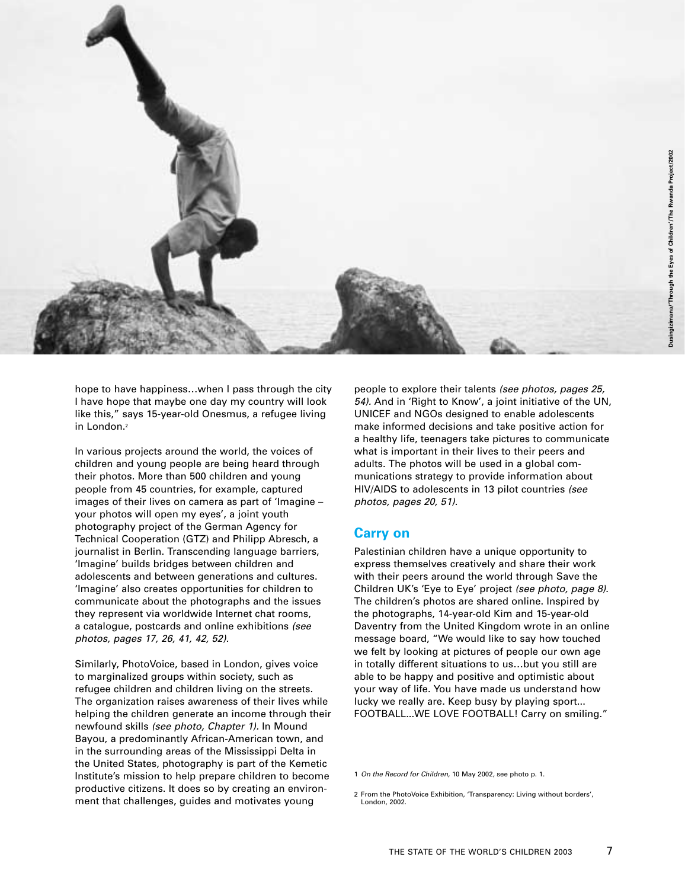Dusingizimana/'Through the Eyes of Children'/The Rwanda Project/2002

hope to have happiness…when I pass through the city I have hope that maybe one day my country will look like this," says 15-year-old Onesmus, a refugee living in London.[2]

In various projects around the world, the voices of children and young people are being heard through their photos. More than 500 children and young people from 45 countries, for example, captured images of their lives on camera as part of 'Imagine – your photos will open my eyes', a joint youth photography project of the German Agency for Technical Cooperation (GTZ) and Philipp Abresch, a journalist in Berlin. Transcending language barriers, 'Imagine' builds bridges between children and adolescents and between generations and cultures. 'Imagine' also creates opportunities for children to communicate about the photographs and the issues they represent via worldwide Internet chat rooms, a catalogue, postcards and online exhibitions *(see photos, pages 17, 26, 41, 42, 52)*.

Similarly, PhotoVoice, based in London, gives voice to marginalized groups within society, such as refugee children and children living on the streets. The organization raises awareness of their lives while helping the children generate an income through their newfound skills *(see photo, Chapter 1)*. In Mound Bayou, a predominantly African-American town, and in the surrounding areas of the Mississippi Delta in the United States, photography is part of the Kemetic Institute's mission to help prepare children to become productive citizens. It does so by creating an environment that challenges, guides and motivates young people to explore their talents *(see photos, pages 25, 54)*. And in 'Right to Know', a joint initiative of the UN, UNICEF and NGOs designed to enable adolescents make informed decisions and take positive action for a healthy life, teenagers take pictures to communicate what is important in their lives to their peers and adults. The photos will be used in a global communications strategy to provide information about HIV/AIDS to adolescents in 13 pilot countries *(see photos, pages 20, 51)*.

## Carry on

Palestinian children have a unique opportunity to express themselves creatively and share their work with their peers around the world through Save the Children UK's 'Eye to Eye' project *(see photo, page 8)*. The children's photos are shared online. Inspired by the photographs, 14-year-old Kim and 15-year-old Daventry from the United Kingdom wrote in an online message board, "We would like to say how touched we felt by looking at pictures of people our own age in totally different situations to us…but you still are able to be happy and positive and optimistic about your way of life. You have made us understand how lucky we really are. Keep busy by playing sport... FOOTBALL...WE LOVE FOOTBALL! Carry on smiling."

1 *On the Record for Children,* 10 May 2002, see photo p. 1.

2 From the PhotoVoice Exhibition, 'Transparency: Living without borders', London, 2002.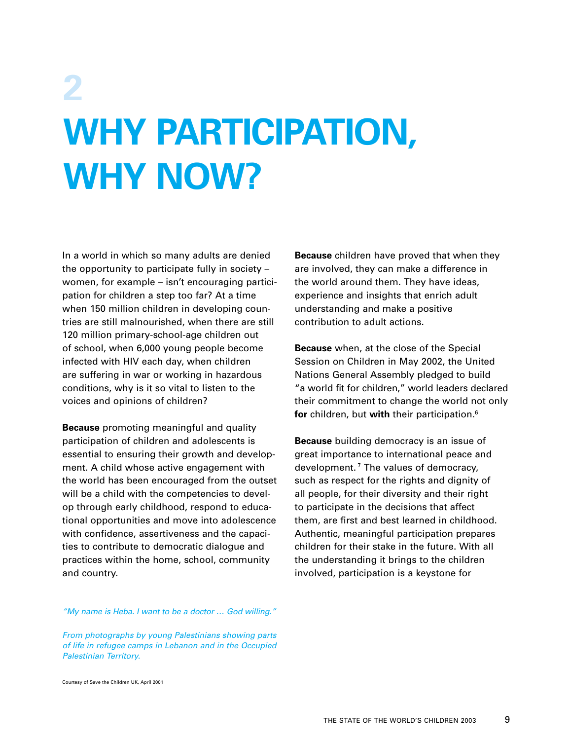# 2

# WHY PARTICIPATION, WHY NOW?

In a world in which so many adults are denied the opportunity to participate fully in society – women, for example – isn't encouraging participation for children a step too far? At a time when 150 million children in developing countries are still malnourished, when there are still 120 million primary-school-age children out of school, when 6,000 young people become infected with HIV each day, when children are suffering in war or working in hazardous conditions, why is it so vital to listen to the voices and opinions of children?

**Because** promoting meaningful and quality participation of children and adolescents is essential to ensuring their growth and development. A child whose active engagement with the world has been encouraged from the outset will be a child with the competencies to develop through early childhood, respond to educational opportunities and move into adolescence with confidence, assertiveness and the capacities to contribute to democratic dialogue and practices within the home, school, community and country.

**Because** children have proved that when they are involved, they can make a difference in the world around them. They have ideas, experience and insights that enrich adult understanding and make a positive contribution to adult actions.

**Because** when, at the close of the Special Session on Children in May 2002, the United Nations General Assembly pledged to build "a world fit for children," world leaders declared their commitment to change the world not only **for** children, but **with** their participation.[6]

**Because** building democracy is an issue of great importance to international peace and development.[7] The values of democracy, such as respect for the rights and dignity of all people, for their diversity and their right to participate in the decisions that affect them, are first and best learned in childhood. Authentic, meaningful participation prepares children for their stake in the future. With all the understanding it brings to the children involved, participation is a keystone for

*"My name is Heba. I want to be a doctor … God willing."*

*From photographs by young Palestinians showing parts of life in refugee camps in Lebanon and in the Occupied Palestinian Territory.*

Courtesy of Save the Children UK, April 2001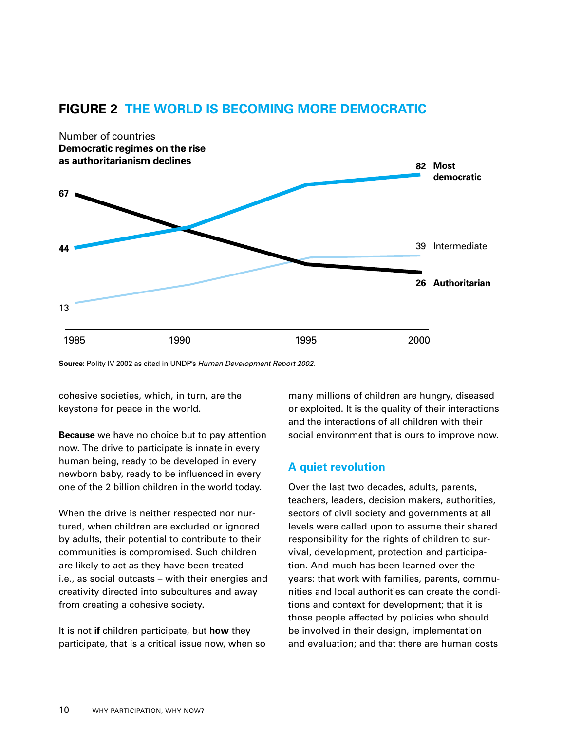## FIGURE 2 THE WORLD IS BECOMING MORE DEMOCRATIC

Number of countries
**Democratic regimes on the rise as authoritarianism declines**

| | 1985 | 2000 |
|---|---|---|
| **Most democratic** | 44 | 82 |
| Intermediate | 13 | 39 |
| **Authoritarian** | 67 | 26 |

**Source:** Polity IV 2002 as cited in UNDP's *Human Development Report 2002*.

cohesive societies, which, in turn, are the keystone for peace in the world.

**Because** we have no choice but to pay attention now. The drive to participate is innate in every human being, ready to be developed in every newborn baby, ready to be influenced in every one of the 2 billion children in the world today.

When the drive is neither respected nor nurtured, when children are excluded or ignored by adults, their potential to contribute to their communities is compromised. Such children are likely to act as they have been treated – i.e., as social outcasts – with their energies and creativity directed into subcultures and away from creating a cohesive society.

It is not **if** children participate, but **how** they participate, that is a critical issue now, when so many millions of children are hungry, diseased or exploited. It is the quality of their interactions and the interactions of all children with their social environment that is ours to improve now.

### A quiet revolution

Over the last two decades, adults, parents, teachers, leaders, decision makers, authorities, sectors of civil society and governments at all levels were called upon to assume their shared responsibility for the rights of children to survival, development, protection and participation. And much has been learned over the years: that work with families, parents, communities and local authorities can create the conditions and context for development; that it is those people affected by policies who should be involved in their design, implementation and evaluation; and that there are human costs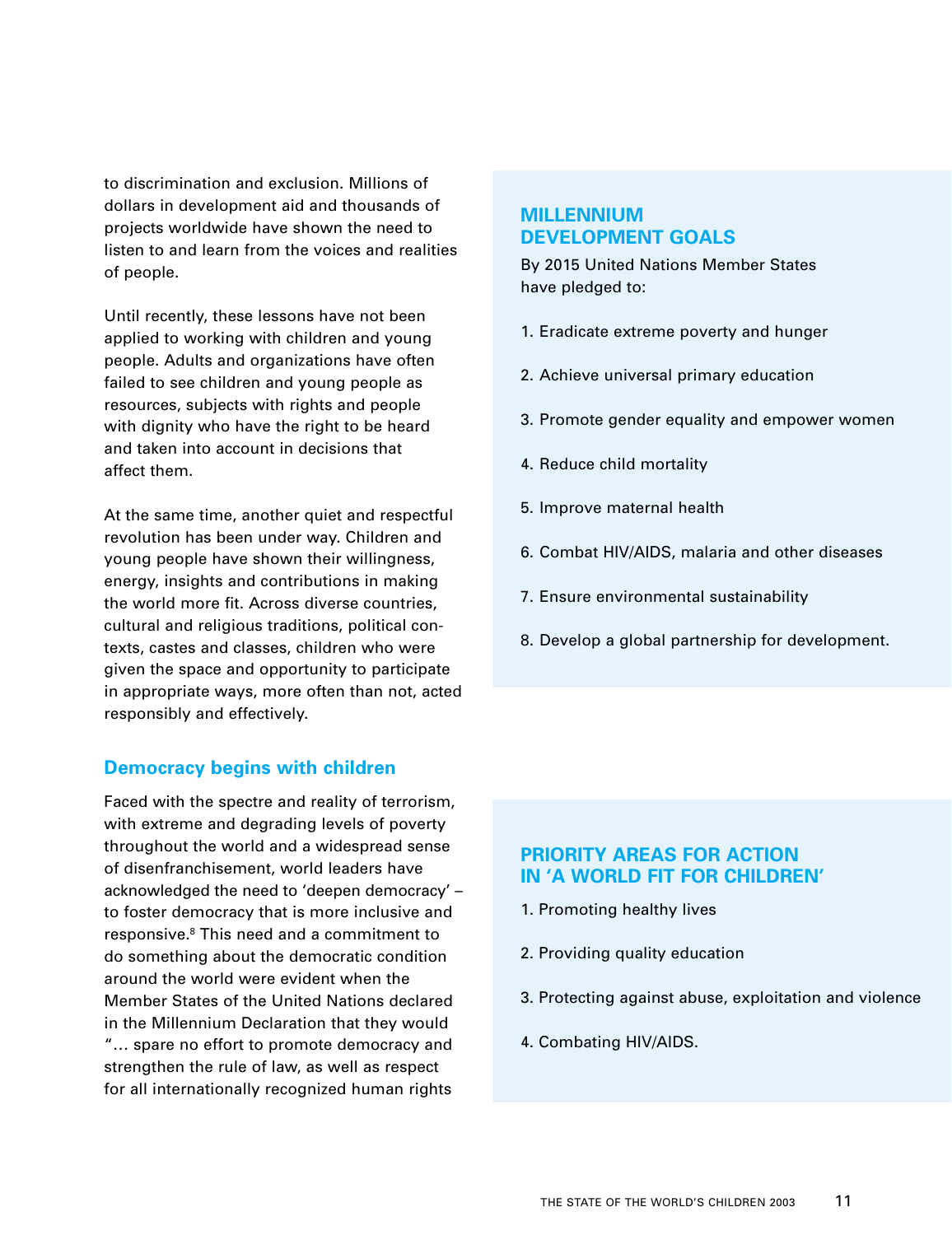to discrimination and exclusion. Millions of dollars in development aid and thousands of projects worldwide have shown the need to listen to and learn from the voices and realities of people.

Until recently, these lessons have not been applied to working with children and young people. Adults and organizations have often failed to see children and young people as resources, subjects with rights and people with dignity who have the right to be heard and taken into account in decisions that affect them.

At the same time, another quiet and respectful revolution has been under way. Children and young people have shown their willingness, energy, insights and contributions in making the world more fit. Across diverse countries, cultural and religious traditions, political contexts, castes and classes, children who were given the space and opportunity to participate in appropriate ways, more often than not, acted responsibly and effectively.

## Democracy begins with children

Faced with the spectre and reality of terrorism, with extreme and degrading levels of poverty throughout the world and a widespread sense of disenfranchisement, world leaders have acknowledged the need to 'deepen democracy' – to foster democracy that is more inclusive and responsive.[8] This need and a commitment to do something about the democratic condition around the world were evident when the Member States of the United Nations declared in the Millennium Declaration that they would "… spare no effort to promote democracy and strengthen the rule of law, as well as respect for all internationally recognized human rights

## MILLENNIUM DEVELOPMENT GOALS

By 2015 United Nations Member States have pledged to:

1. Eradicate extreme poverty and hunger
2. Achieve universal primary education
3. Promote gender equality and empower women
4. Reduce child mortality
5. Improve maternal health
6. Combat HIV/AIDS, malaria and other diseases
7. Ensure environmental sustainability
8. Develop a global partnership for development.

## PRIORITY AREAS FOR ACTION IN 'A WORLD FIT FOR CHILDREN'

1. Promoting healthy lives
2. Providing quality education
3. Protecting against abuse, exploitation and violence
4. Combating HIV/AIDS.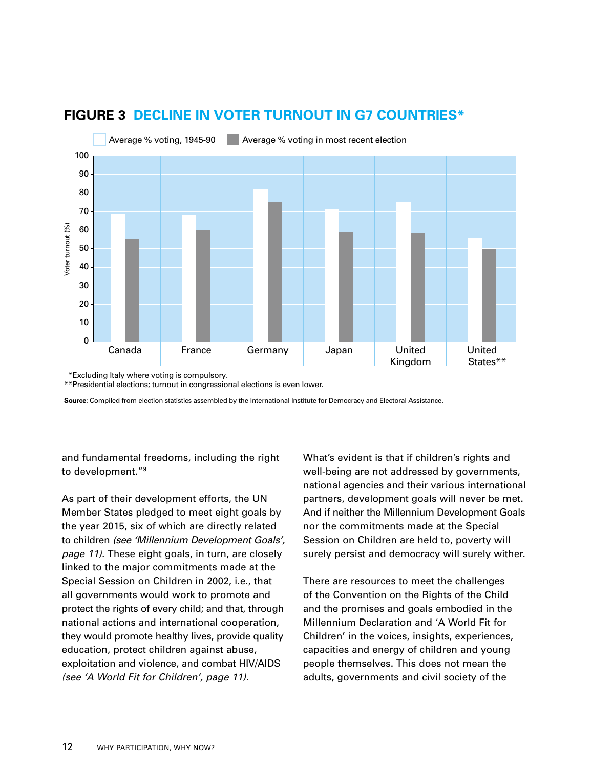## FIGURE 3 DECLINE IN VOTER TURNOUT IN G7 COUNTRIES*

*Excluding Italy where voting is compulsory.

**Presidential elections; turnout in congressional elections is even lower.

**Source:** Compiled from election statistics assembled by the International Institute for Democracy and Electoral Assistance.

and fundamental freedoms, including the right to development."[9]

As part of their development efforts, the UN Member States pledged to meet eight goals by the year 2015, six of which are directly related to children *(see 'Millennium Development Goals', page 11).* These eight goals, in turn, are closely linked to the major commitments made at the Special Session on Children in 2002, i.e., that all governments would work to promote and protect the rights of every child; and that, through national actions and international cooperation, they would promote healthy lives, provide quality education, protect children against abuse, exploitation and violence, and combat HIV/AIDS *(see 'A World Fit for Children', page 11).*

What's evident is that if children's rights and well-being are not addressed by governments, national agencies and their various international partners, development goals will never be met. And if neither the Millennium Development Goals nor the commitments made at the Special Session on Children are held to, poverty will surely persist and democracy will surely wither.

There are resources to meet the challenges of the Convention on the Rights of the Child and the promises and goals embodied in the Millennium Declaration and 'A World Fit for Children' in the voices, insights, experiences, capacities and energy of children and young people themselves. This does not mean the adults, governments and civil society of the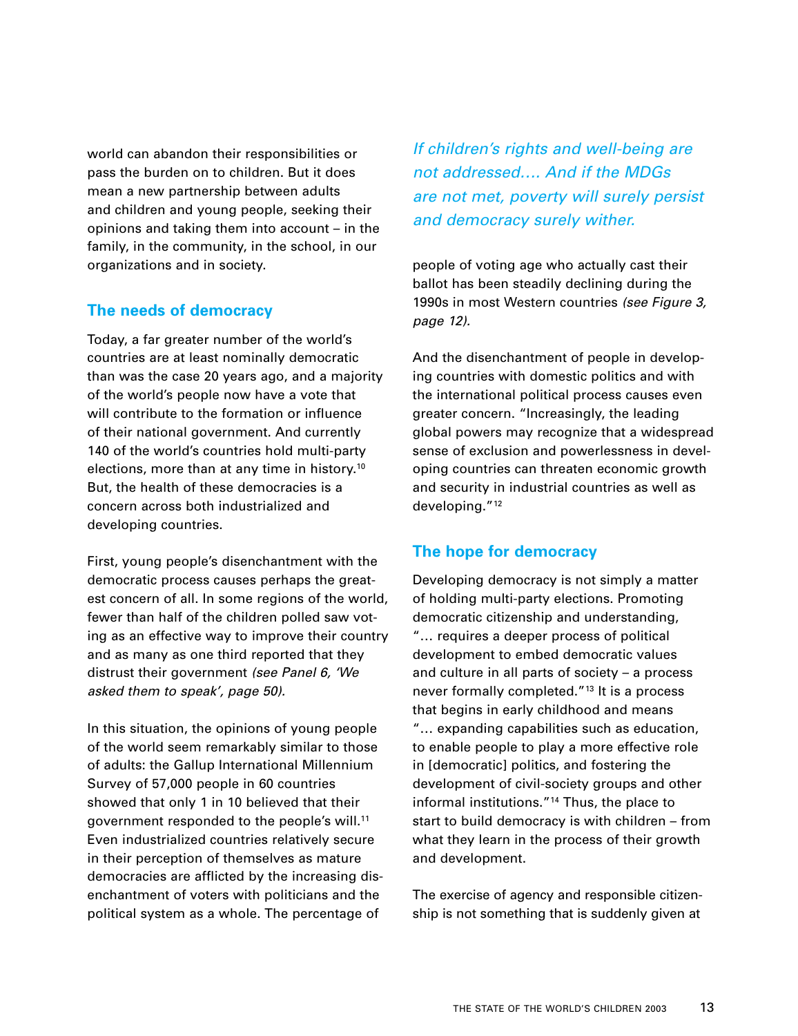world can abandon their responsibilities or pass the burden on to children. But it does mean a new partnership between adults and children and young people, seeking their opinions and taking them into account – in the family, in the community, in the school, in our organizations and in society.

## The needs of democracy

Today, a far greater number of the world's countries are at least nominally democratic than was the case 20 years ago, and a majority of the world's people now have a vote that will contribute to the formation or influence of their national government. And currently 140 of the world's countries hold multi-party elections, more than at any time in history.[10] But, the health of these democracies is a concern across both industrialized and developing countries.

First, young people's disenchantment with the democratic process causes perhaps the greatest concern of all. In some regions of the world, fewer than half of the children polled saw voting as an effective way to improve their country and as many as one third reported that they distrust their government *(see Panel 6, 'We asked them to speak', page 50).*

In this situation, the opinions of young people of the world seem remarkably similar to those of adults: the Gallup International Millennium Survey of 57,000 people in 60 countries showed that only 1 in 10 believed that their government responded to the people's will.[11] Even industrialized countries relatively secure in their perception of themselves as mature democracies are afflicted by the increasing disenchantment of voters with politicians and the political system as a whole. The percentage of people of voting age who actually cast their ballot has been steadily declining during the 1990s in most Western countries *(see Figure 3, page 12).*

*If children's rights and well-being are not addressed.... And if the MDGs are not met, poverty will surely persist and democracy surely wither.*

And the disenchantment of people in developing countries with domestic politics and with the international political process causes even greater concern. "Increasingly, the leading global powers may recognize that a widespread sense of exclusion and powerlessness in developing countries can threaten economic growth and security in industrial countries as well as developing."[12]

## The hope for democracy

Developing democracy is not simply a matter of holding multi-party elections. Promoting democratic citizenship and understanding, "... requires a deeper process of political development to embed democratic values and culture in all parts of society – a process never formally completed."[13] It is a process that begins in early childhood and means "... expanding capabilities such as education, to enable people to play a more effective role in [democratic] politics, and fostering the development of civil-society groups and other informal institutions."[14] Thus, the place to start to build democracy is with children – from what they learn in the process of their growth and development.

The exercise of agency and responsible citizenship is not something that is suddenly given at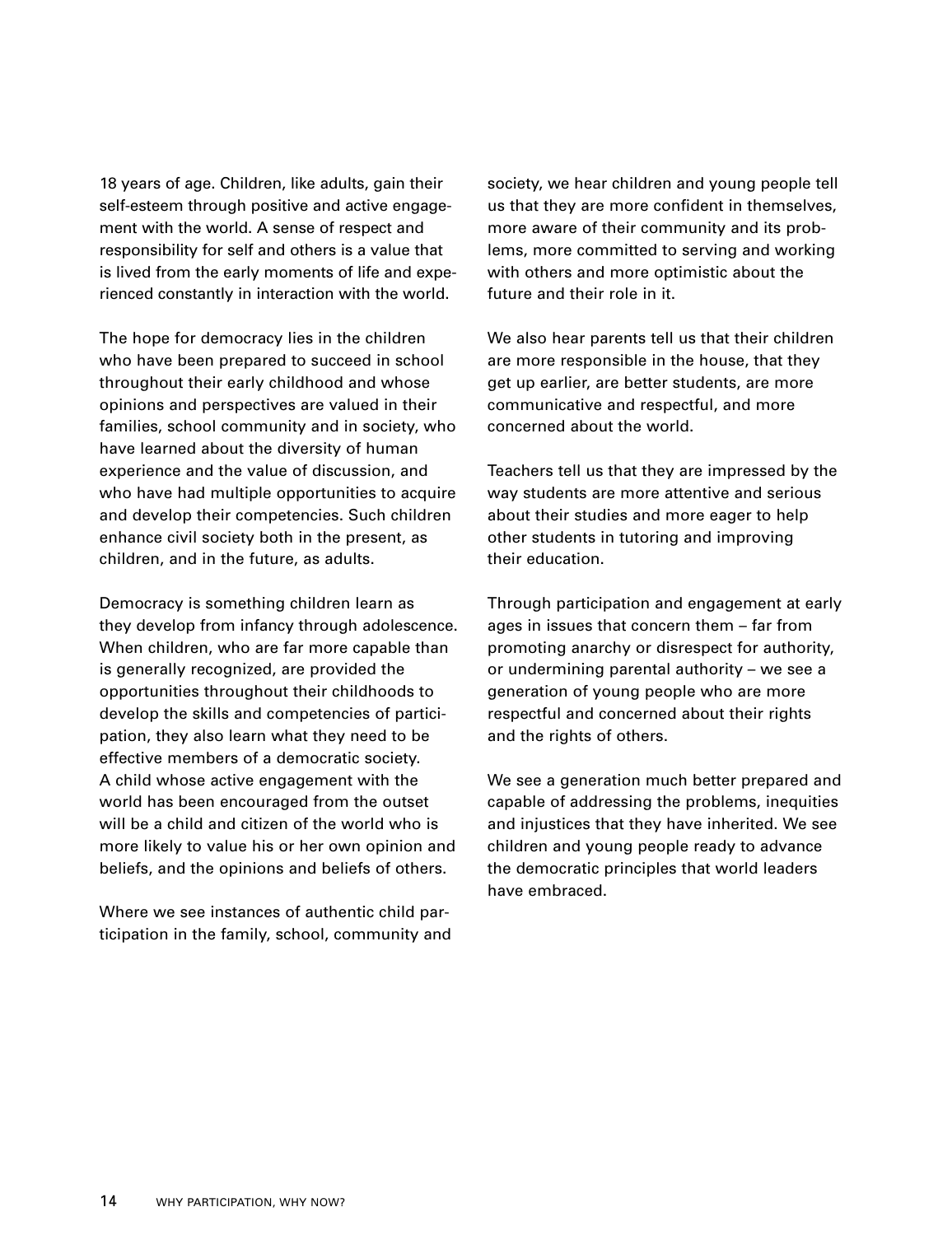18 years of age. Children, like adults, gain their self-esteem through positive and active engagement with the world. A sense of respect and responsibility for self and others is a value that is lived from the early moments of life and experienced constantly in interaction with the world.

The hope for democracy lies in the children who have been prepared to succeed in school throughout their early childhood and whose opinions and perspectives are valued in their families, school community and in society, who have learned about the diversity of human experience and the value of discussion, and who have had multiple opportunities to acquire and develop their competencies. Such children enhance civil society both in the present, as children, and in the future, as adults.

Democracy is something children learn as they develop from infancy through adolescence. When children, who are far more capable than is generally recognized, are provided the opportunities throughout their childhoods to develop the skills and competencies of participation, they also learn what they need to be effective members of a democratic society. A child whose active engagement with the world has been encouraged from the outset will be a child and citizen of the world who is more likely to value his or her own opinion and beliefs, and the opinions and beliefs of others.

Where we see instances of authentic child participation in the family, school, community and society, we hear children and young people tell us that they are more confident in themselves, more aware of their community and its problems, more committed to serving and working with others and more optimistic about the future and their role in it.

We also hear parents tell us that their children are more responsible in the house, that they get up earlier, are better students, are more communicative and respectful, and more concerned about the world.

Teachers tell us that they are impressed by the way students are more attentive and serious about their studies and more eager to help other students in tutoring and improving their education.

Through participation and engagement at early ages in issues that concern them – far from promoting anarchy or disrespect for authority, or undermining parental authority – we see a generation of young people who are more respectful and concerned about their rights and the rights of others.

We see a generation much better prepared and capable of addressing the problems, inequities and injustices that they have inherited. We see children and young people ready to advance the democratic principles that world leaders have embraced.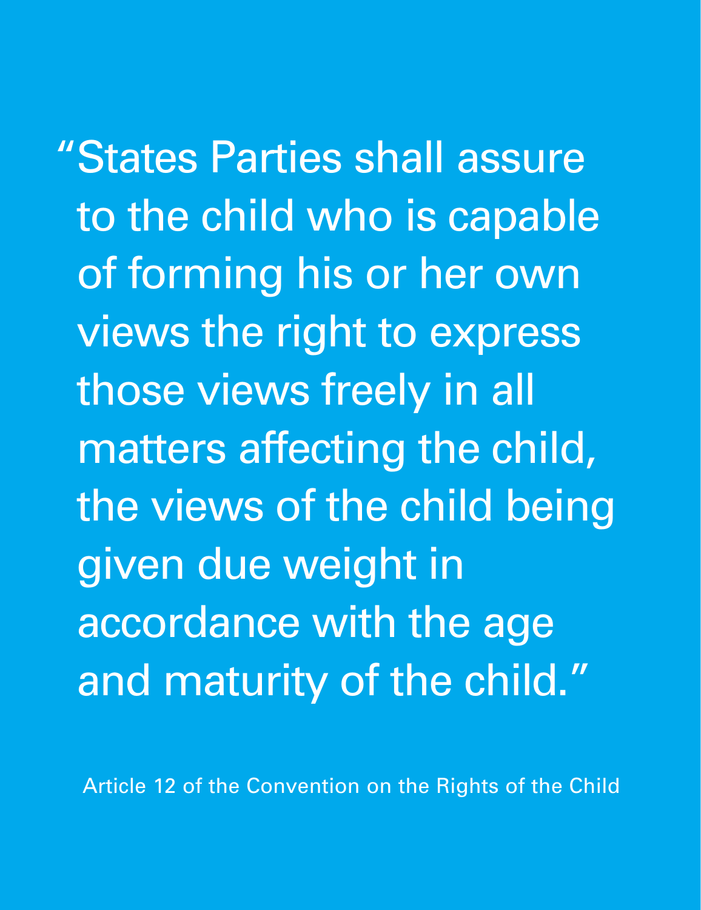> "States Parties shall assure to the child who is capable of forming his or her own views the right to express those views freely in all matters affecting the child, the views of the child being given due weight in accordance with the age and maturity of the child."

Article 12 of the Convention on the Rights of the Child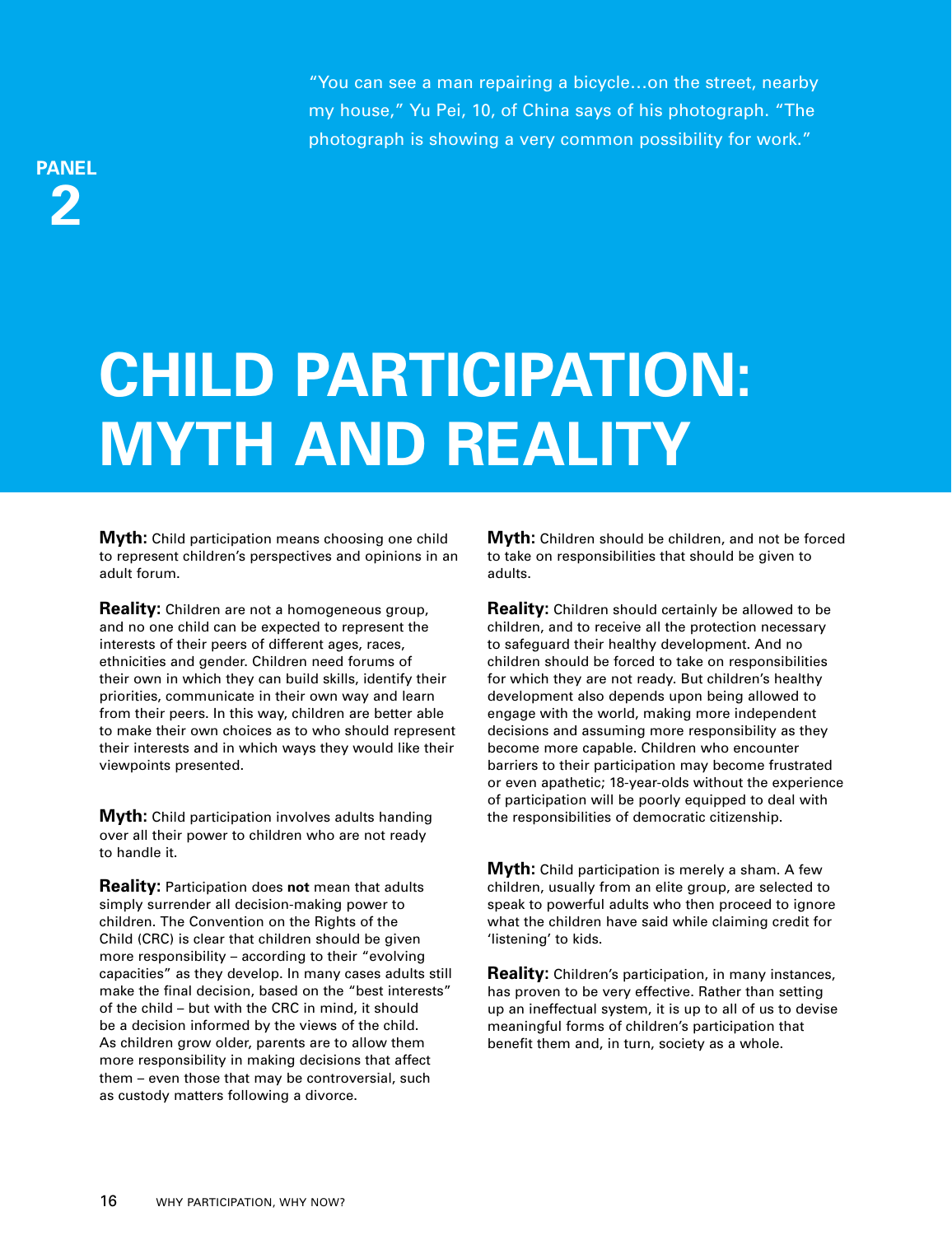"You can see a man repairing a bicycle…on the street, nearby my house," Yu Pei, 10, of China says of his photograph. "The photograph is showing a very common possibility for work."

PANEL
2

# CHILD PARTICIPATION: MYTH AND REALITY

**Myth:** Child participation means choosing one child to represent children's perspectives and opinions in an adult forum.

**Reality:** Children are not a homogeneous group, and no one child can be expected to represent the interests of their peers of different ages, races, ethnicities and gender. Children need forums of their own in which they can build skills, identify their priorities, communicate in their own way and learn from their peers. In this way, children are better able to make their own choices as to who should represent their interests and in which ways they would like their viewpoints presented.

**Myth:** Child participation involves adults handing over all their power to children who are not ready to handle it.

**Reality:** Participation does **not** mean that adults simply surrender all decision-making power to children. The Convention on the Rights of the Child (CRC) is clear that children should be given more responsibility – according to their "evolving capacities" as they develop. In many cases adults still make the final decision, based on the "best interests" of the child – but with the CRC in mind, it should be a decision informed by the views of the child. As children grow older, parents are to allow them more responsibility in making decisions that affect them – even those that may be controversial, such as custody matters following a divorce.

**Myth:** Children should be children, and not be forced to take on responsibilities that should be given to adults.

**Reality:** Children should certainly be allowed to be children, and to receive all the protection necessary to safeguard their healthy development. And no children should be forced to take on responsibilities for which they are not ready. But children's healthy development also depends upon being allowed to engage with the world, making more independent decisions and assuming more responsibility as they become more capable. Children who encounter barriers to their participation may become frustrated or even apathetic; 18-year-olds without the experience of participation will be poorly equipped to deal with the responsibilities of democratic citizenship.

**Myth:** Child participation is merely a sham. A few children, usually from an elite group, are selected to speak to powerful adults who then proceed to ignore what the children have said while claiming credit for 'listening' to kids.

**Reality:** Children's participation, in many instances, has proven to be very effective. Rather than setting up an ineffectual system, it is up to all of us to devise meaningful forms of children's participation that benefit them and, in turn, society as a whole.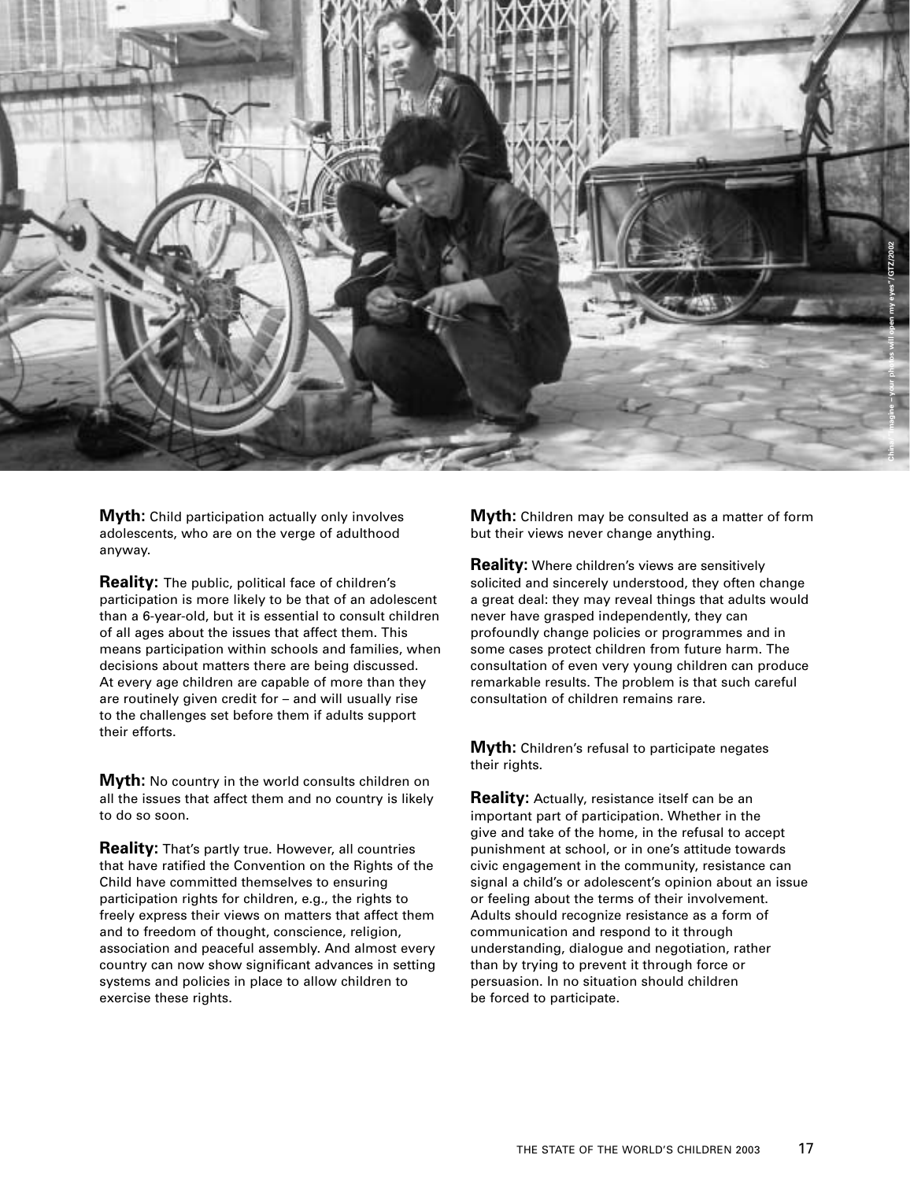China/"Imagine – your photos will open my eyes"/GTZ/2002

**Myth:** Child participation actually only involves adolescents, who are on the verge of adulthood anyway.

**Reality:** The public, political face of children's participation is more likely to be that of an adolescent than a 6-year-old, but it is essential to consult children of all ages about the issues that affect them. This means participation within schools and families, when decisions about matters there are being discussed. At every age children are capable of more than they are routinely given credit for – and will usually rise to the challenges set before them if adults support their efforts.

**Myth:** No country in the world consults children on all the issues that affect them and no country is likely to do so soon.

**Reality:** That's partly true. However, all countries that have ratified the Convention on the Rights of the Child have committed themselves to ensuring participation rights for children, e.g., the rights to freely express their views on matters that affect them and to freedom of thought, conscience, religion, association and peaceful assembly. And almost every country can now show significant advances in setting systems and policies in place to allow children to exercise these rights.

**Myth:** Children may be consulted as a matter of form but their views never change anything.

**Reality:** Where children's views are sensitively solicited and sincerely understood, they often change a great deal: they may reveal things that adults would never have grasped independently, they can profoundly change policies or programmes and in some cases protect children from future harm. The consultation of even very young children can produce remarkable results. The problem is that such careful consultation of children remains rare.

**Myth:** Children's refusal to participate negates their rights.

**Reality:** Actually, resistance itself can be an important part of participation. Whether in the give and take of the home, in the refusal to accept punishment at school, or in one's attitude towards civic engagement in the community, resistance can signal a child's or adolescent's opinion about an issue or feeling about the terms of their involvement. Adults should recognize resistance as a form of communication and respond to it through understanding, dialogue and negotiation, rather than by trying to prevent it through force or persuasion. In no situation should children be forced to participate.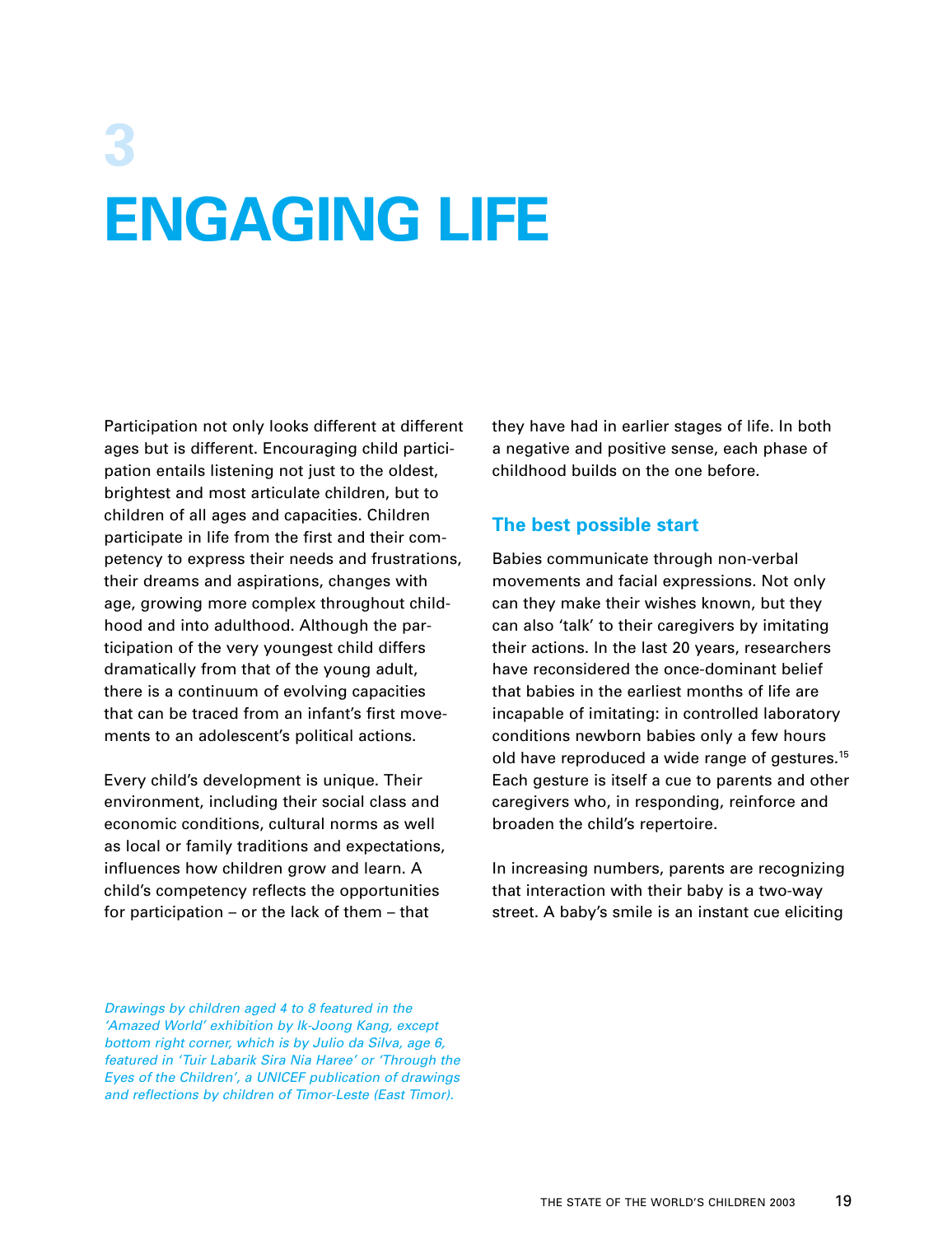# 3

# ENGAGING LIFE

Participation not only looks different at different ages but is different. Encouraging child participation entails listening not just to the oldest, brightest and most articulate children, but to children of all ages and capacities. Children participate in life from the first and their competency to express their needs and frustrations, their dreams and aspirations, changes with age, growing more complex throughout childhood and into adulthood. Although the participation of the very youngest child differs dramatically from that of the young adult, there is a continuum of evolving capacities that can be traced from an infant's first movements to an adolescent's political actions.

Every child's development is unique. Their environment, including their social class and economic conditions, cultural norms as well as local or family traditions and expectations, influences how children grow and learn. A child's competency reflects the opportunities for participation – or the lack of them – that they have had in earlier stages of life. In both a negative and positive sense, each phase of childhood builds on the one before.

*Drawings by children aged 4 to 8 featured in the 'Amazed World' exhibition by Ik-Joong Kang, except bottom right corner, which is by Julio da Silva, age 6, featured in 'Tuir Labarik Sira Nia Haree' or 'Through the Eyes of the Children', a UNICEF publication of drawings and reflections by children of Timor-Leste (East Timor).*

## The best possible start

Babies communicate through non-verbal movements and facial expressions. Not only can they make their wishes known, but they can also 'talk' to their caregivers by imitating their actions. In the last 20 years, researchers have reconsidered the once-dominant belief that babies in the earliest months of life are incapable of imitating: in controlled laboratory conditions newborn babies only a few hours old have reproduced a wide range of gestures.[15] Each gesture is itself a cue to parents and other caregivers who, in responding, reinforce and broaden the child's repertoire.

In increasing numbers, parents are recognizing that interaction with their baby is a two-way street. A baby's smile is an instant cue eliciting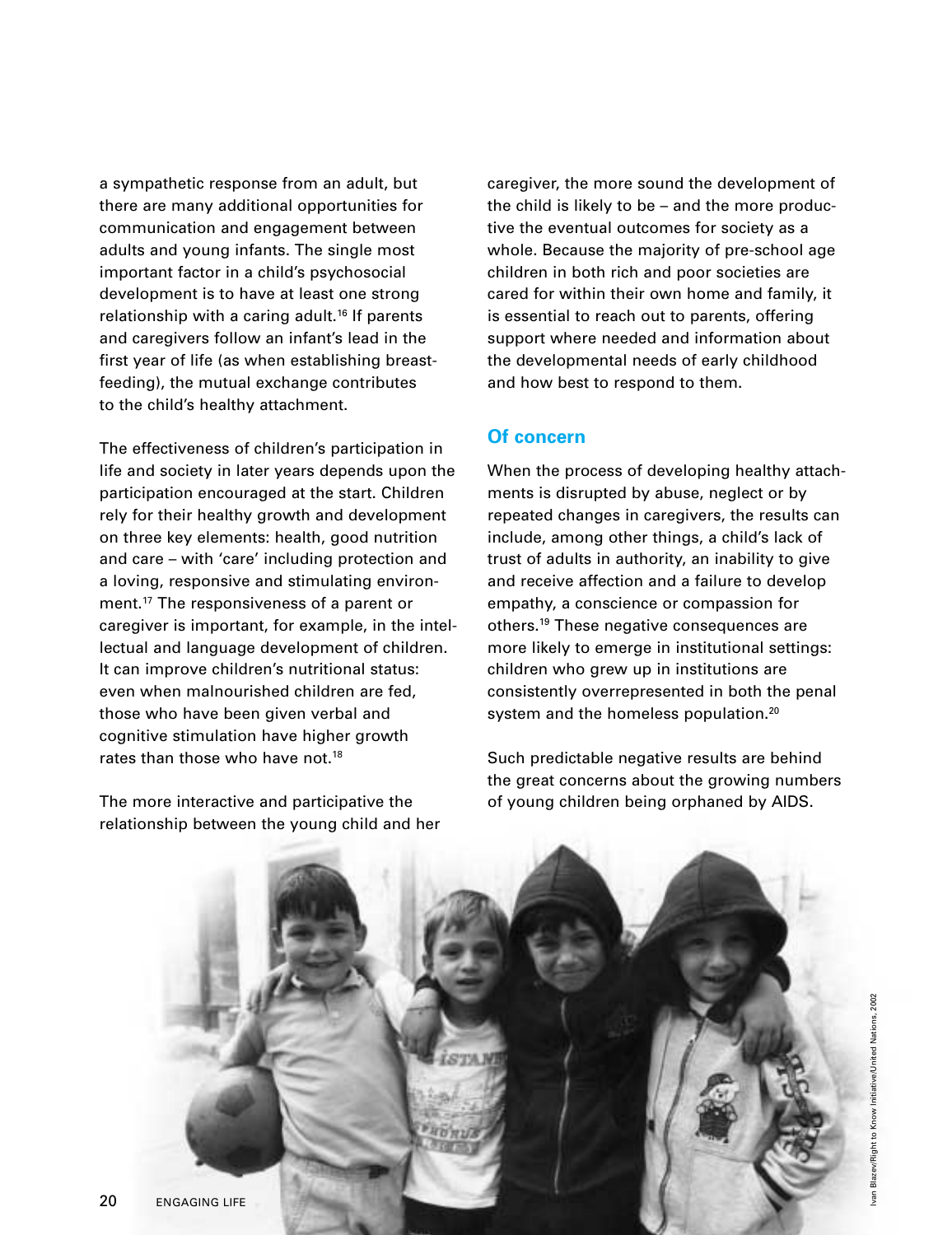a sympathetic response from an adult, but there are many additional opportunities for communication and engagement between adults and young infants. The single most important factor in a child's psychosocial development is to have at least one strong relationship with a caring adult.[16] If parents and caregivers follow an infant's lead in the first year of life (as when establishing breast-feeding), the mutual exchange contributes to the child's healthy attachment.

The effectiveness of children's participation in life and society in later years depends upon the participation encouraged at the start. Children rely for their healthy growth and development on three key elements: health, good nutrition and care – with 'care' including protection and a loving, responsive and stimulating environment.[17] The responsiveness of a parent or caregiver is important, for example, in the intellectual and language development of children. It can improve children's nutritional status: even when malnourished children are fed, those who have been given verbal and cognitive stimulation have higher growth rates than those who have not.[18]

The more interactive and participative the relationship between the young child and her caregiver, the more sound the development of the child is likely to be – and the more productive the eventual outcomes for society as a whole. Because the majority of pre-school age children in both rich and poor societies are cared for within their own home and family, it is essential to reach out to parents, offering support where needed and information about the developmental needs of early childhood and how best to respond to them.

## Of concern

When the process of developing healthy attachments is disrupted by abuse, neglect or by repeated changes in caregivers, the results can include, among other things, a child's lack of trust of adults in authority, an inability to give and receive affection and a failure to develop empathy, a conscience or compassion for others.[19] These negative consequences are more likely to emerge in institutional settings: children who grew up in institutions are consistently overrepresented in both the penal system and the homeless population.[20]

Such predictable negative results are behind the great concerns about the growing numbers of young children being orphaned by AIDS.

Ivan Blazev/Right to Know Initiative/United Nations, 2002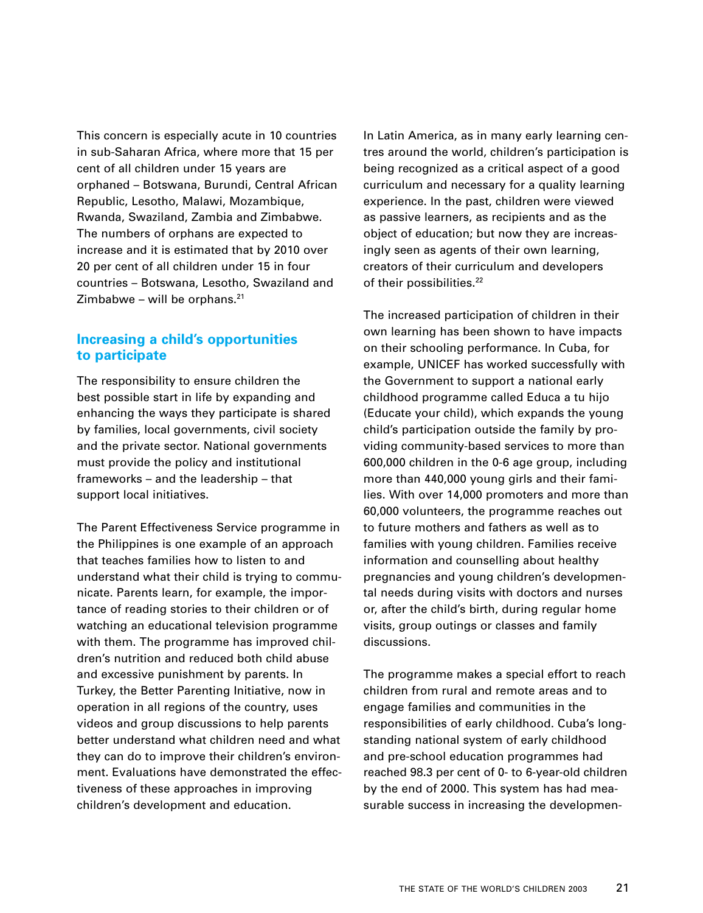This concern is especially acute in 10 countries in sub-Saharan Africa, where more that 15 per cent of all children under 15 years are orphaned – Botswana, Burundi, Central African Republic, Lesotho, Malawi, Mozambique, Rwanda, Swaziland, Zambia and Zimbabwe. The numbers of orphans are expected to increase and it is estimated that by 2010 over 20 per cent of all children under 15 in four countries – Botswana, Lesotho, Swaziland and Zimbabwe – will be orphans.[21]

## Increasing a child's opportunities to participate

The responsibility to ensure children the best possible start in life by expanding and enhancing the ways they participate is shared by families, local governments, civil society and the private sector. National governments must provide the policy and institutional frameworks – and the leadership – that support local initiatives.

The Parent Effectiveness Service programme in the Philippines is one example of an approach that teaches families how to listen to and understand what their child is trying to communicate. Parents learn, for example, the importance of reading stories to their children or of watching an educational television programme with them. The programme has improved children's nutrition and reduced both child abuse and excessive punishment by parents. In Turkey, the Better Parenting Initiative, now in operation in all regions of the country, uses videos and group discussions to help parents better understand what children need and what they can do to improve their children's environment. Evaluations have demonstrated the effectiveness of these approaches in improving children's development and education.

In Latin America, as in many early learning centres around the world, children's participation is being recognized as a critical aspect of a good curriculum and necessary for a quality learning experience. In the past, children were viewed as passive learners, as recipients and as the object of education; but now they are increasingly seen as agents of their own learning, creators of their curriculum and developers of their possibilities.[22]

The increased participation of children in their own learning has been shown to have impacts on their schooling performance. In Cuba, for example, UNICEF has worked successfully with the Government to support a national early childhood programme called Educa a tu hijo (Educate your child), which expands the young child's participation outside the family by providing community-based services to more than 600,000 children in the 0-6 age group, including more than 440,000 young girls and their families. With over 14,000 promoters and more than 60,000 volunteers, the programme reaches out to future mothers and fathers as well as to families with young children. Families receive information and counselling about healthy pregnancies and young children's developmental needs during visits with doctors and nurses or, after the child's birth, during regular home visits, group outings or classes and family discussions.

The programme makes a special effort to reach children from rural and remote areas and to engage families and communities in the responsibilities of early childhood. Cuba's longstanding national system of early childhood and pre-school education programmes had reached 98.3 per cent of 0- to 6-year-old children by the end of 2000. This system has had measurable success in increasing the developmen-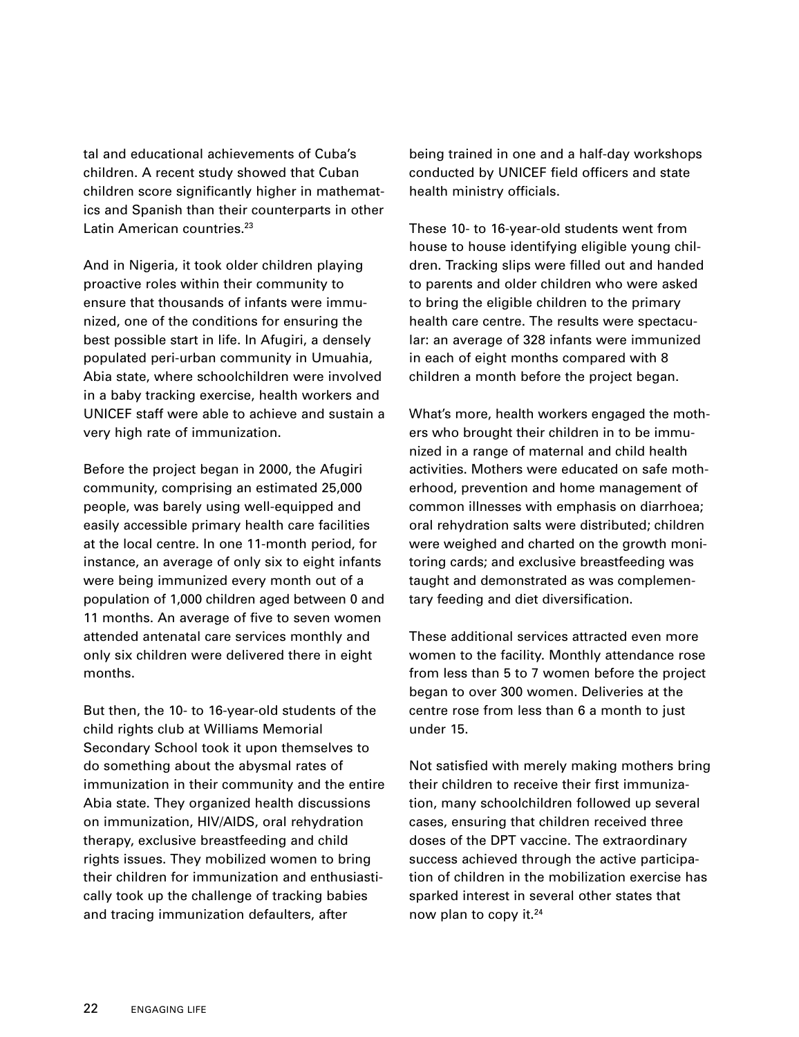tal and educational achievements of Cuba's children. A recent study showed that Cuban children score significantly higher in mathematics and Spanish than their counterparts in other Latin American countries.[23]

And in Nigeria, it took older children playing proactive roles within their community to ensure that thousands of infants were immunized, one of the conditions for ensuring the best possible start in life. In Afugiri, a densely populated peri-urban community in Umuahia, Abia state, where schoolchildren were involved in a baby tracking exercise, health workers and UNICEF staff were able to achieve and sustain a very high rate of immunization.

Before the project began in 2000, the Afugiri community, comprising an estimated 25,000 people, was barely using well-equipped and easily accessible primary health care facilities at the local centre. In one 11-month period, for instance, an average of only six to eight infants were being immunized every month out of a population of 1,000 children aged between 0 and 11 months. An average of five to seven women attended antenatal care services monthly and only six children were delivered there in eight months.

But then, the 10- to 16-year-old students of the child rights club at Williams Memorial Secondary School took it upon themselves to do something about the abysmal rates of immunization in their community and the entire Abia state. They organized health discussions on immunization, HIV/AIDS, oral rehydration therapy, exclusive breastfeeding and child rights issues. They mobilized women to bring their children for immunization and enthusiastically took up the challenge of tracking babies and tracing immunization defaulters, after being trained in one and a half-day workshops conducted by UNICEF field officers and state health ministry officials.

These 10- to 16-year-old students went from house to house identifying eligible young children. Tracking slips were filled out and handed to parents and older children who were asked to bring the eligible children to the primary health care centre. The results were spectacular: an average of 328 infants were immunized in each of eight months compared with 8 children a month before the project began.

What's more, health workers engaged the mothers who brought their children in to be immunized in a range of maternal and child health activities. Mothers were educated on safe motherhood, prevention and home management of common illnesses with emphasis on diarrhoea; oral rehydration salts were distributed; children were weighed and charted on the growth monitoring cards; and exclusive breastfeeding was taught and demonstrated as was complementary feeding and diet diversification.

These additional services attracted even more women to the facility. Monthly attendance rose from less than 5 to 7 women before the project began to over 300 women. Deliveries at the centre rose from less than 6 a month to just under 15.

Not satisfied with merely making mothers bring their children to receive their first immunization, many schoolchildren followed up several cases, ensuring that children received three doses of the DPT vaccine. The extraordinary success achieved through the active participation of children in the mobilization exercise has sparked interest in several other states that now plan to copy it.[24]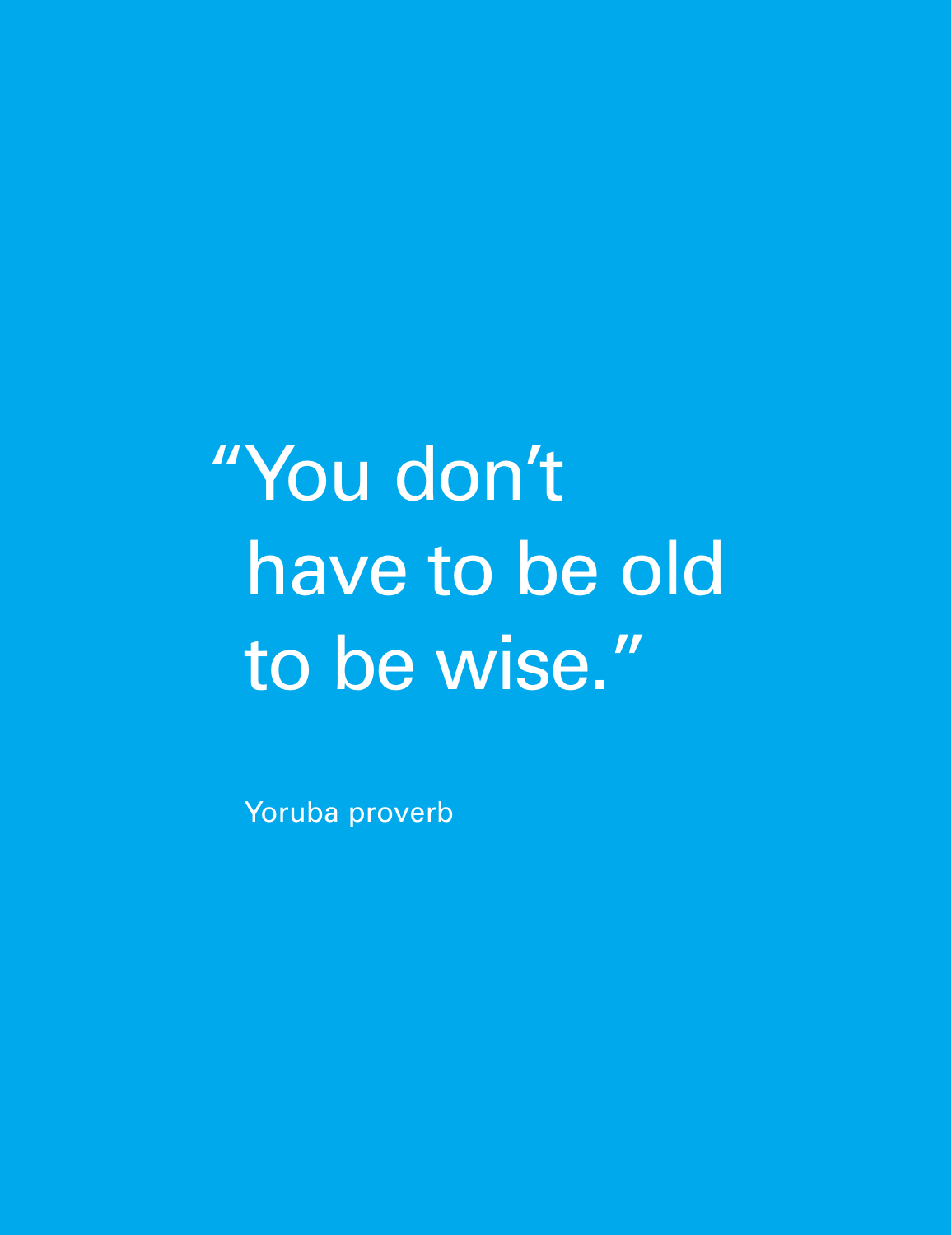"You don't have to be old to be wise."

Yoruba proverb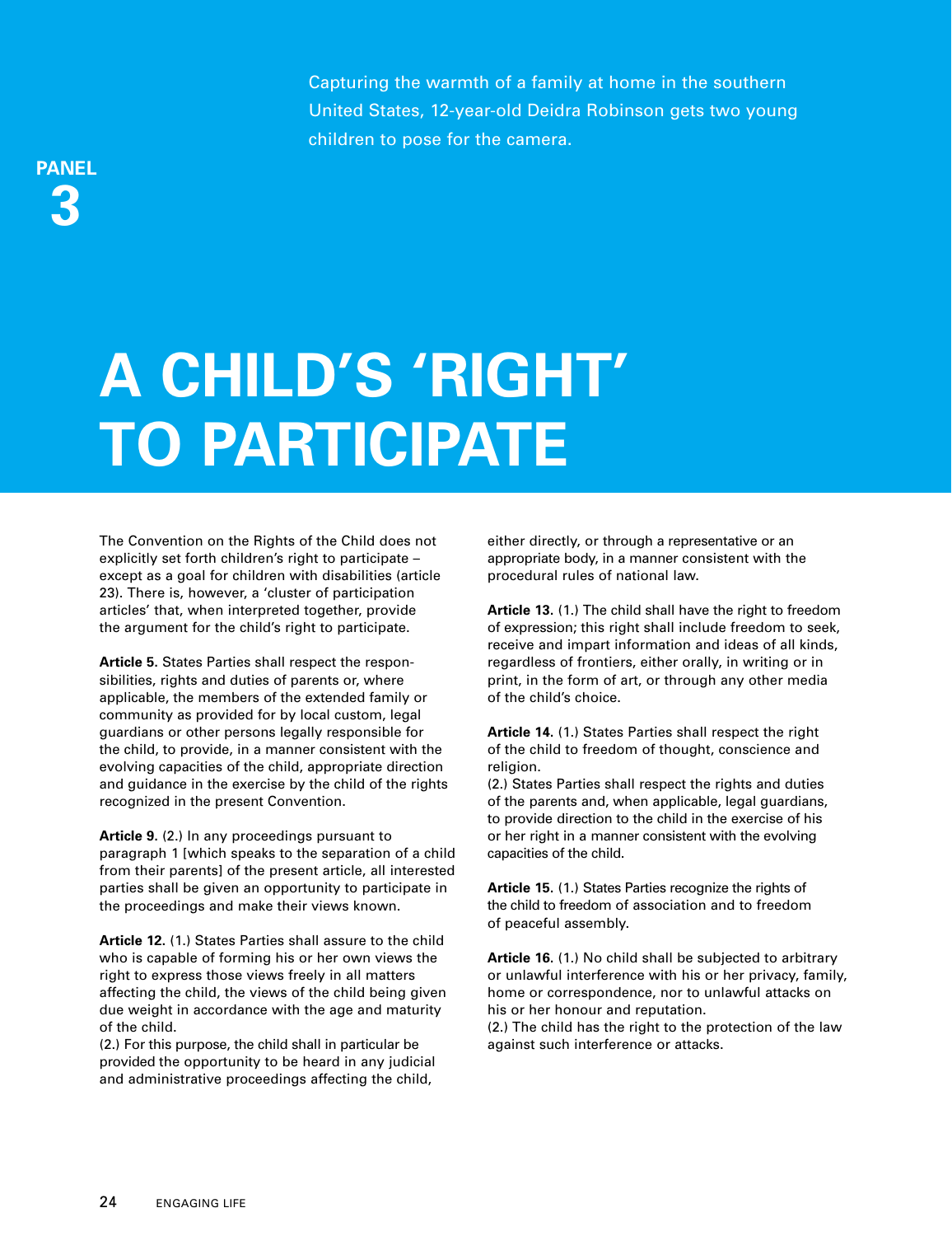Capturing the warmth of a family at home in the southern United States, 12-year-old Deidra Robinson gets two young children to pose for the camera.

**PANEL 3**

# A CHILD'S 'RIGHT' TO PARTICIPATE

The Convention on the Rights of the Child does not explicitly set forth children's right to participate – except as a goal for children with disabilities (article 23). There is, however, a 'cluster of participation articles' that, when interpreted together, provide the argument for the child's right to participate.

**Article 5.** States Parties shall respect the responsibilities, rights and duties of parents or, where applicable, the members of the extended family or community as provided for by local custom, legal guardians or other persons legally responsible for the child, to provide, in a manner consistent with the evolving capacities of the child, appropriate direction and guidance in the exercise by the child of the rights recognized in the present Convention.

**Article 9.** (2.) In any proceedings pursuant to paragraph 1 [which speaks to the separation of a child from their parents] of the present article, all interested parties shall be given an opportunity to participate in the proceedings and make their views known.

**Article 12.** (1.) States Parties shall assure to the child who is capable of forming his or her own views the right to express those views freely in all matters affecting the child, the views of the child being given due weight in accordance with the age and maturity of the child.
(2.) For this purpose, the child shall in particular be provided the opportunity to be heard in any judicial and administrative proceedings affecting the child, either directly, or through a representative or an appropriate body, in a manner consistent with the procedural rules of national law.

**Article 13.** (1.) The child shall have the right to freedom of expression; this right shall include freedom to seek, receive and impart information and ideas of all kinds, regardless of frontiers, either orally, in writing or in print, in the form of art, or through any other media of the child's choice.

**Article 14.** (1.) States Parties shall respect the right of the child to freedom of thought, conscience and religion.
(2.) States Parties shall respect the rights and duties of the parents and, when applicable, legal guardians, to provide direction to the child in the exercise of his or her right in a manner consistent with the evolving capacities of the child.

**Article 15.** (1.) States Parties recognize the rights of the child to freedom of association and to freedom of peaceful assembly.

**Article 16.** (1.) No child shall be subjected to arbitrary or unlawful interference with his or her privacy, family, home or correspondence, nor to unlawful attacks on his or her honour and reputation.
(2.) The child has the right to the protection of the law against such interference or attacks.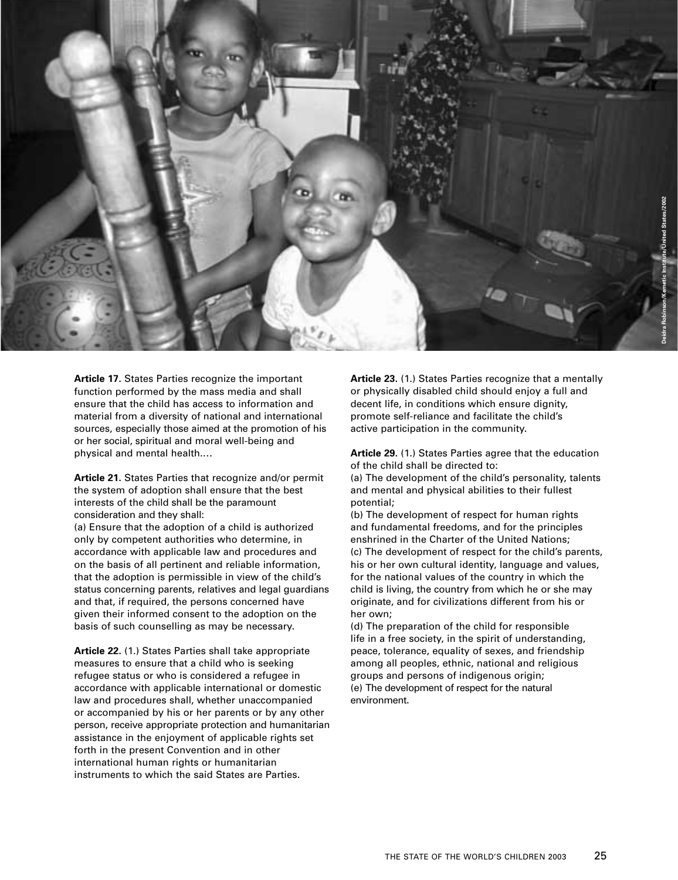**Article 17.** States Parties recognize the important function performed by the mass media and shall ensure that the child has access to information and material from a diversity of national and international sources, especially those aimed at the promotion of his or her social, spiritual and moral well-being and physical and mental health....

**Article 21.** States Parties that recognize and/or permit the system of adoption shall ensure that the best interests of the child shall be the paramount consideration and they shall:
(a) Ensure that the adoption of a child is authorized only by competent authorities who determine, in accordance with applicable law and procedures and on the basis of all pertinent and reliable information, that the adoption is permissible in view of the child's status concerning parents, relatives and legal guardians and that, if required, the persons concerned have given their informed consent to the adoption on the basis of such counselling as may be necessary.

**Article 22.** (1.) States Parties shall take appropriate measures to ensure that a child who is seeking refugee status or who is considered a refugee in accordance with applicable international or domestic law and procedures shall, whether unaccompanied or accompanied by his or her parents or by any other person, receive appropriate protection and humanitarian assistance in the enjoyment of applicable rights set forth in the present Convention and in other international human rights or humanitarian instruments to which the said States are Parties.

**Article 23.** (1.) States Parties recognize that a mentally or physically disabled child should enjoy a full and decent life, in conditions which ensure dignity, promote self-reliance and facilitate the child's active participation in the community.

**Article 29.** (1.) States Parties agree that the education of the child shall be directed to:
(a) The development of the child's personality, talents and mental and physical abilities to their fullest potential;
(b) The development of respect for human rights and fundamental freedoms, and for the principles enshrined in the Charter of the United Nations;
(c) The development of respect for the child's parents, his or her own cultural identity, language and values, for the national values of the country in which the child is living, the country from which he or she may originate, and for civilizations different from his or her own;
(d) The preparation of the child for responsible life in a free society, in the spirit of understanding, peace, tolerance, equality of sexes, and friendship among all peoples, ethnic, national and religious groups and persons of indigenous origin;
(e) The development of respect for the natural environment.

Deidra Robinson/Kemetic Institute/United States/2002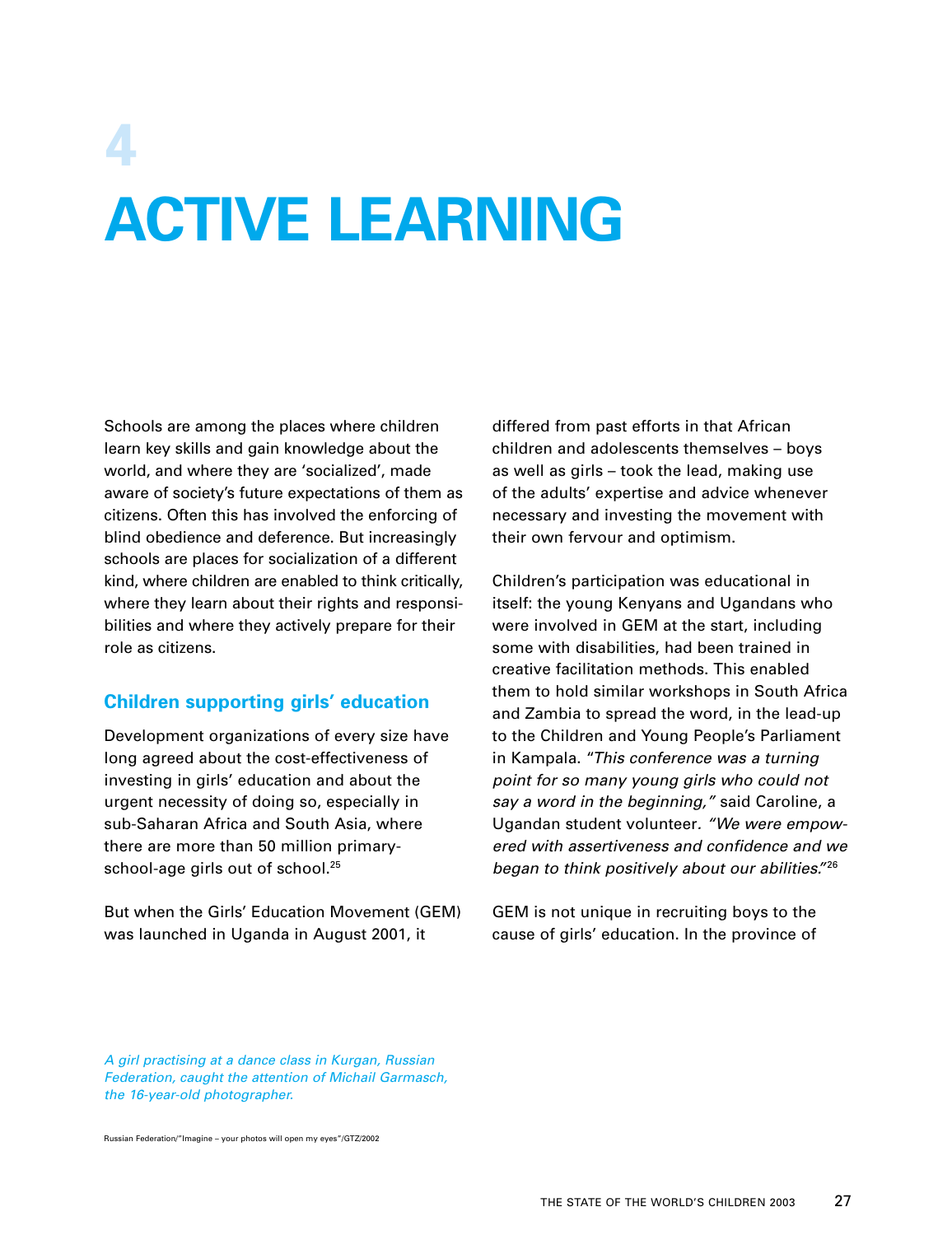# 4 ACTIVE LEARNING

Schools are among the places where children learn key skills and gain knowledge about the world, and where they are 'socialized', made aware of society's future expectations of them as citizens. Often this has involved the enforcing of blind obedience and deference. But increasingly schools are places for socialization of a different kind, where children are enabled to think critically, where they learn about their rights and responsibilities and where they actively prepare for their role as citizens.

## Children supporting girls' education

Development organizations of every size have long agreed about the cost-effectiveness of investing in girls' education and about the urgent necessity of doing so, especially in sub-Saharan Africa and South Asia, where there are more than 50 million primary-school-age girls out of school.[25]

But when the Girls' Education Movement (GEM) was launched in Uganda in August 2001, it differed from past efforts in that African children and adolescents themselves – boys as well as girls – took the lead, making use of the adults' expertise and advice whenever necessary and investing the movement with their own fervour and optimism.

Children's participation was educational in itself: the young Kenyans and Ugandans who were involved in GEM at the start, including some with disabilities, had been trained in creative facilitation methods. This enabled them to hold similar workshops in South Africa and Zambia to spread the word, in the lead-up to the Children and Young People's Parliament in Kampala. "*This conference was a turning point for so many young girls who could not say a word in the beginning,*" said Caroline, a Ugandan student volunteer. *"We were empowered with assertiveness and confidence and we began to think positively about our abilities."*[26]

GEM is not unique in recruiting boys to the cause of girls' education. In the province of

*A girl practising at a dance class in Kurgan, Russian Federation, caught the attention of Michail Garmasch, the 16-year-old photographer.*

Russian Federation/"Imagine – your photos will open my eyes"/GTZ/2002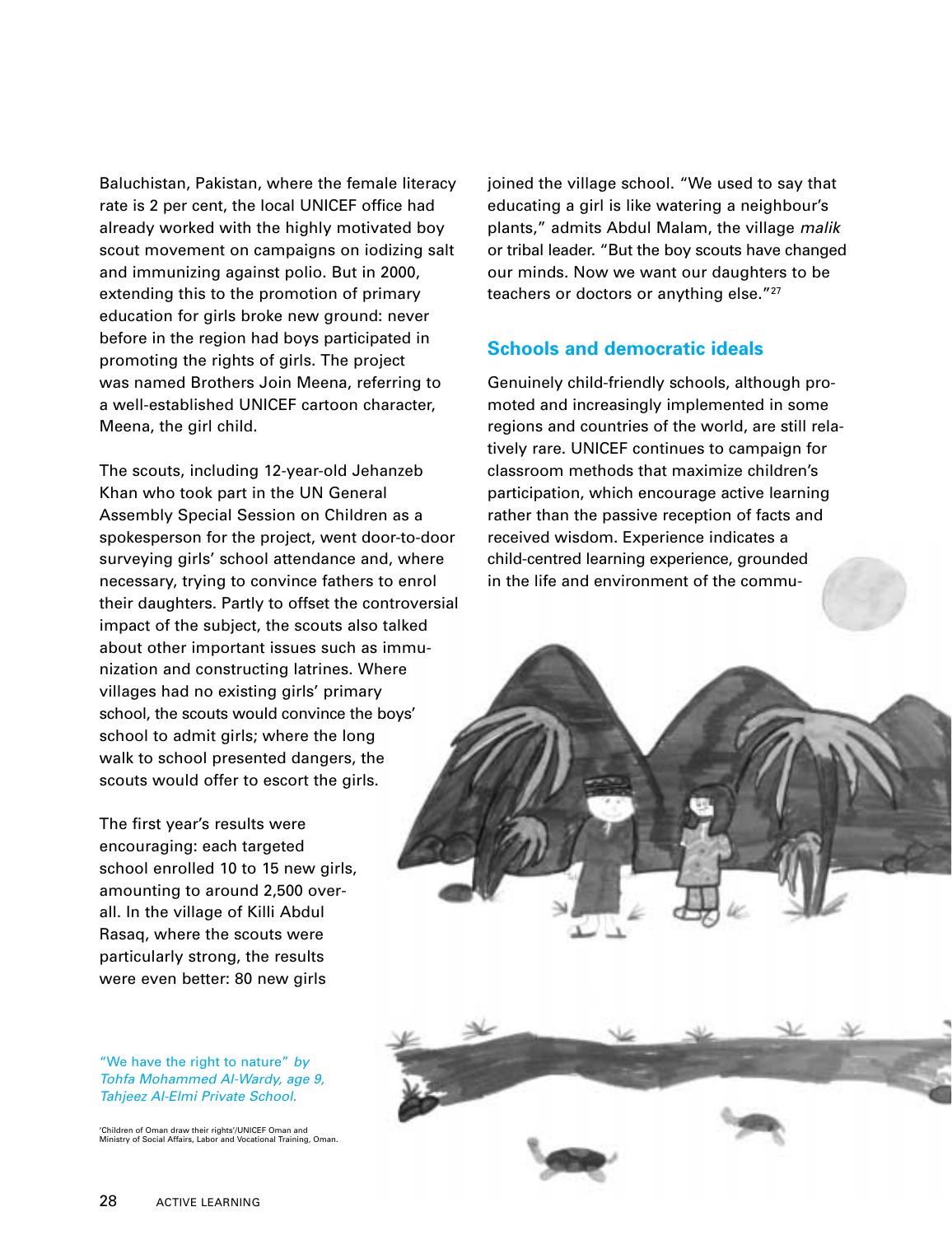Baluchistan, Pakistan, where the female literacy rate is 2 per cent, the local UNICEF office had already worked with the highly motivated boy scout movement on campaigns on iodizing salt and immunizing against polio. But in 2000, extending this to the promotion of primary education for girls broke new ground: never before in the region had boys participated in promoting the rights of girls. The project was named Brothers Join Meena, referring to a well-established UNICEF cartoon character, Meena, the girl child.

The scouts, including 12-year-old Jehanzeb Khan who took part in the UN General Assembly Special Session on Children as a spokesperson for the project, went door-to-door surveying girls' school attendance and, where necessary, trying to convince fathers to enrol their daughters. Partly to offset the controversial impact of the subject, the scouts also talked about other important issues such as immunization and constructing latrines. Where villages had no existing girls' primary school, the scouts would convince the boys' school to admit girls; where the long walk to school presented dangers, the scouts would offer to escort the girls.

The first year's results were encouraging: each targeted school enrolled 10 to 15 new girls, amounting to around 2,500 overall. In the village of Killi Abdul Rasaq, where the scouts were particularly strong, the results were even better: 80 new girls joined the village school. "We used to say that educating a girl is like watering a neighbour's plants," admits Abdul Malam, the village *malik* or tribal leader. "But the boy scouts have changed our minds. Now we want our daughters to be teachers or doctors or anything else."[27]

## Schools and democratic ideals

Genuinely child-friendly schools, although promoted and increasingly implemented in some regions and countries of the world, are still relatively rare. UNICEF continues to campaign for classroom methods that maximize children's participation, which encourage active learning rather than the passive reception of facts and received wisdom. Experience indicates a child-centred learning experience, grounded in the life and environment of the commu-

"We have the right to nature" *by Tohfa Mohammed Al-Wardy, age 9, Tahjeez Al-Elmi Private School.*

'Children of Oman draw their rights'/UNICEF Oman and Ministry of Social Affairs, Labor and Vocational Training, Oman.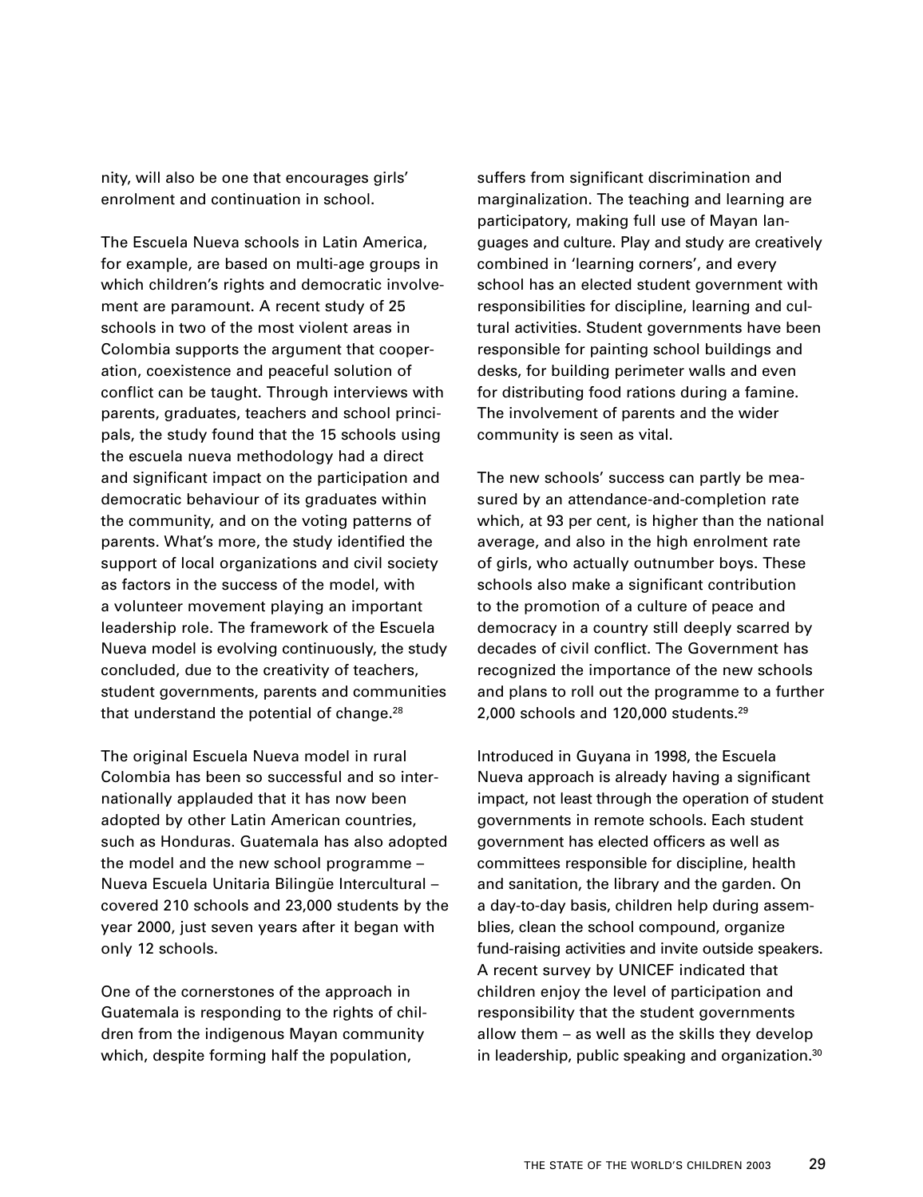nity, will also be one that encourages girls' enrolment and continuation in school.

The Escuela Nueva schools in Latin America, for example, are based on multi-age groups in which children's rights and democratic involvement are paramount. A recent study of 25 schools in two of the most violent areas in Colombia supports the argument that cooperation, coexistence and peaceful solution of conflict can be taught. Through interviews with parents, graduates, teachers and school principals, the study found that the 15 schools using the escuela nueva methodology had a direct and significant impact on the participation and democratic behaviour of its graduates within the community, and on the voting patterns of parents. What's more, the study identified the support of local organizations and civil society as factors in the success of the model, with a volunteer movement playing an important leadership role. The framework of the Escuela Nueva model is evolving continuously, the study concluded, due to the creativity of teachers, student governments, parents and communities that understand the potential of change.[28]

The original Escuela Nueva model in rural Colombia has been so successful and so internationally applauded that it has now been adopted by other Latin American countries, such as Honduras. Guatemala has also adopted the model and the new school programme – Nueva Escuela Unitaria Bilingüe Intercultural – covered 210 schools and 23,000 students by the year 2000, just seven years after it began with only 12 schools.

One of the cornerstones of the approach in Guatemala is responding to the rights of children from the indigenous Mayan community which, despite forming half the population, suffers from significant discrimination and marginalization. The teaching and learning are participatory, making full use of Mayan languages and culture. Play and study are creatively combined in 'learning corners', and every school has an elected student government with responsibilities for discipline, learning and cultural activities. Student governments have been responsible for painting school buildings and desks, for building perimeter walls and even for distributing food rations during a famine. The involvement of parents and the wider community is seen as vital.

The new schools' success can partly be measured by an attendance-and-completion rate which, at 93 per cent, is higher than the national average, and also in the high enrolment rate of girls, who actually outnumber boys. These schools also make a significant contribution to the promotion of a culture of peace and democracy in a country still deeply scarred by decades of civil conflict. The Government has recognized the importance of the new schools and plans to roll out the programme to a further 2,000 schools and 120,000 students.[29]

Introduced in Guyana in 1998, the Escuela Nueva approach is already having a significant impact, not least through the operation of student governments in remote schools. Each student government has elected officers as well as committees responsible for discipline, health and sanitation, the library and the garden. On a day-to-day basis, children help during assemblies, clean the school compound, organize fund-raising activities and invite outside speakers. A recent survey by UNICEF indicated that children enjoy the level of participation and responsibility that the student governments allow them – as well as the skills they develop in leadership, public speaking and organization.[30]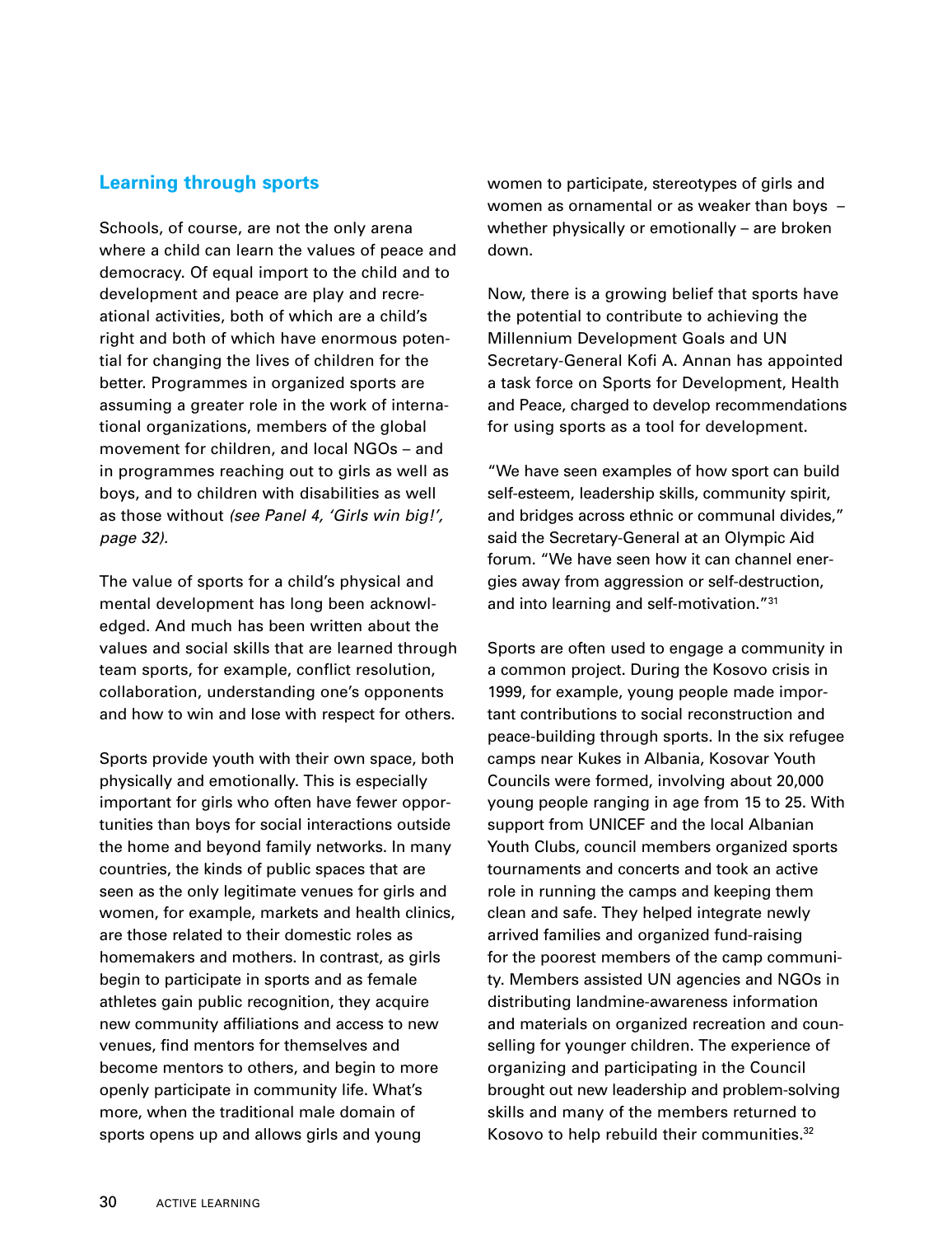## Learning through sports

Schools, of course, are not the only arena where a child can learn the values of peace and democracy. Of equal import to the child and to development and peace are play and recreational activities, both of which are a child's right and both of which have enormous potential for changing the lives of children for the better. Programmes in organized sports are assuming a greater role in the work of international organizations, members of the global movement for children, and local NGOs – and in programmes reaching out to girls as well as boys, and to children with disabilities as well as those without *(see Panel 4, 'Girls win big!', page 32).*

The value of sports for a child's physical and mental development has long been acknowledged. And much has been written about the values and social skills that are learned through team sports, for example, conflict resolution, collaboration, understanding one's opponents and how to win and lose with respect for others.

Sports provide youth with their own space, both physically and emotionally. This is especially important for girls who often have fewer opportunities than boys for social interactions outside the home and beyond family networks. In many countries, the kinds of public spaces that are seen as the only legitimate venues for girls and women, for example, markets and health clinics, are those related to their domestic roles as homemakers and mothers. In contrast, as girls begin to participate in sports and as female athletes gain public recognition, they acquire new community affiliations and access to new venues, find mentors for themselves and become mentors to others, and begin to more openly participate in community life. What's more, when the traditional male domain of sports opens up and allows girls and young women to participate, stereotypes of girls and women as ornamental or as weaker than boys – whether physically or emotionally – are broken down.

Now, there is a growing belief that sports have the potential to contribute to achieving the Millennium Development Goals and UN Secretary-General Kofi A. Annan has appointed a task force on Sports for Development, Health and Peace, charged to develop recommendations for using sports as a tool for development.

"We have seen examples of how sport can build self-esteem, leadership skills, community spirit, and bridges across ethnic or communal divides," said the Secretary-General at an Olympic Aid forum. "We have seen how it can channel energies away from aggression or self-destruction, and into learning and self-motivation."[31]

Sports are often used to engage a community in a common project. During the Kosovo crisis in 1999, for example, young people made important contributions to social reconstruction and peace-building through sports. In the six refugee camps near Kukes in Albania, Kosovar Youth Councils were formed, involving about 20,000 young people ranging in age from 15 to 25. With support from UNICEF and the local Albanian Youth Clubs, council members organized sports tournaments and concerts and took an active role in running the camps and keeping them clean and safe. They helped integrate newly arrived families and organized fund-raising for the poorest members of the camp community. Members assisted UN agencies and NGOs in distributing landmine-awareness information and materials on organized recreation and counselling for younger children. The experience of organizing and participating in the Council brought out new leadership and problem-solving skills and many of the members returned to Kosovo to help rebuild their communities.[32]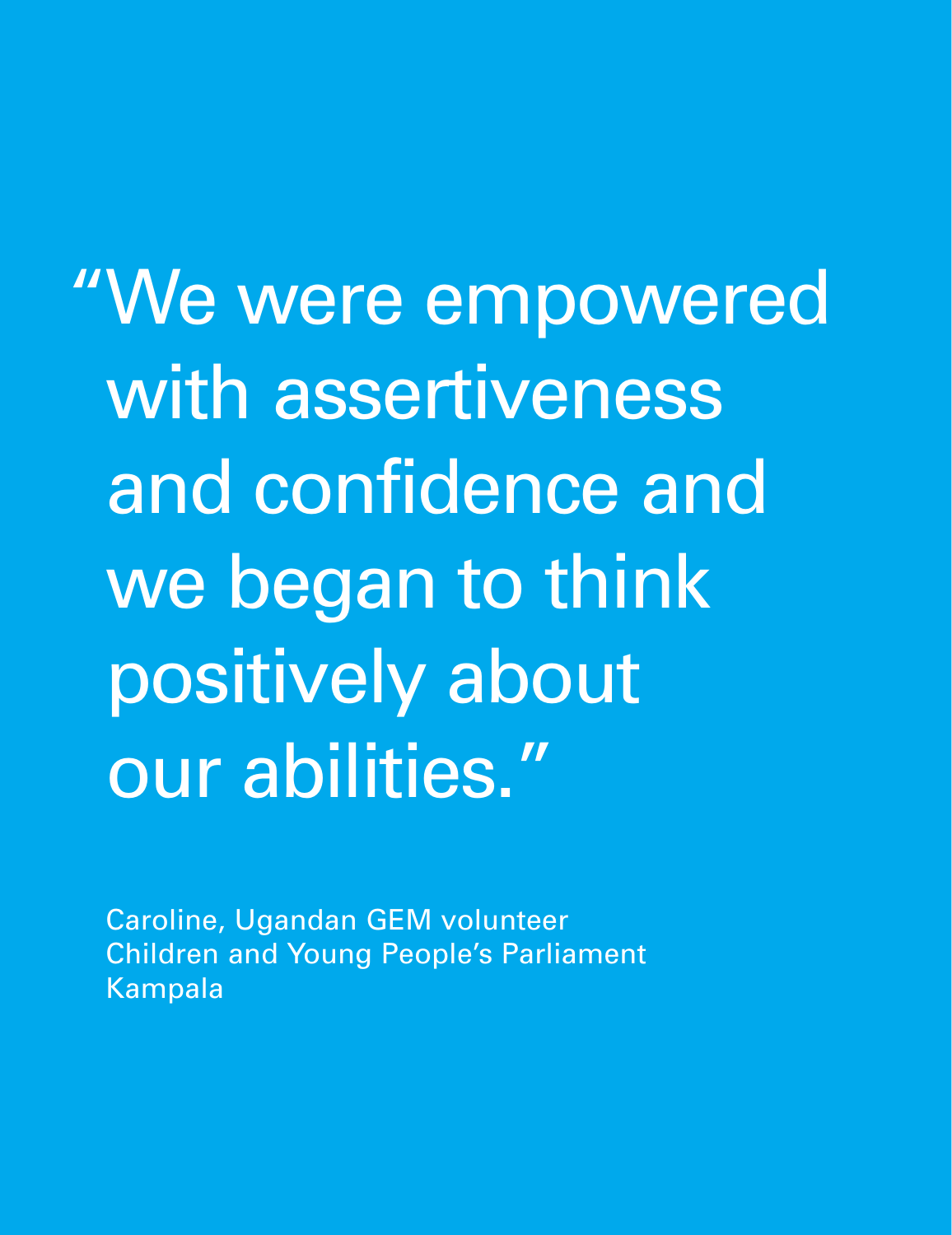> "We were empowered with assertiveness and confidence and we began to think positively about our abilities."

Caroline, Ugandan GEM volunteer
Children and Young People's Parliament
Kampala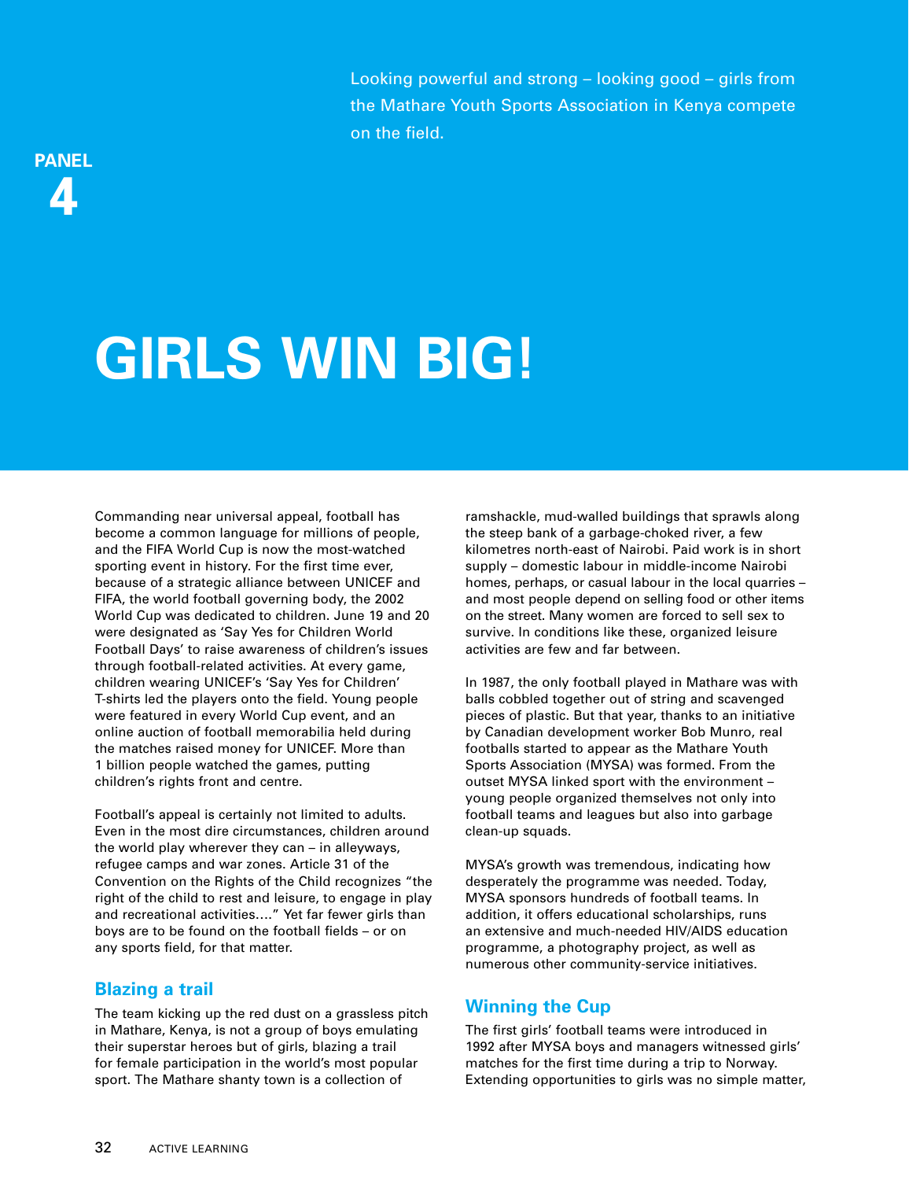Looking powerful and strong – looking good – girls from the Mathare Youth Sports Association in Kenya compete on the field.

PANEL 4

# GIRLS WIN BIG!

Commanding near universal appeal, football has become a common language for millions of people, and the FIFA World Cup is now the most-watched sporting event in history. For the first time ever, because of a strategic alliance between UNICEF and FIFA, the world football governing body, the 2002 World Cup was dedicated to children. June 19 and 20 were designated as 'Say Yes for Children World Football Days' to raise awareness of children's issues through football-related activities. At every game, children wearing UNICEF's 'Say Yes for Children' T-shirts led the players onto the field. Young people were featured in every World Cup event, and an online auction of football memorabilia held during the matches raised money for UNICEF. More than 1 billion people watched the games, putting children's rights front and centre.

Football's appeal is certainly not limited to adults. Even in the most dire circumstances, children around the world play wherever they can – in alleyways, refugee camps and war zones. Article 31 of the Convention on the Rights of the Child recognizes "the right of the child to rest and leisure, to engage in play and recreational activities…." Yet far fewer girls than boys are to be found on the football fields – or on any sports field, for that matter.

## Blazing a trail

The team kicking up the red dust on a grassless pitch in Mathare, Kenya, is not a group of boys emulating their superstar heroes but of girls, blazing a trail for female participation in the world's most popular sport. The Mathare shanty town is a collection of ramshackle, mud-walled buildings that sprawls along the steep bank of a garbage-choked river, a few kilometres north-east of Nairobi. Paid work is in short supply – domestic labour in middle-income Nairobi homes, perhaps, or casual labour in the local quarries – and most people depend on selling food or other items on the street. Many women are forced to sell sex to survive. In conditions like these, organized leisure activities are few and far between.

In 1987, the only football played in Mathare was with balls cobbled together out of string and scavenged pieces of plastic. But that year, thanks to an initiative by Canadian development worker Bob Munro, real footballs started to appear as the Mathare Youth Sports Association (MYSA) was formed. From the outset MYSA linked sport with the environment – young people organized themselves not only into football teams and leagues but also into garbage clean-up squads.

MYSA's growth was tremendous, indicating how desperately the programme was needed. Today, MYSA sponsors hundreds of football teams. In addition, it offers educational scholarships, runs an extensive and much-needed HIV/AIDS education programme, a photography project, as well as numerous other community-service initiatives.

## Winning the Cup

The first girls' football teams were introduced in 1992 after MYSA boys and managers witnessed girls' matches for the first time during a trip to Norway. Extending opportunities to girls was no simple matter,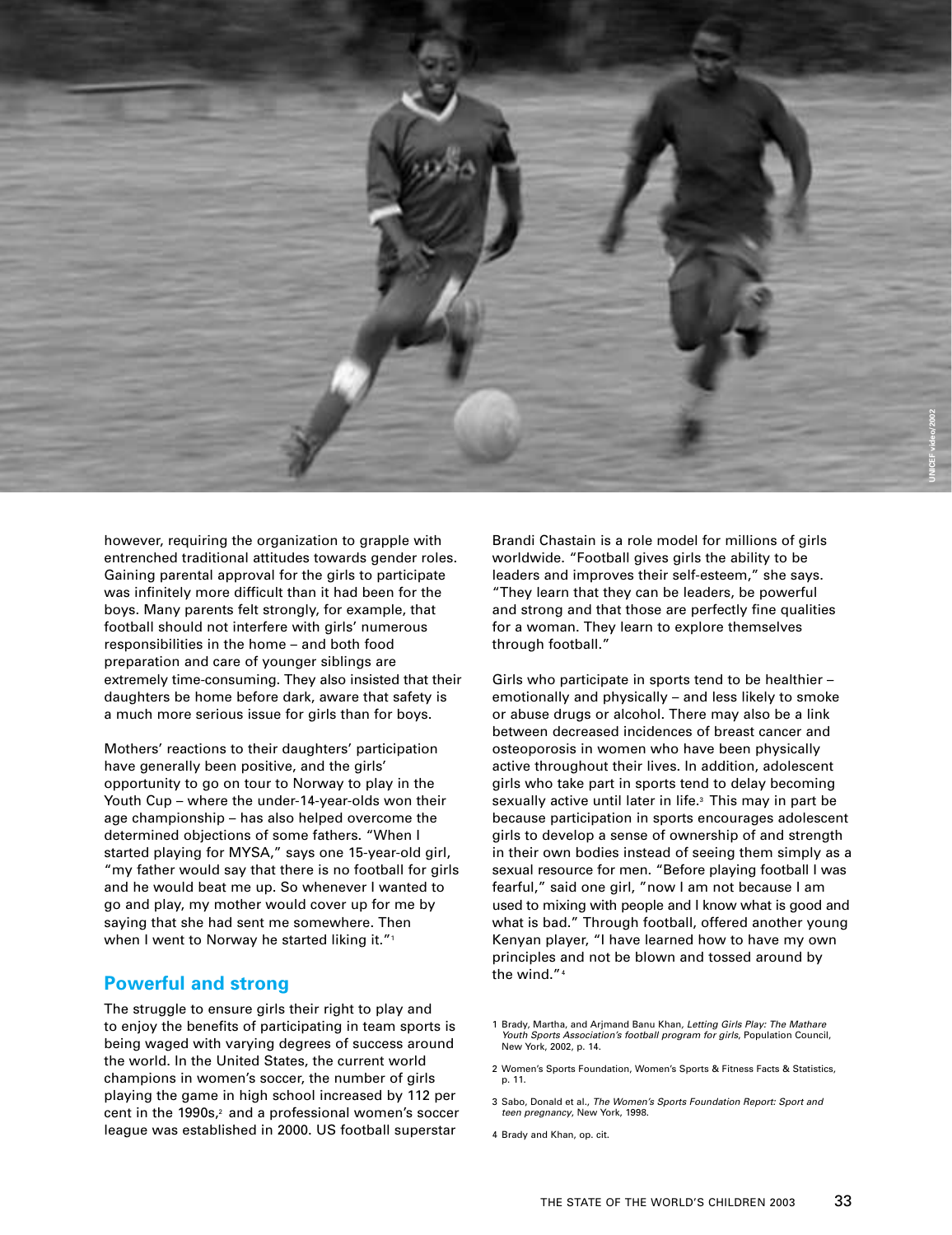however, requiring the organization to grapple with entrenched traditional attitudes towards gender roles. Gaining parental approval for the girls to participate was infinitely more difficult than it had been for the boys. Many parents felt strongly, for example, that football should not interfere with girls' numerous responsibilities in the home – and both food preparation and care of younger siblings are extremely time-consuming. They also insisted that their daughters be home before dark, aware that safety is a much more serious issue for girls than for boys.

Mothers' reactions to their daughters' participation have generally been positive, and the girls' opportunity to go on tour to Norway to play in the Youth Cup – where the under-14-year-olds won their age championship – has also helped overcome the determined objections of some fathers. "When I started playing for MYSA," says one 15-year-old girl, "my father would say that there is no football for girls and he would beat me up. So whenever I wanted to go and play, my mother would cover up for me by saying that she had sent me somewhere. Then when I went to Norway he started liking it."[1]

## Powerful and strong

The struggle to ensure girls their right to play and to enjoy the benefits of participating in team sports is being waged with varying degrees of success around the world. In the United States, the current world champions in women's soccer, the number of girls playing the game in high school increased by 112 per cent in the 1990s,[2] and a professional women's soccer league was established in 2000. US football superstar Brandi Chastain is a role model for millions of girls worldwide. "Football gives girls the ability to be leaders and improves their self-esteem," she says. "They learn that they can be leaders, be powerful and strong and that those are perfectly fine qualities for a woman. They learn to explore themselves through football."

Girls who participate in sports tend to be healthier – emotionally and physically – and less likely to smoke or abuse drugs or alcohol. There may also be a link between decreased incidences of breast cancer and osteoporosis in women who have been physically active throughout their lives. In addition, adolescent girls who take part in sports tend to delay becoming sexually active until later in life.[3] This may in part be because participation in sports encourages adolescent girls to develop a sense of ownership of and strength in their own bodies instead of seeing them simply as a sexual resource for men. "Before playing football I was fearful," said one girl, "now I am not because I am used to mixing with people and I know what is good and what is bad." Through football, offered another young Kenyan player, "I have learned how to have my own principles and not be blown and tossed around by the wind."[4]

1 Brady, Martha, and Arjmand Banu Khan, *Letting Girls Play: The Mathare Youth Sports Association's football program for girls*, Population Council, New York, 2002, p. 14.

2 Women's Sports Foundation, Women's Sports & Fitness Facts & Statistics, p. 11.

3 Sabo, Donald et al., *The Women's Sports Foundation Report: Sport and teen pregnancy*, New York, 1998.

4 Brady and Khan, op. cit.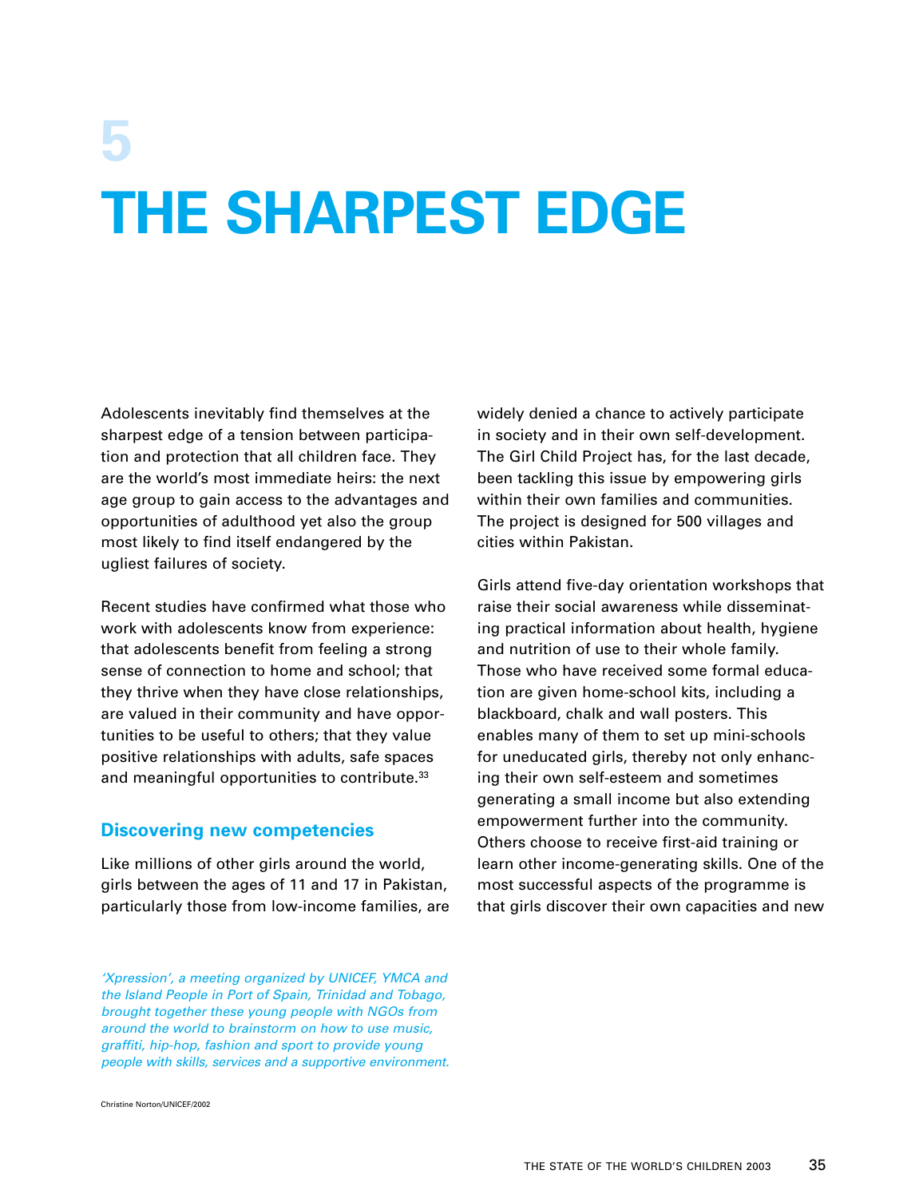# 5

# THE SHARPEST EDGE

Adolescents inevitably find themselves at the sharpest edge of a tension between participation and protection that all children face. They are the world's most immediate heirs: the next age group to gain access to the advantages and opportunities of adulthood yet also the group most likely to find itself endangered by the ugliest failures of society.

Recent studies have confirmed what those who work with adolescents know from experience: that adolescents benefit from feeling a strong sense of connection to home and school; that they thrive when they have close relationships, are valued in their community and have opportunities to be useful to others; that they value positive relationships with adults, safe spaces and meaningful opportunities to contribute.[33]

## Discovering new competencies

Like millions of other girls around the world, girls between the ages of 11 and 17 in Pakistan, particularly those from low-income families, are widely denied a chance to actively participate in society and in their own self-development. The Girl Child Project has, for the last decade, been tackling this issue by empowering girls within their own families and communities. The project is designed for 500 villages and cities within Pakistan.

Girls attend five-day orientation workshops that raise their social awareness while disseminating practical information about health, hygiene and nutrition of use to their whole family. Those who have received some formal education are given home-school kits, including a blackboard, chalk and wall posters. This enables many of them to set up mini-schools for uneducated girls, thereby not only enhancing their own self-esteem and sometimes generating a small income but also extending empowerment further into the community. Others choose to receive first-aid training or learn other income-generating skills. One of the most successful aspects of the programme is that girls discover their own capacities and new

*'Xpression', a meeting organized by UNICEF, YMCA and the Island People in Port of Spain, Trinidad and Tobago, brought together these young people with NGOs from around the world to brainstorm on how to use music, graffiti, hip-hop, fashion and sport to provide young people with skills, services and a supportive environment.*

Christine Norton/UNICEF/2002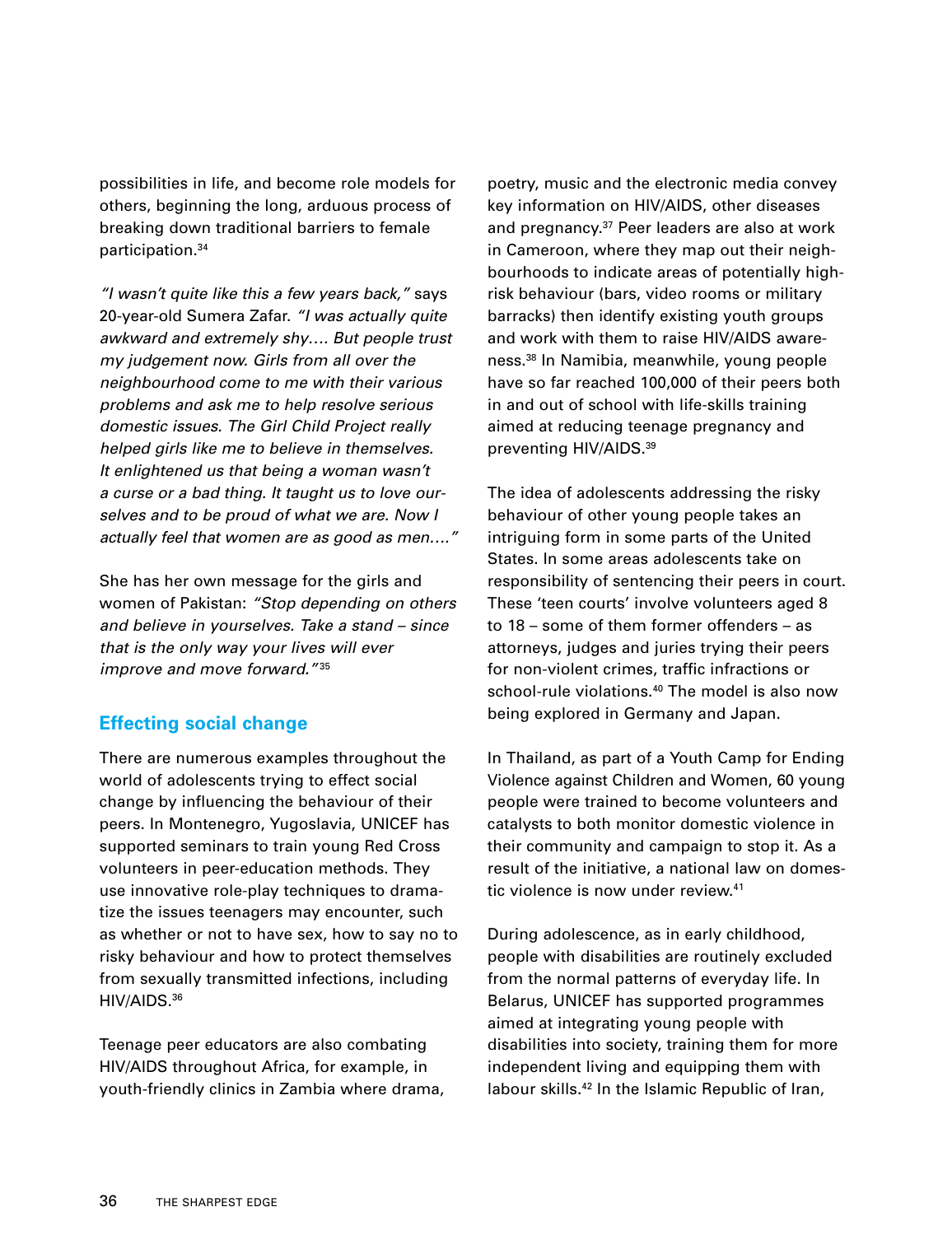possibilities in life, and become role models for others, beginning the long, arduous process of breaking down traditional barriers to female participation.[34]

*"I wasn't quite like this a few years back,"* says 20-year-old Sumera Zafar. *"I was actually quite awkward and extremely shy…. But people trust my judgement now. Girls from all over the neighbourhood come to me with their various problems and ask me to help resolve serious domestic issues. The Girl Child Project really helped girls like me to believe in themselves. It enlightened us that being a woman wasn't a curse or a bad thing. It taught us to love ourselves and to be proud of what we are. Now I actually feel that women are as good as men…."*

She has her own message for the girls and women of Pakistan: *"Stop depending on others and believe in yourselves. Take a stand – since that is the only way your lives will ever improve and move forward."*[35]

## Effecting social change

There are numerous examples throughout the world of adolescents trying to effect social change by influencing the behaviour of their peers. In Montenegro, Yugoslavia, UNICEF has supported seminars to train young Red Cross volunteers in peer-education methods. They use innovative role-play techniques to dramatize the issues teenagers may encounter, such as whether or not to have sex, how to say no to risky behaviour and how to protect themselves from sexually transmitted infections, including HIV/AIDS.[36]

Teenage peer educators are also combating HIV/AIDS throughout Africa, for example, in youth-friendly clinics in Zambia where drama, poetry, music and the electronic media convey key information on HIV/AIDS, other diseases and pregnancy.[37] Peer leaders are also at work in Cameroon, where they map out their neighbourhoods to indicate areas of potentially high-risk behaviour (bars, video rooms or military barracks) then identify existing youth groups and work with them to raise HIV/AIDS awareness.[38] In Namibia, meanwhile, young people have so far reached 100,000 of their peers both in and out of school with life-skills training aimed at reducing teenage pregnancy and preventing HIV/AIDS.[39]

The idea of adolescents addressing the risky behaviour of other young people takes an intriguing form in some parts of the United States. In some areas adolescents take on responsibility of sentencing their peers in court. These 'teen courts' involve volunteers aged 8 to 18 – some of them former offenders – as attorneys, judges and juries trying their peers for non-violent crimes, traffic infractions or school-rule violations.[40] The model is also now being explored in Germany and Japan.

In Thailand, as part of a Youth Camp for Ending Violence against Children and Women, 60 young people were trained to become volunteers and catalysts to both monitor domestic violence in their community and campaign to stop it. As a result of the initiative, a national law on domestic violence is now under review.[41]

During adolescence, as in early childhood, people with disabilities are routinely excluded from the normal patterns of everyday life. In Belarus, UNICEF has supported programmes aimed at integrating young people with disabilities into society, training them for more independent living and equipping them with labour skills.[42] In the Islamic Republic of Iran,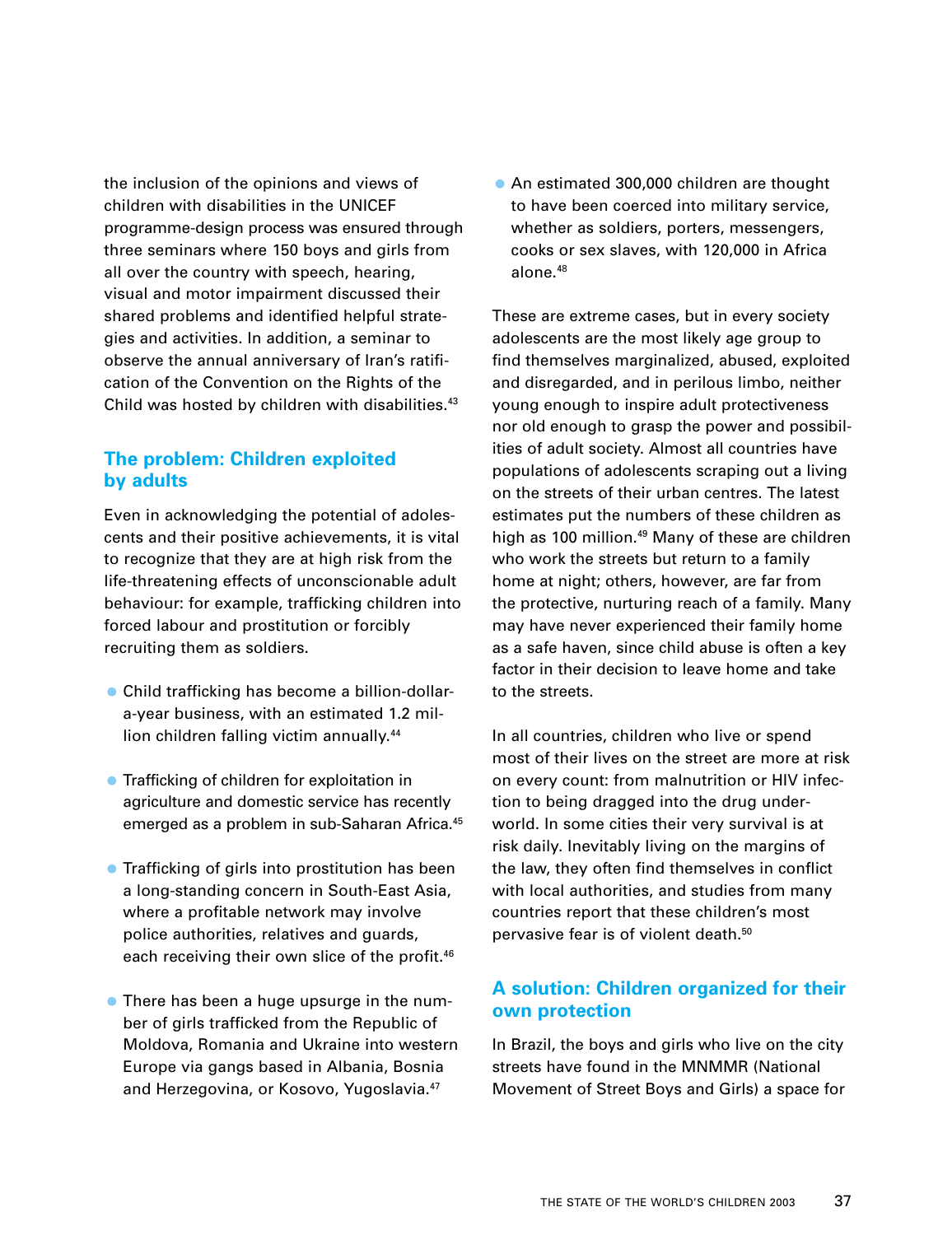the inclusion of the opinions and views of children with disabilities in the UNICEF programme-design process was ensured through three seminars where 150 boys and girls from all over the country with speech, hearing, visual and motor impairment discussed their shared problems and identified helpful strategies and activities. In addition, a seminar to observe the annual anniversary of Iran's ratification of the Convention on the Rights of the Child was hosted by children with disabilities.[43]

## The problem: Children exploited by adults

Even in acknowledging the potential of adolescents and their positive achievements, it is vital to recognize that they are at high risk from the life-threatening effects of unconscionable adult behaviour: for example, trafficking children into forced labour and prostitution or forcibly recruiting them as soldiers.

- Child trafficking has become a billion-dollar-a-year business, with an estimated 1.2 million children falling victim annually.[44]

- Trafficking of children for exploitation in agriculture and domestic service has recently emerged as a problem in sub-Saharan Africa.[45]

- Trafficking of girls into prostitution has been a long-standing concern in South-East Asia, where a profitable network may involve police authorities, relatives and guards, each receiving their own slice of the profit.[46]

- There has been a huge upsurge in the number of girls trafficked from the Republic of Moldova, Romania and Ukraine into western Europe via gangs based in Albania, Bosnia and Herzegovina, or Kosovo, Yugoslavia.[47]

- An estimated 300,000 children are thought to have been coerced into military service, whether as soldiers, porters, messengers, cooks or sex slaves, with 120,000 in Africa alone.[48]

These are extreme cases, but in every society adolescents are the most likely age group to find themselves marginalized, abused, exploited and disregarded, and in perilous limbo, neither young enough to inspire adult protectiveness nor old enough to grasp the power and possibilities of adult society. Almost all countries have populations of adolescents scraping out a living on the streets of their urban centres. The latest estimates put the numbers of these children as high as 100 million.[49] Many of these are children who work the streets but return to a family home at night; others, however, are far from the protective, nurturing reach of a family. Many may have never experienced their family home as a safe haven, since child abuse is often a key factor in their decision to leave home and take to the streets.

In all countries, children who live or spend most of their lives on the street are more at risk on every count: from malnutrition or HIV infection to being dragged into the drug underworld. In some cities their very survival is at risk daily. Inevitably living on the margins of the law, they often find themselves in conflict with local authorities, and studies from many countries report that these children's most pervasive fear is of violent death.[50]

## A solution: Children organized for their own protection

In Brazil, the boys and girls who live on the city streets have found in the MNMMR (National Movement of Street Boys and Girls) a space for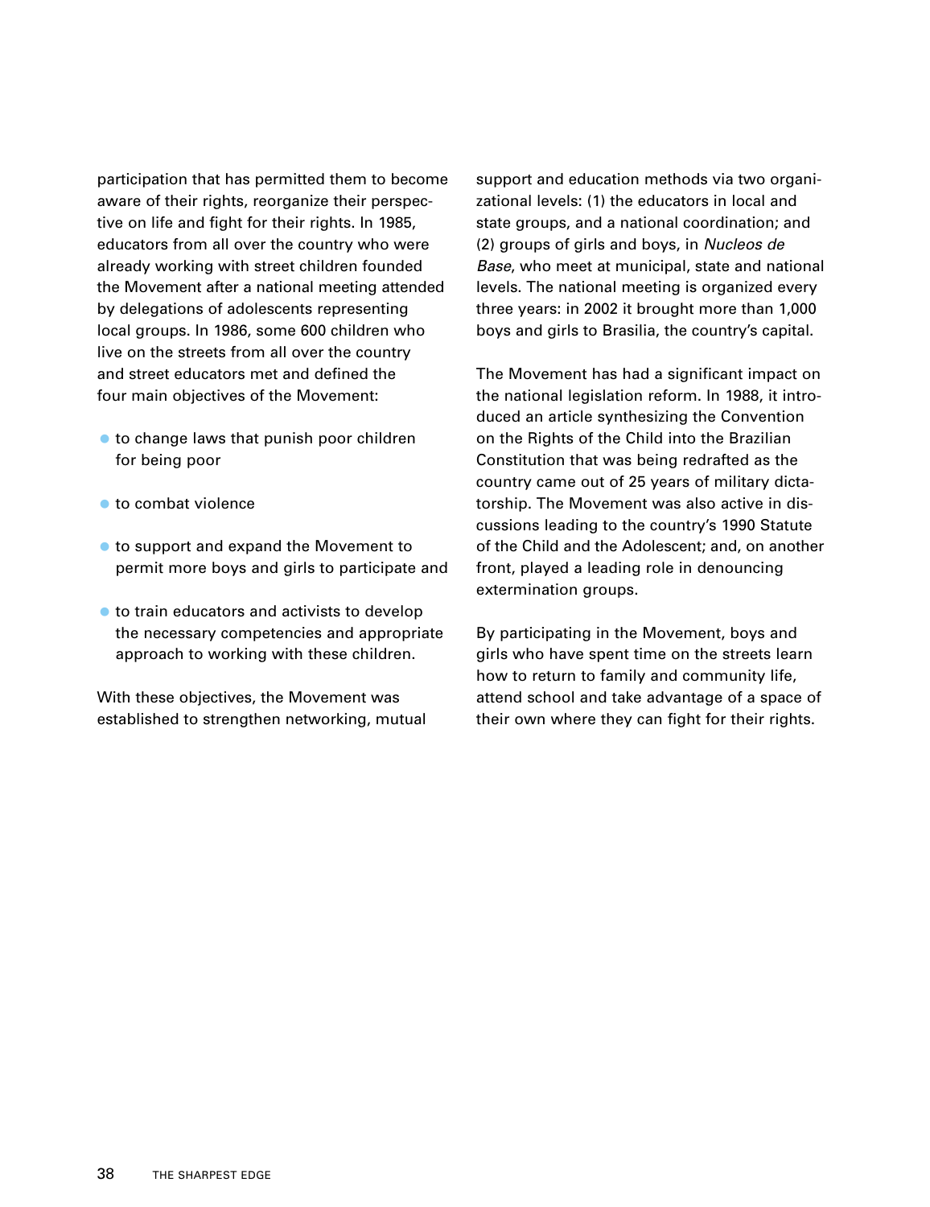participation that has permitted them to become aware of their rights, reorganize their perspective on life and fight for their rights. In 1985, educators from all over the country who were already working with street children founded the Movement after a national meeting attended by delegations of adolescents representing local groups. In 1986, some 600 children who live on the streets from all over the country and street educators met and defined the four main objectives of the Movement:

- to change laws that punish poor children for being poor
- to combat violence
- to support and expand the Movement to permit more boys and girls to participate and
- to train educators and activists to develop the necessary competencies and appropriate approach to working with these children.

With these objectives, the Movement was established to strengthen networking, mutual support and education methods via two organizational levels: (1) the educators in local and state groups, and a national coordination; and (2) groups of girls and boys, in *Nucleos de Base*, who meet at municipal, state and national levels. The national meeting is organized every three years: in 2002 it brought more than 1,000 boys and girls to Brasilia, the country's capital.

The Movement has had a significant impact on the national legislation reform. In 1988, it introduced an article synthesizing the Convention on the Rights of the Child into the Brazilian Constitution that was being redrafted as the country came out of 25 years of military dictatorship. The Movement was also active in discussions leading to the country's 1990 Statute of the Child and the Adolescent; and, on another front, played a leading role in denouncing extermination groups.

By participating in the Movement, boys and girls who have spent time on the streets learn how to return to family and community life, attend school and take advantage of a space of their own where they can fight for their rights.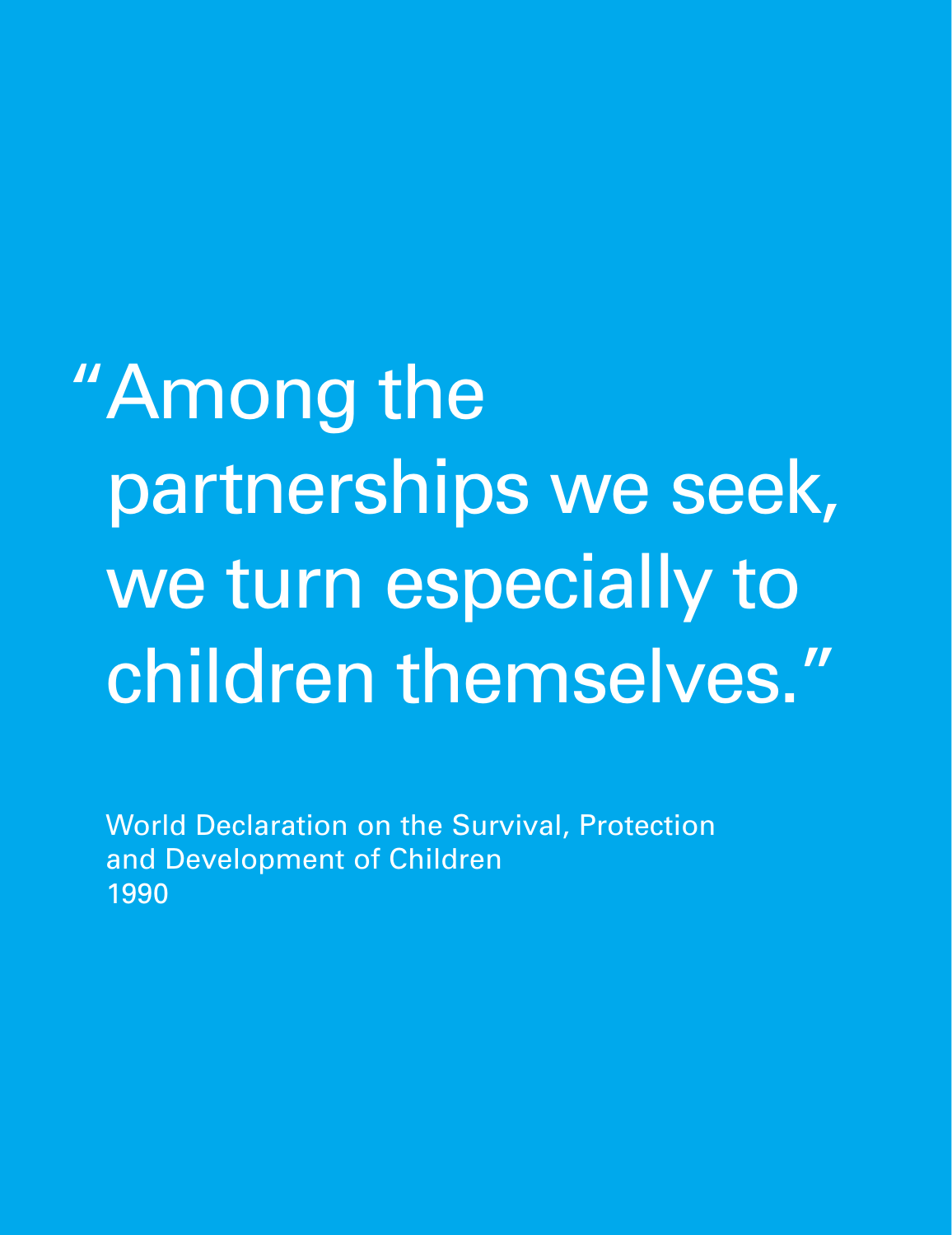> "Among the partnerships we seek, we turn especially to children themselves."

World Declaration on the Survival, Protection and Development of Children
1990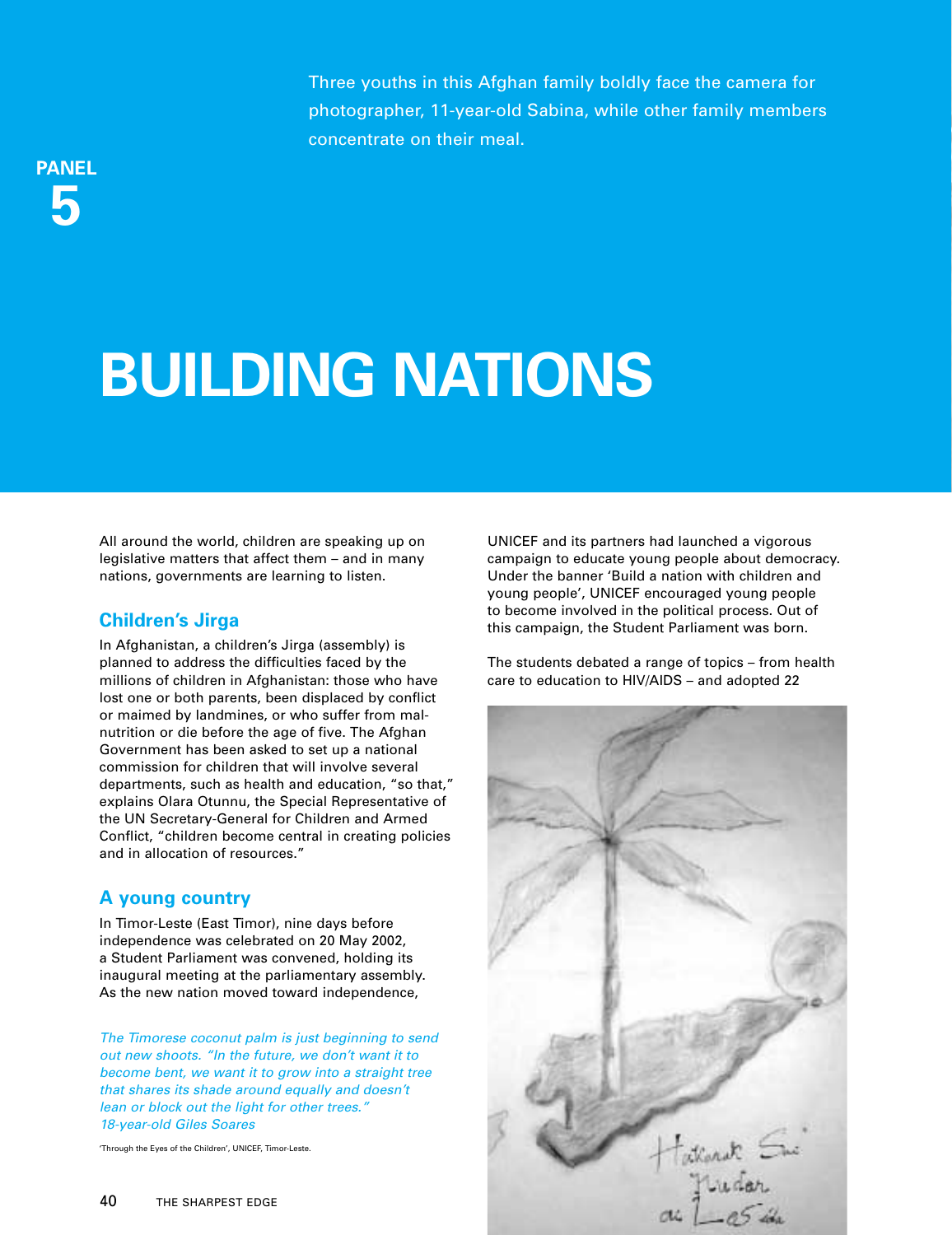Three youths in this Afghan family boldly face the camera for photographer, 11-year-old Sabina, while other family members concentrate on their meal.

PANEL 5

# BUILDING NATIONS

All around the world, children are speaking up on legislative matters that affect them – and in many nations, governments are learning to listen.

## Children's Jirga

In Afghanistan, a children's Jirga (assembly) is planned to address the difficulties faced by the millions of children in Afghanistan: those who have lost one or both parents, been displaced by conflict or maimed by landmines, or who suffer from malnutrition or die before the age of five. The Afghan Government has been asked to set up a national commission for children that will involve several departments, such as health and education, "so that," explains Olara Otunnu, the Special Representative of the UN Secretary-General for Children and Armed Conflict, "children become central in creating policies and in allocation of resources."

## A young country

In Timor-Leste (East Timor), nine days before independence was celebrated on 20 May 2002, a Student Parliament was convened, holding its inaugural meeting at the parliamentary assembly. As the new nation moved toward independence, UNICEF and its partners had launched a vigorous campaign to educate young people about democracy. Under the banner 'Build a nation with children and young people', UNICEF encouraged young people to become involved in the political process. Out of this campaign, the Student Parliament was born.

The students debated a range of topics – from health care to education to HIV/AIDS – and adopted 22

*The Timorese coconut palm is just beginning to send out new shoots. "In the future, we don't want it to become bent, we want it to grow into a straight tree that shares its shade around equally and doesn't lean or block out the light for other trees."*
*18-year-old Giles Soares*

'Through the Eyes of the Children', UNICEF, Timor-Leste.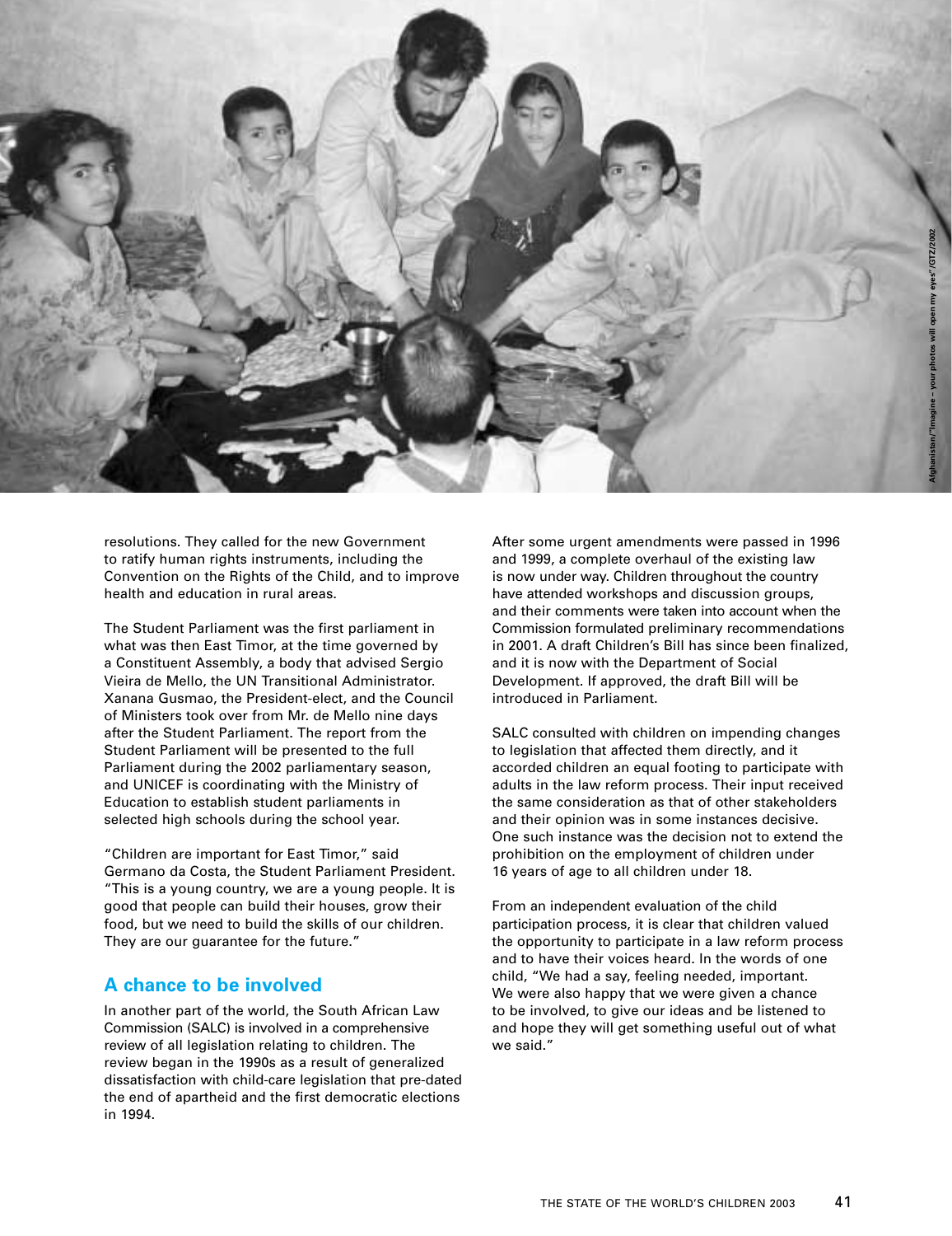Afghanistan/"Imagine – your photos will open my eyes"/GTZ/2002

resolutions. They called for the new Government to ratify human rights instruments, including the Convention on the Rights of the Child, and to improve health and education in rural areas.

The Student Parliament was the first parliament in what was then East Timor, at the time governed by a Constituent Assembly, a body that advised Sergio Vieira de Mello, the UN Transitional Administrator. Xanana Gusmao, the President-elect, and the Council of Ministers took over from Mr. de Mello nine days after the Student Parliament. The report from the Student Parliament will be presented to the full Parliament during the 2002 parliamentary season, and UNICEF is coordinating with the Ministry of Education to establish student parliaments in selected high schools during the school year.

"Children are important for East Timor," said Germano da Costa, the Student Parliament President. "This is a young country, we are a young people. It is good that people can build their houses, grow their food, but we need to build the skills of our children. They are our guarantee for the future."

## A chance to be involved

In another part of the world, the South African Law Commission (SALC) is involved in a comprehensive review of all legislation relating to children. The review began in the 1990s as a result of generalized dissatisfaction with child-care legislation that pre-dated the end of apartheid and the first democratic elections in 1994.

After some urgent amendments were passed in 1996 and 1999, a complete overhaul of the existing law is now under way. Children throughout the country have attended workshops and discussion groups, and their comments were taken into account when the Commission formulated preliminary recommendations in 2001. A draft Children's Bill has since been finalized, and it is now with the Department of Social Development. If approved, the draft Bill will be introduced in Parliament.

SALC consulted with children on impending changes to legislation that affected them directly, and it accorded children an equal footing to participate with adults in the law reform process. Their input received the same consideration as that of other stakeholders and their opinion was in some instances decisive. One such instance was the decision not to extend the prohibition on the employment of children under 16 years of age to all children under 18.

From an independent evaluation of the child participation process, it is clear that children valued the opportunity to participate in a law reform process and to have their voices heard. In the words of one child, "We had a say, feeling needed, important. We were also happy that we were given a chance to be involved, to give our ideas and be listened to and hope they will get something useful out of what we said."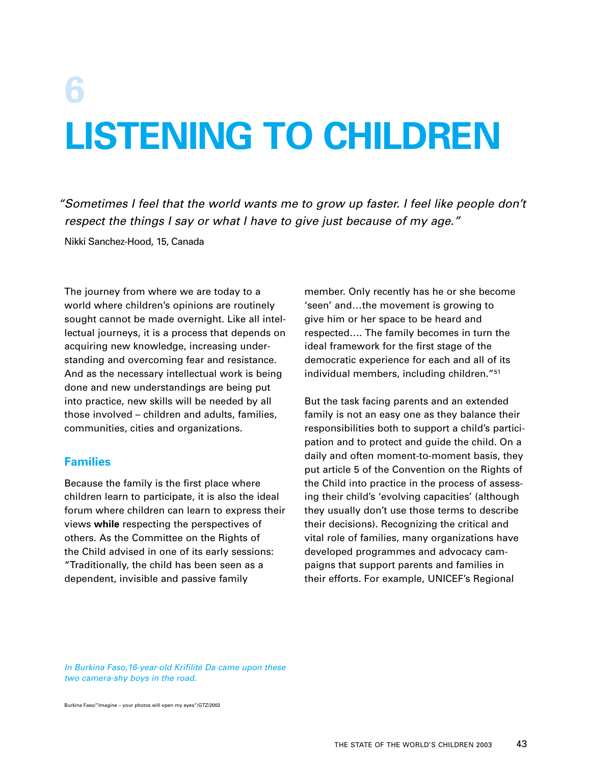# 6

# LISTENING TO CHILDREN

*"Sometimes I feel that the world wants me to grow up faster. I feel like people don't respect the things I say or what I have to give just because of my age."*

Nikki Sanchez-Hood, 15, Canada

The journey from where we are today to a world where children's opinions are routinely sought cannot be made overnight. Like all intellectual journeys, it is a process that depends on acquiring new knowledge, increasing understanding and overcoming fear and resistance. And as the necessary intellectual work is being done and new understandings are being put into practice, new skills will be needed by all those involved – children and adults, families, communities, cities and organizations.

## Families

Because the family is the first place where children learn to participate, it is also the ideal forum where children can learn to express their views **while** respecting the perspectives of others. As the Committee on the Rights of the Child advised in one of its early sessions: "Traditionally, the child has been seen as a dependent, invisible and passive family member. Only recently has he or she become 'seen' and…the movement is growing to give him or her space to be heard and respected…. The family becomes in turn the ideal framework for the first stage of the democratic experience for each and all of its individual members, including children."[51]

But the task facing parents and an extended family is not an easy one as they balance their responsibilities both to support a child's participation and to protect and guide the child. On a daily and often moment-to-moment basis, they put article 5 of the Convention on the Rights of the Child into practice in the process of assessing their child's 'evolving capacities' (although they usually don't use those terms to describe their decisions). Recognizing the critical and vital role of families, many organizations have developed programmes and advocacy campaigns that support parents and families in their efforts. For example, UNICEF's Regional

*In Burkina Faso, 16-year-old Krifilité Da came upon these two camera-shy boys in the road.*

Burkina Faso/"Imagine – your photos will open my eyes"/GTZ/2002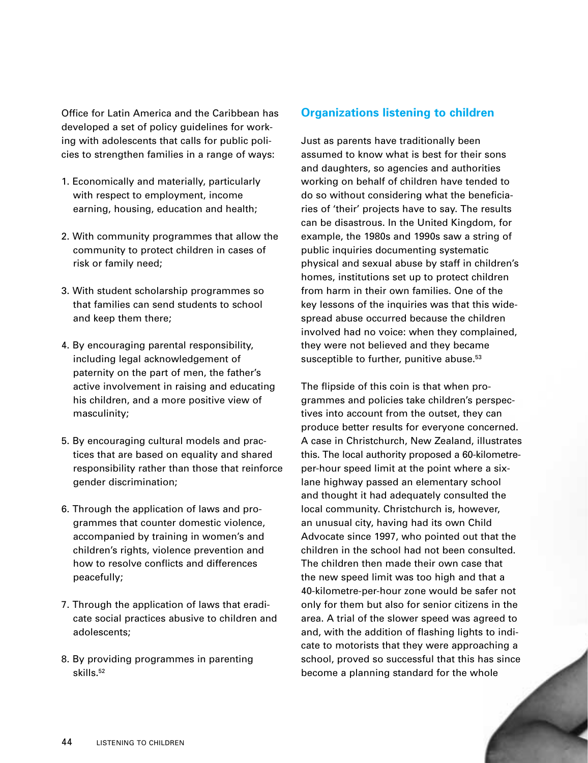Office for Latin America and the Caribbean has developed a set of policy guidelines for working with adolescents that calls for public policies to strengthen families in a range of ways:

1. Economically and materially, particularly with respect to employment, income earning, housing, education and health;

2. With community programmes that allow the community to protect children in cases of risk or family need;

3. With student scholarship programmes so that families can send students to school and keep them there;

4. By encouraging parental responsibility, including legal acknowledgement of paternity on the part of men, the father's active involvement in raising and educating his children, and a more positive view of masculinity;

5. By encouraging cultural models and practices that are based on equality and shared responsibility rather than those that reinforce gender discrimination;

6. Through the application of laws and programmes that counter domestic violence, accompanied by training in women's and children's rights, violence prevention and how to resolve conflicts and differences peacefully;

7. Through the application of laws that eradicate social practices abusive to children and adolescents;

8. By providing programmes in parenting skills.[52]

## Organizations listening to children

Just as parents have traditionally been assumed to know what is best for their sons and daughters, so agencies and authorities working on behalf of children have tended to do so without considering what the beneficiaries of 'their' projects have to say. The results can be disastrous. In the United Kingdom, for example, the 1980s and 1990s saw a string of public inquiries documenting systematic physical and sexual abuse by staff in children's homes, institutions set up to protect children from harm in their own families. One of the key lessons of the inquiries was that this widespread abuse occurred because the children involved had no voice: when they complained, they were not believed and they became susceptible to further, punitive abuse.[53]

The flipside of this coin is that when programmes and policies take children's perspectives into account from the outset, they can produce better results for everyone concerned. A case in Christchurch, New Zealand, illustrates this. The local authority proposed a 60-kilometre-per-hour speed limit at the point where a six-lane highway passed an elementary school and thought it had adequately consulted the local community. Christchurch is, however, an unusual city, having had its own Child Advocate since 1997, who pointed out that the children in the school had not been consulted. The children then made their own case that the new speed limit was too high and that a 40-kilometre-per-hour zone would be safer not only for them but also for senior citizens in the area. A trial of the slower speed was agreed to and, with the addition of flashing lights to indicate to motorists that they were approaching a school, proved so successful that this has since become a planning standard for the whole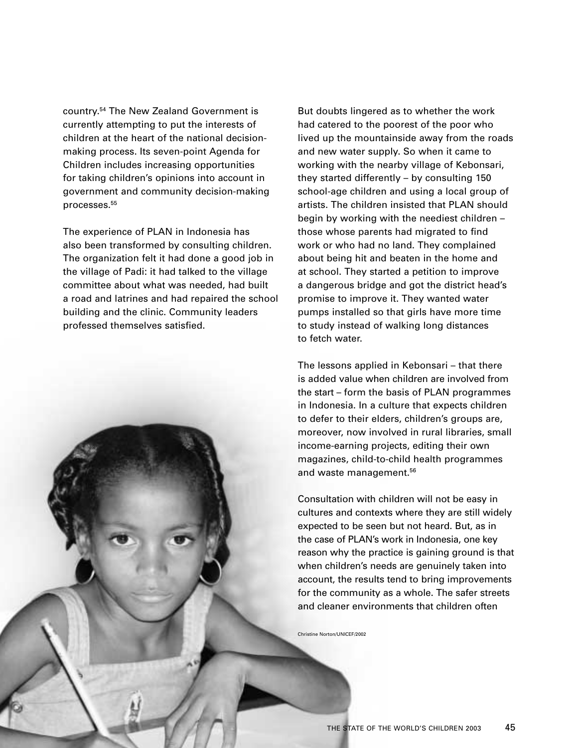country.[54] The New Zealand Government is currently attempting to put the interests of children at the heart of the national decision-making process. Its seven-point Agenda for Children includes increasing opportunities for taking children's opinions into account in government and community decision-making processes.[55]

The experience of PLAN in Indonesia has also been transformed by consulting children. The organization felt it had done a good job in the village of Padi: it had talked to the village committee about what was needed, had built a road and latrines and had repaired the school building and the clinic. Community leaders professed themselves satisfied.

But doubts lingered as to whether the work had catered to the poorest of the poor who lived up the mountainside away from the roads and new water supply. So when it came to working with the nearby village of Kebonsari, they started differently – by consulting 150 school-age children and using a local group of artists. The children insisted that PLAN should begin by working with the neediest children – those whose parents had migrated to find work or who had no land. They complained about being hit and beaten in the home and at school. They started a petition to improve a dangerous bridge and got the district head's promise to improve it. They wanted water pumps installed so that girls have more time to study instead of walking long distances to fetch water.

The lessons applied in Kebonsari – that there is added value when children are involved from the start – form the basis of PLAN programmes in Indonesia. In a culture that expects children to defer to their elders, children's groups are, moreover, now involved in rural libraries, small income-earning projects, editing their own magazines, child-to-child health programmes and waste management.[56]

Consultation with children will not be easy in cultures and contexts where they are still widely expected to be seen but not heard. But, as in the case of PLAN's work in Indonesia, one key reason why the practice is gaining ground is that when children's needs are genuinely taken into account, the results tend to bring improvements for the community as a whole. The safer streets and cleaner environments that children often

Christine Norton/UNICEF/2002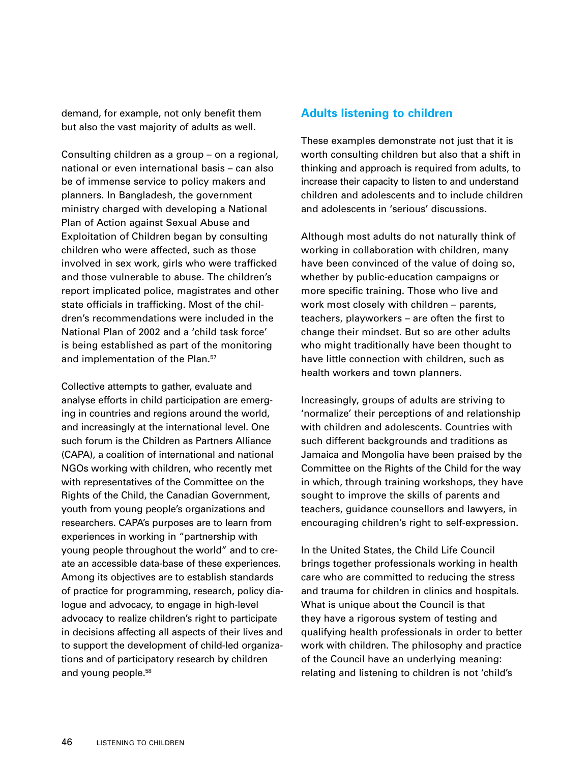demand, for example, not only benefit them but also the vast majority of adults as well.

Consulting children as a group – on a regional, national or even international basis – can also be of immense service to policy makers and planners. In Bangladesh, the government ministry charged with developing a National Plan of Action against Sexual Abuse and Exploitation of Children began by consulting children who were affected, such as those involved in sex work, girls who were trafficked and those vulnerable to abuse. The children's report implicated police, magistrates and other state officials in trafficking. Most of the children's recommendations were included in the National Plan of 2002 and a 'child task force' is being established as part of the monitoring and implementation of the Plan.[57]

Collective attempts to gather, evaluate and analyse efforts in child participation are emerging in countries and regions around the world, and increasingly at the international level. One such forum is the Children as Partners Alliance (CAPA), a coalition of international and national NGOs working with children, who recently met with representatives of the Committee on the Rights of the Child, the Canadian Government, youth from young people's organizations and researchers. CAPA's purposes are to learn from experiences in working in "partnership with young people throughout the world" and to create an accessible data-base of these experiences. Among its objectives are to establish standards of practice for programming, research, policy dialogue and advocacy, to engage in high-level advocacy to realize children's right to participate in decisions affecting all aspects of their lives and to support the development of child-led organizations and of participatory research by children and young people.[58]

## Adults listening to children

These examples demonstrate not just that it is worth consulting children but also that a shift in thinking and approach is required from adults, to increase their capacity to listen to and understand children and adolescents and to include children and adolescents in 'serious' discussions.

Although most adults do not naturally think of working in collaboration with children, many have been convinced of the value of doing so, whether by public-education campaigns or more specific training. Those who live and work most closely with children – parents, teachers, playworkers – are often the first to change their mindset. But so are other adults who might traditionally have been thought to have little connection with children, such as health workers and town planners.

Increasingly, groups of adults are striving to 'normalize' their perceptions of and relationship with children and adolescents. Countries with such different backgrounds and traditions as Jamaica and Mongolia have been praised by the Committee on the Rights of the Child for the way in which, through training workshops, they have sought to improve the skills of parents and teachers, guidance counsellors and lawyers, in encouraging children's right to self-expression.

In the United States, the Child Life Council brings together professionals working in health care who are committed to reducing the stress and trauma for children in clinics and hospitals. What is unique about the Council is that they have a rigorous system of testing and qualifying health professionals in order to better work with children. The philosophy and practice of the Council have an underlying meaning: relating and listening to children is not 'child's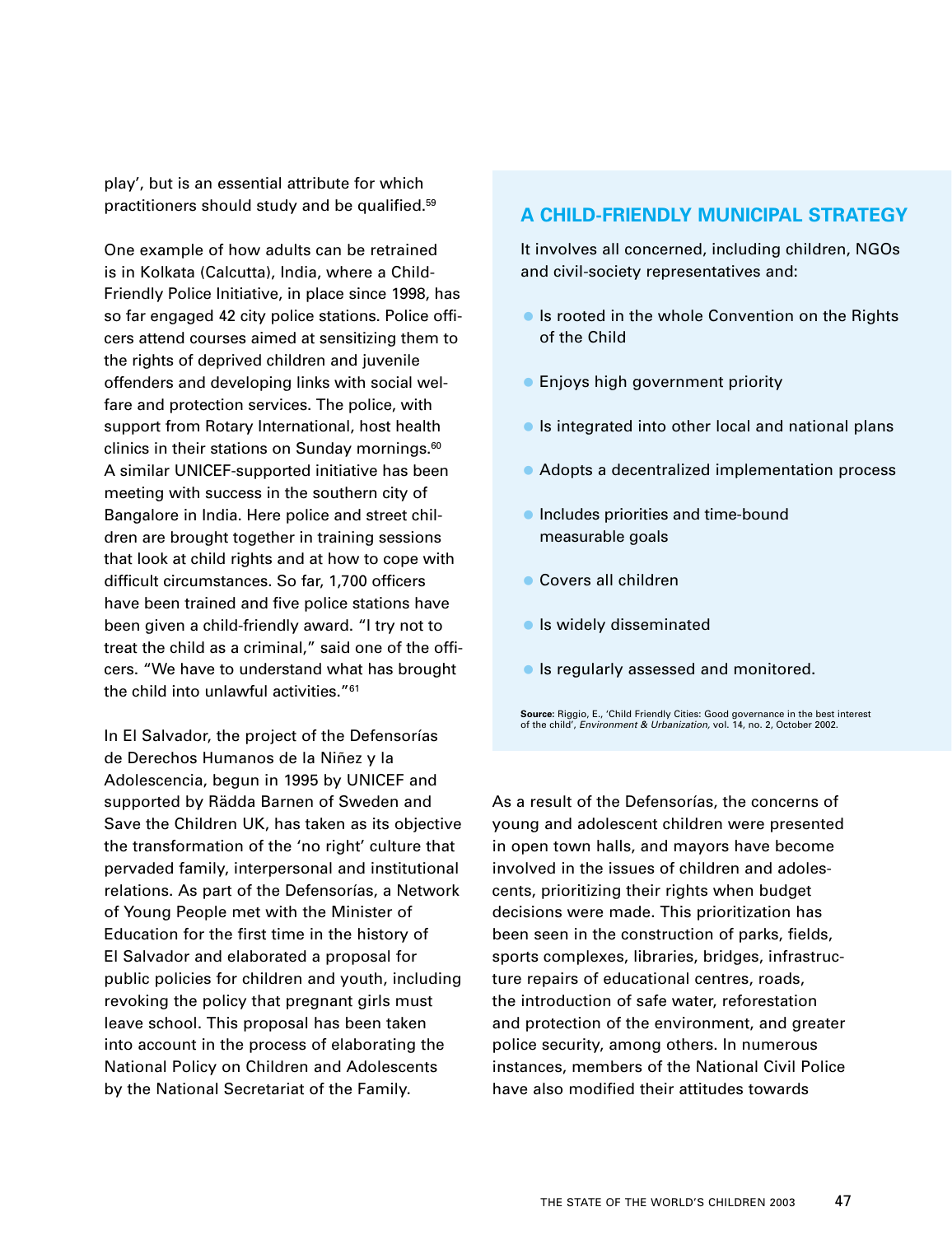play', but is an essential attribute for which practitioners should study and be qualified.[59]

One example of how adults can be retrained is in Kolkata (Calcutta), India, where a Child-Friendly Police Initiative, in place since 1998, has so far engaged 42 city police stations. Police officers attend courses aimed at sensitizing them to the rights of deprived children and juvenile offenders and developing links with social welfare and protection services. The police, with support from Rotary International, host health clinics in their stations on Sunday mornings.[60] A similar UNICEF-supported initiative has been meeting with success in the southern city of Bangalore in India. Here police and street children are brought together in training sessions that look at child rights and at how to cope with difficult circumstances. So far, 1,700 officers have been trained and five police stations have been given a child-friendly award. "I try not to treat the child as a criminal," said one of the officers. "We have to understand what has brought the child into unlawful activities."[61]

In El Salvador, the project of the Defensorías de Derechos Humanos de la Niñez y la Adolescencia, begun in 1995 by UNICEF and supported by Rädda Barnen of Sweden and Save the Children UK, has taken as its objective the transformation of the 'no right' culture that pervaded family, interpersonal and institutional relations. As part of the Defensorías, a Network of Young People met with the Minister of Education for the first time in the history of El Salvador and elaborated a proposal for public policies for children and youth, including revoking the policy that pregnant girls must leave school. This proposal has been taken into account in the process of elaborating the National Policy on Children and Adolescents by the National Secretariat of the Family.

## A CHILD-FRIENDLY MUNICIPAL STRATEGY

It involves all concerned, including children, NGOs and civil-society representatives and:

- Is rooted in the whole Convention on the Rights of the Child
- Enjoys high government priority
- Is integrated into other local and national plans
- Adopts a decentralized implementation process
- Includes priorities and time-bound measurable goals
- Covers all children
- Is widely disseminated
- Is regularly assessed and monitored.

**Source:** Riggio, E., 'Child Friendly Cities: Good governance in the best interest of the child', *Environment & Urbanization,* vol. 14, no. 2, October 2002.

As a result of the Defensorías, the concerns of young and adolescent children were presented in open town halls, and mayors have become involved in the issues of children and adolescents, prioritizing their rights when budget decisions were made. This prioritization has been seen in the construction of parks, fields, sports complexes, libraries, bridges, infrastructure repairs of educational centres, roads, the introduction of safe water, reforestation and protection of the environment, and greater police security, among others. In numerous instances, members of the National Civil Police have also modified their attitudes towards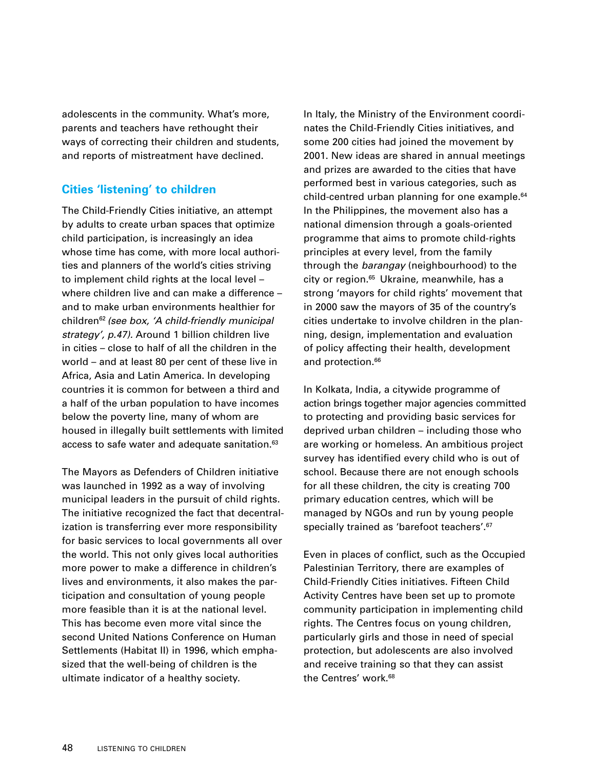adolescents in the community. What's more, parents and teachers have rethought their ways of correcting their children and students, and reports of mistreatment have declined.

## Cities 'listening' to children

The Child-Friendly Cities initiative, an attempt by adults to create urban spaces that optimize child participation, is increasingly an idea whose time has come, with more local authorities and planners of the world's cities striving to implement child rights at the local level – where children live and can make a difference – and to make urban environments healthier for children[62] *(see box, 'A child-friendly municipal strategy', p.47).* Around 1 billion children live in cities – close to half of all the children in the world – and at least 80 per cent of these live in Africa, Asia and Latin America. In developing countries it is common for between a third and a half of the urban population to have incomes below the poverty line, many of whom are housed in illegally built settlements with limited access to safe water and adequate sanitation.[63]

The Mayors as Defenders of Children initiative was launched in 1992 as a way of involving municipal leaders in the pursuit of child rights. The initiative recognized the fact that decentralization is transferring ever more responsibility for basic services to local governments all over the world. This not only gives local authorities more power to make a difference in children's lives and environments, it also makes the participation and consultation of young people more feasible than it is at the national level. This has become even more vital since the second United Nations Conference on Human Settlements (Habitat II) in 1996, which emphasized that the well-being of children is the ultimate indicator of a healthy society.

In Italy, the Ministry of the Environment coordinates the Child-Friendly Cities initiatives, and some 200 cities had joined the movement by 2001. New ideas are shared in annual meetings and prizes are awarded to the cities that have performed best in various categories, such as child-centred urban planning for one example.[64] In the Philippines, the movement also has a national dimension through a goals-oriented programme that aims to promote child-rights principles at every level, from the family through the *barangay* (neighbourhood) to the city or region.[65] Ukraine, meanwhile, has a strong 'mayors for child rights' movement that in 2000 saw the mayors of 35 of the country's cities undertake to involve children in the planning, design, implementation and evaluation of policy affecting their health, development and protection.[66]

In Kolkata, India, a citywide programme of action brings together major agencies committed to protecting and providing basic services for deprived urban children – including those who are working or homeless. An ambitious project survey has identified every child who is out of school. Because there are not enough schools for all these children, the city is creating 700 primary education centres, which will be managed by NGOs and run by young people specially trained as 'barefoot teachers'.[67]

Even in places of conflict, such as the Occupied Palestinian Territory, there are examples of Child-Friendly Cities initiatives. Fifteen Child Activity Centres have been set up to promote community participation in implementing child rights. The Centres focus on young children, particularly girls and those in need of special protection, but adolescents are also involved and receive training so that they can assist the Centres' work.[68]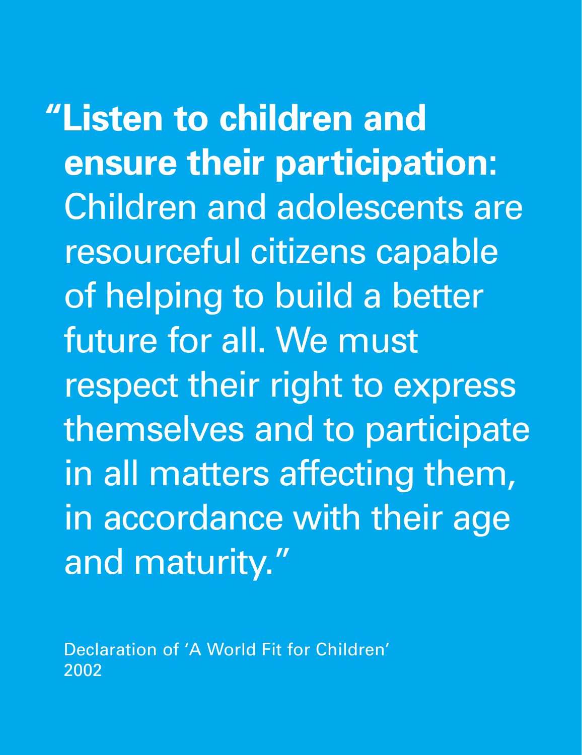"**Listen to children and ensure their participation:** Children and adolescents are resourceful citizens capable of helping to build a better future for all. We must respect their right to express themselves and to participate in all matters affecting them, in accordance with their age and maturity."

Declaration of 'A World Fit for Children'
2002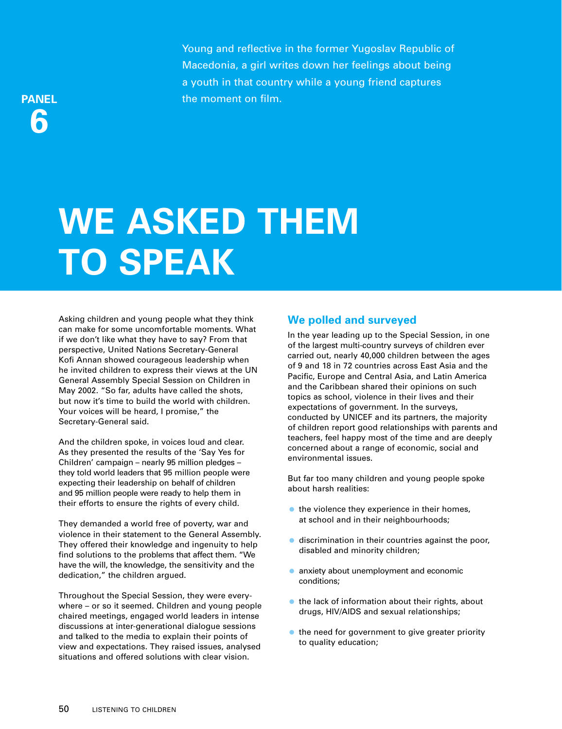PANEL 6

Young and reflective in the former Yugoslav Republic of Macedonia, a girl writes down her feelings about being a youth in that country while a young friend captures the moment on film.

# WE ASKED THEM TO SPEAK

Asking children and young people what they think can make for some uncomfortable moments. What if we don't like what they have to say? From that perspective, United Nations Secretary-General Kofi Annan showed courageous leadership when he invited children to express their views at the UN General Assembly Special Session on Children in May 2002. "So far, adults have called the shots, but now it's time to build the world with children. Your voices will be heard, I promise," the Secretary-General said.

And the children spoke, in voices loud and clear. As they presented the results of the 'Say Yes for Children' campaign – nearly 95 million pledges – they told world leaders that 95 million people were expecting their leadership on behalf of children and 95 million people were ready to help them in their efforts to ensure the rights of every child.

They demanded a world free of poverty, war and violence in their statement to the General Assembly. They offered their knowledge and ingenuity to help find solutions to the problems that affect them. "We have the will, the knowledge, the sensitivity and the dedication," the children argued.

Throughout the Special Session, they were everywhere – or so it seemed. Children and young people chaired meetings, engaged world leaders in intense discussions at inter-generational dialogue sessions and talked to the media to explain their points of view and expectations. They raised issues, analysed situations and offered solutions with clear vision.

## We polled and surveyed

In the year leading up to the Special Session, in one of the largest multi-country surveys of children ever carried out, nearly 40,000 children between the ages of 9 and 18 in 72 countries across East Asia and the Pacific, Europe and Central Asia, and Latin America and the Caribbean shared their opinions on such topics as school, violence in their lives and their expectations of government. In the surveys, conducted by UNICEF and its partners, the majority of children report good relationships with parents and teachers, feel happy most of the time and are deeply concerned about a range of economic, social and environmental issues.

But far too many children and young people spoke about harsh realities:

- the violence they experience in their homes, at school and in their neighbourhoods;
- discrimination in their countries against the poor, disabled and minority children;
- anxiety about unemployment and economic conditions;
- the lack of information about their rights, about drugs, HIV/AIDS and sexual relationships;
- the need for government to give greater priority to quality education;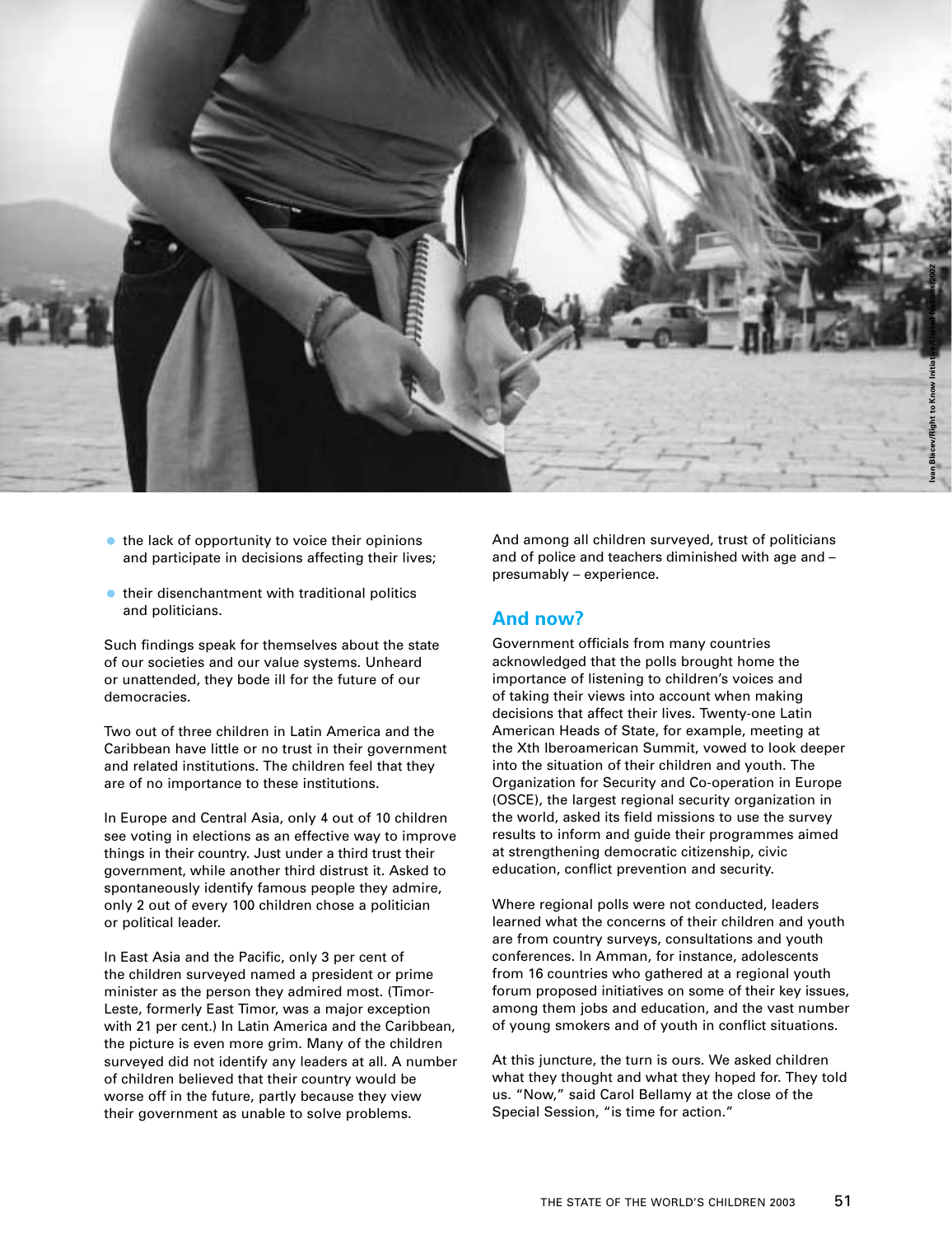- the lack of opportunity to voice their opinions and participate in decisions affecting their lives;
- their disenchantment with traditional politics and politicians.

Such findings speak for themselves about the state of our societies and our value systems. Unheard or unattended, they bode ill for the future of our democracies.

Two out of three children in Latin America and the Caribbean have little or no trust in their government and related institutions. The children feel that they are of no importance to these institutions.

In Europe and Central Asia, only 4 out of 10 children see voting in elections as an effective way to improve things in their country. Just under a third trust their government, while another third distrust it. Asked to spontaneously identify famous people they admire, only 2 out of every 100 children chose a politician or political leader.

In East Asia and the Pacific, only 3 per cent of the children surveyed named a president or prime minister as the person they admired most. (Timor-Leste, formerly East Timor, was a major exception with 21 per cent.) In Latin America and the Caribbean, the picture is even more grim. Many of the children surveyed did not identify any leaders at all. A number of children believed that their country would be worse off in the future, partly because they view their government as unable to solve problems.

And among all children surveyed, trust of politicians and of police and teachers diminished with age and – presumably – experience.

## And now?

Government officials from many countries acknowledged that the polls brought home the importance of listening to children's voices and of taking their views into account when making decisions that affect their lives. Twenty-one Latin American Heads of State, for example, meeting at the Xth Iberoamerican Summit, vowed to look deeper into the situation of their children and youth. The Organization for Security and Co-operation in Europe (OSCE), the largest regional security organization in the world, asked its field missions to use the survey results to inform and guide their programmes aimed at strengthening democratic citizenship, civic education, conflict prevention and security.

Where regional polls were not conducted, leaders learned what the concerns of their children and youth are from country surveys, consultations and youth conferences. In Amman, for instance, adolescents from 16 countries who gathered at a regional youth forum proposed initiatives on some of their key issues, among them jobs and education, and the vast number of young smokers and of youth in conflict situations.

At this juncture, the turn is ours. We asked children what they thought and what they hoped for. They told us. "Now," said Carol Bellamy at the close of the Special Session, "is time for action."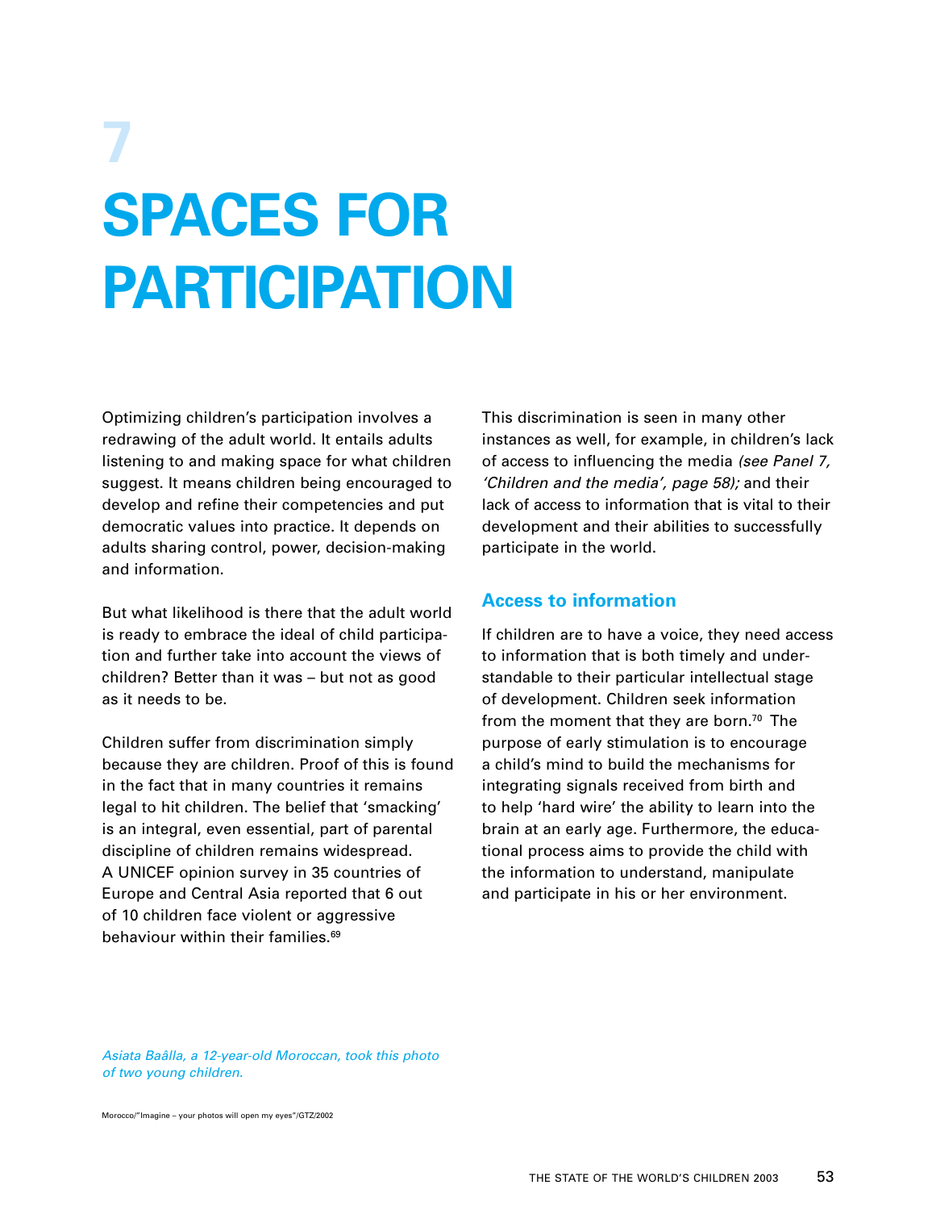# 7 SPACES FOR PARTICIPATION

Optimizing children's participation involves a redrawing of the adult world. It entails adults listening to and making space for what children suggest. It means children being encouraged to develop and refine their competencies and put democratic values into practice. It depends on adults sharing control, power, decision-making and information.

But what likelihood is there that the adult world is ready to embrace the ideal of child participation and further take into account the views of children? Better than it was – but not as good as it needs to be.

Children suffer from discrimination simply because they are children. Proof of this is found in the fact that in many countries it remains legal to hit children. The belief that 'smacking' is an integral, even essential, part of parental discipline of children remains widespread. A UNICEF opinion survey in 35 countries of Europe and Central Asia reported that 6 out of 10 children face violent or aggressive behaviour within their families.[69]

This discrimination is seen in many other instances as well, for example, in children's lack of access to influencing the media *(see Panel 7, 'Children and the media', page 58);* and their lack of access to information that is vital to their development and their abilities to successfully participate in the world.

## Access to information

If children are to have a voice, they need access to information that is both timely and understandable to their particular intellectual stage of development. Children seek information from the moment that they are born.[70] The purpose of early stimulation is to encourage a child's mind to build the mechanisms for integrating signals received from birth and to help 'hard wire' the ability to learn into the brain at an early age. Furthermore, the educational process aims to provide the child with the information to understand, manipulate and participate in his or her environment.

*Asiata Baâlla, a 12-year-old Moroccan, took this photo of two young children.*

Morocco/"Imagine – your photos will open my eyes"/GTZ/2002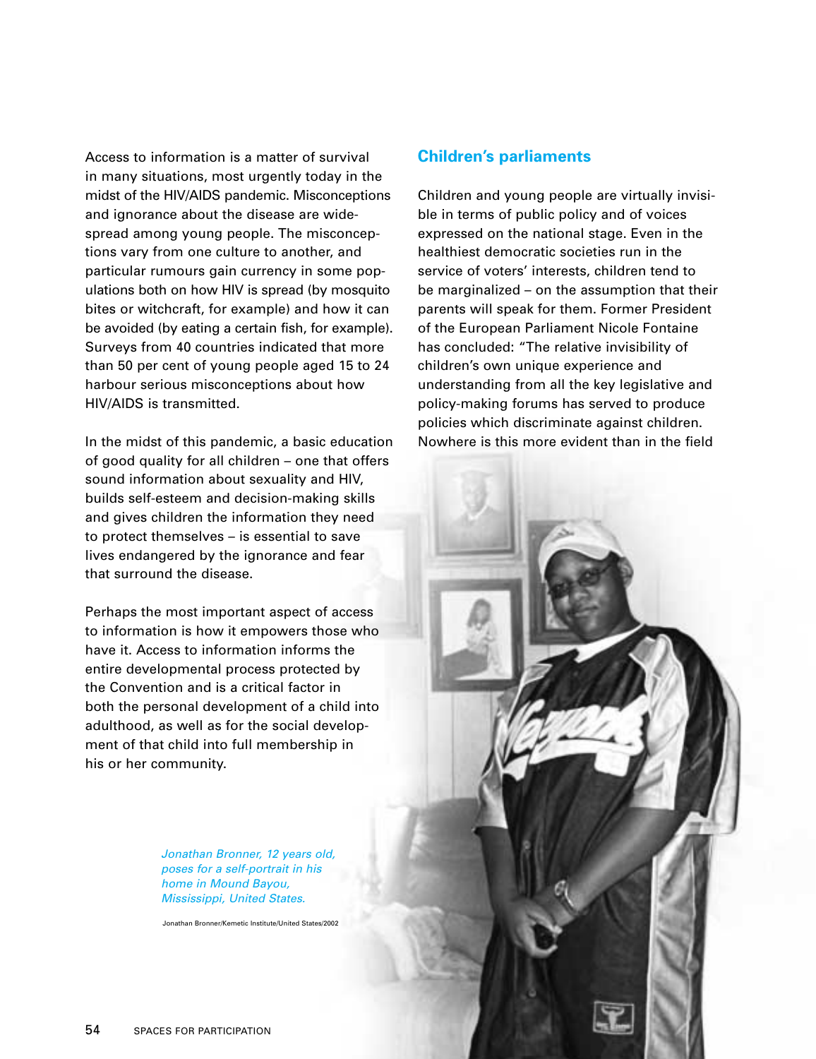Access to information is a matter of survival in many situations, most urgently today in the midst of the HIV/AIDS pandemic. Misconceptions and ignorance about the disease are widespread among young people. The misconceptions vary from one culture to another, and particular rumours gain currency in some populations both on how HIV is spread (by mosquito bites or witchcraft, for example) and how it can be avoided (by eating a certain fish, for example). Surveys from 40 countries indicated that more than 50 per cent of young people aged 15 to 24 harbour serious misconceptions about how HIV/AIDS is transmitted.

In the midst of this pandemic, a basic education of good quality for all children – one that offers sound information about sexuality and HIV, builds self-esteem and decision-making skills and gives children the information they need to protect themselves – is essential to save lives endangered by the ignorance and fear that surround the disease.

Perhaps the most important aspect of access to information is how it empowers those who have it. Access to information informs the entire developmental process protected by the Convention and is a critical factor in both the personal development of a child into adulthood, as well as for the social development of that child into full membership in his or her community.

*Jonathan Bronner, 12 years old, poses for a self-portrait in his home in Mound Bayou, Mississippi, United States.*

Jonathan Bronner/Kemetic Institute/United States/2002

## Children's parliaments

Children and young people are virtually invisible in terms of public policy and of voices expressed on the national stage. Even in the healthiest democratic societies run in the service of voters' interests, children tend to be marginalized – on the assumption that their parents will speak for them. Former President of the European Parliament Nicole Fontaine has concluded: "The relative invisibility of children's own unique experience and understanding from all the key legislative and policy-making forums has served to produce policies which discriminate against children. Nowhere is this more evident than in the field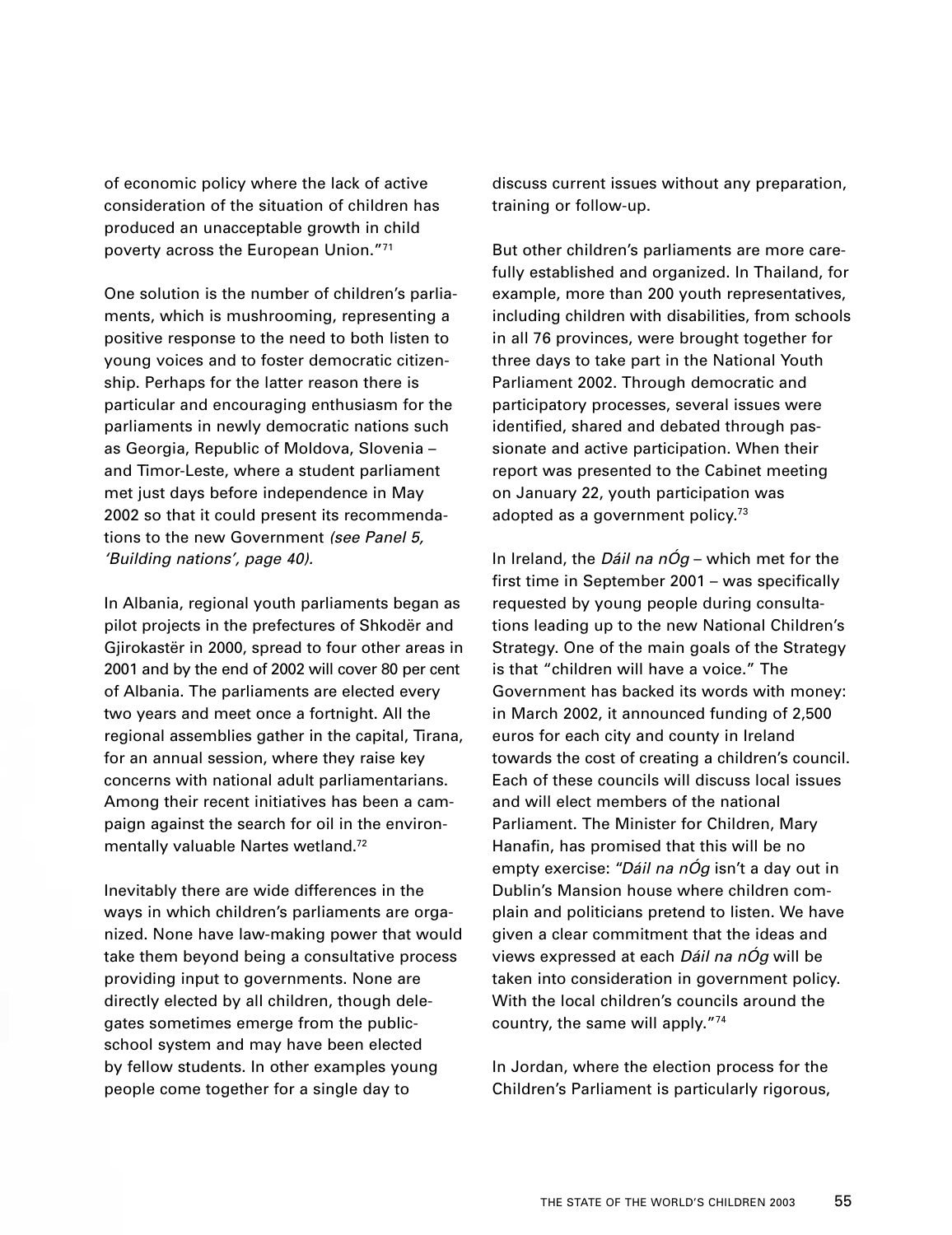of economic policy where the lack of active consideration of the situation of children has produced an unacceptable growth in child poverty across the European Union."[71]

One solution is the number of children's parliaments, which is mushrooming, representing a positive response to the need to both listen to young voices and to foster democratic citizenship. Perhaps for the latter reason there is particular and encouraging enthusiasm for the parliaments in newly democratic nations such as Georgia, Republic of Moldova, Slovenia – and Timor-Leste, where a student parliament met just days before independence in May 2002 so that it could present its recommendations to the new Government *(see Panel 5, 'Building nations', page 40).*

In Albania, regional youth parliaments began as pilot projects in the prefectures of Shkodër and Gjirokastër in 2000, spread to four other areas in 2001 and by the end of 2002 will cover 80 per cent of Albania. The parliaments are elected every two years and meet once a fortnight. All the regional assemblies gather in the capital, Tirana, for an annual session, where they raise key concerns with national adult parliamentarians. Among their recent initiatives has been a campaign against the search for oil in the environmentally valuable Nartes wetland.[72]

Inevitably there are wide differences in the ways in which children's parliaments are organized. None have law-making power that would take them beyond being a consultative process providing input to governments. None are directly elected by all children, though delegates sometimes emerge from the public-school system and may have been elected by fellow students. In other examples young people come together for a single day to discuss current issues without any preparation, training or follow-up.

But other children's parliaments are more carefully established and organized. In Thailand, for example, more than 200 youth representatives, including children with disabilities, from schools in all 76 provinces, were brought together for three days to take part in the National Youth Parliament 2002. Through democratic and participatory processes, several issues were identified, shared and debated through passionate and active participation. When their report was presented to the Cabinet meeting on January 22, youth participation was adopted as a government policy.[73]

In Ireland, the *Dáil na nÓg* – which met for the first time in September 2001 – was specifically requested by young people during consultations leading up to the new National Children's Strategy. One of the main goals of the Strategy is that "children will have a voice." The Government has backed its words with money: in March 2002, it announced funding of 2,500 euros for each city and county in Ireland towards the cost of creating a children's council. Each of these councils will discuss local issues and will elect members of the national Parliament. The Minister for Children, Mary Hanafin, has promised that this will be no empty exercise: "*Dáil na nÓg* isn't a day out in Dublin's Mansion house where children complain and politicians pretend to listen. We have given a clear commitment that the ideas and views expressed at each *Dáil na nÓg* will be taken into consideration in government policy. With the local children's councils around the country, the same will apply."[74]

In Jordan, where the election process for the Children's Parliament is particularly rigorous,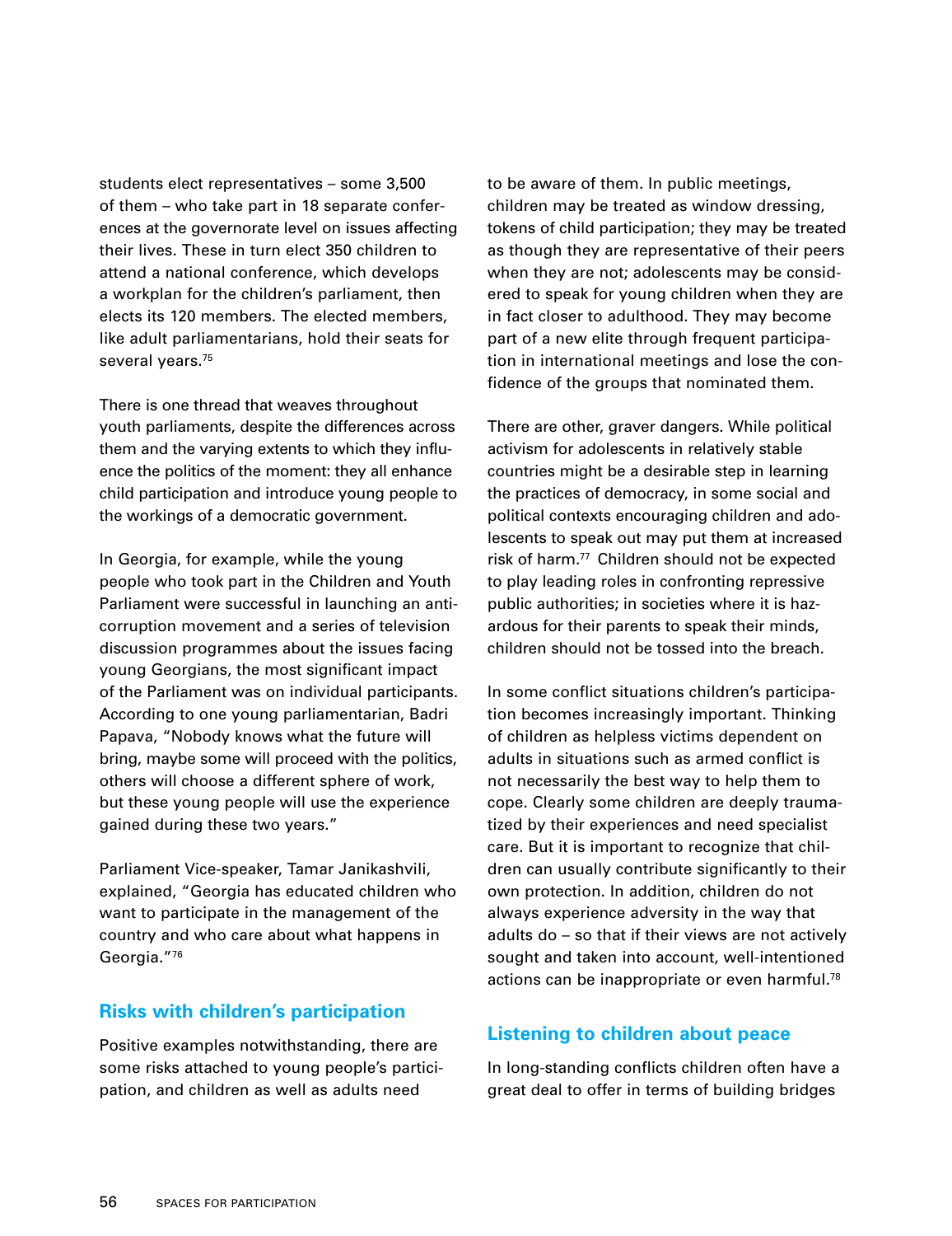students elect representatives – some 3,500 of them – who take part in 18 separate conferences at the governorate level on issues affecting their lives. These in turn elect 350 children to attend a national conference, which develops a workplan for the children's parliament, then elects its 120 members. The elected members, like adult parliamentarians, hold their seats for several years.[75]

There is one thread that weaves throughout youth parliaments, despite the differences across them and the varying extents to which they influence the politics of the moment: they all enhance child participation and introduce young people to the workings of a democratic government.

In Georgia, for example, while the young people who took part in the Children and Youth Parliament were successful in launching an anti-corruption movement and a series of television discussion programmes about the issues facing young Georgians, the most significant impact of the Parliament was on individual participants. According to one young parliamentarian, Badri Papava, "Nobody knows what the future will bring, maybe some will proceed with the politics, others will choose a different sphere of work, but these young people will use the experience gained during these two years."

Parliament Vice-speaker, Tamar Janikashvili, explained, "Georgia has educated children who want to participate in the management of the country and who care about what happens in Georgia."[76]

## Risks with children's participation

Positive examples notwithstanding, there are some risks attached to young people's participation, and children as well as adults need to be aware of them. In public meetings, children may be treated as window dressing, tokens of child participation; they may be treated as though they are representative of their peers when they are not; adolescents may be considered to speak for young children when they are in fact closer to adulthood. They may become part of a new elite through frequent participation in international meetings and lose the confidence of the groups that nominated them.

There are other, graver dangers. While political activism for adolescents in relatively stable countries might be a desirable step in learning the practices of democracy, in some social and political contexts encouraging children and adolescents to speak out may put them at increased risk of harm.[77] Children should not be expected to play leading roles in confronting repressive public authorities; in societies where it is hazardous for their parents to speak their minds, children should not be tossed into the breach.

In some conflict situations children's participation becomes increasingly important. Thinking of children as helpless victims dependent on adults in situations such as armed conflict is not necessarily the best way to help them to cope. Clearly some children are deeply traumatized by their experiences and need specialist care. But it is important to recognize that children can usually contribute significantly to their own protection. In addition, children do not always experience adversity in the way that adults do – so that if their views are not actively sought and taken into account, well-intentioned actions can be inappropriate or even harmful.[78]

## Listening to children about peace

In long-standing conflicts children often have a great deal to offer in terms of building bridges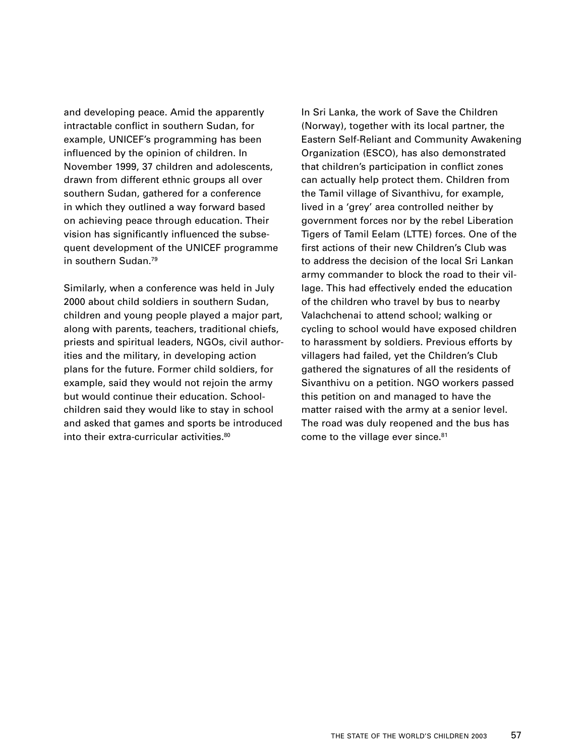and developing peace. Amid the apparently intractable conflict in southern Sudan, for example, UNICEF's programming has been influenced by the opinion of children. In November 1999, 37 children and adolescents, drawn from different ethnic groups all over southern Sudan, gathered for a conference in which they outlined a way forward based on achieving peace through education. Their vision has significantly influenced the subsequent development of the UNICEF programme in southern Sudan.[79]

Similarly, when a conference was held in July 2000 about child soldiers in southern Sudan, children and young people played a major part, along with parents, teachers, traditional chiefs, priests and spiritual leaders, NGOs, civil authorities and the military, in developing action plans for the future. Former child soldiers, for example, said they would not rejoin the army but would continue their education. Schoolchildren said they would like to stay in school and asked that games and sports be introduced into their extra-curricular activities.[80]

In Sri Lanka, the work of Save the Children (Norway), together with its local partner, the Eastern Self-Reliant and Community Awakening Organization (ESCO), has also demonstrated that children's participation in conflict zones can actually help protect them. Children from the Tamil village of Sivanthivu, for example, lived in a 'grey' area controlled neither by government forces nor by the rebel Liberation Tigers of Tamil Eelam (LTTE) forces. One of the first actions of their new Children's Club was to address the decision of the local Sri Lankan army commander to block the road to their village. This had effectively ended the education of the children who travel by bus to nearby Valachchenai to attend school; walking or cycling to school would have exposed children to harassment by soldiers. Previous efforts by villagers had failed, yet the Children's Club gathered the signatures of all the residents of Sivanthivu on a petition. NGO workers passed this petition on and managed to have the matter raised with the army at a senior level. The road was duly reopened and the bus has come to the village ever since.[81]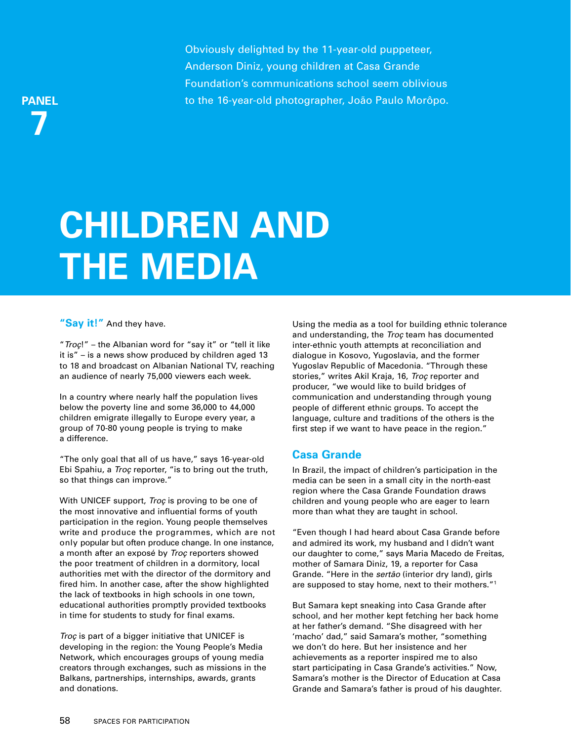**PANEL 7**

Obviously delighted by the 11-year-old puppeteer, Anderson Diniz, young children at Casa Grande Foundation's communications school seem oblivious to the 16-year-old photographer, João Paulo Morôpo.

# CHILDREN AND THE MEDIA

**"Say it!"** And they have.

"*Troç*!" – the Albanian word for "say it" or "tell it like it is" – is a news show produced by children aged 13 to 18 and broadcast on Albanian National TV, reaching an audience of nearly 75,000 viewers each week.

In a country where nearly half the population lives below the poverty line and some 36,000 to 44,000 children emigrate illegally to Europe every year, a group of 70-80 young people is trying to make a difference.

"The only goal that all of us have," says 16-year-old Ebi Spahiu, a *Troç* reporter, "is to bring out the truth, so that things can improve."

With UNICEF support, *Troç* is proving to be one of the most innovative and influential forms of youth participation in the region. Young people themselves write and produce the programmes, which are not only popular but often produce change. In one instance, a month after an exposé by *Troç* reporters showed the poor treatment of children in a dormitory, local authorities met with the director of the dormitory and fired him. In another case, after the show highlighted the lack of textbooks in high schools in one town, educational authorities promptly provided textbooks in time for students to study for final exams.

*Troç* is part of a bigger initiative that UNICEF is developing in the region: the Young People's Media Network, which encourages groups of young media creators through exchanges, such as missions in the Balkans, partnerships, internships, awards, grants and donations.

Using the media as a tool for building ethnic tolerance and understanding, the *Troç* team has documented inter-ethnic youth attempts at reconciliation and dialogue in Kosovo, Yugoslavia, and the former Yugoslav Republic of Macedonia. "Through these stories," writes Akil Kraja, 16, *Troç* reporter and producer, "we would like to build bridges of communication and understanding through young people of different ethnic groups. To accept the language, culture and traditions of the others is the first step if we want to have peace in the region."

## Casa Grande

In Brazil, the impact of children's participation in the media can be seen in a small city in the north-east region where the Casa Grande Foundation draws children and young people who are eager to learn more than what they are taught in school.

"Even though I had heard about Casa Grande before and admired its work, my husband and I didn't want our daughter to come," says Maria Macedo de Freitas, mother of Samara Diniz, 19, a reporter for Casa Grande. "Here in the *sertão* (interior dry land), girls are supposed to stay home, next to their mothers."[1]

But Samara kept sneaking into Casa Grande after school, and her mother kept fetching her back home at her father's demand. "She disagreed with her 'macho' dad," said Samara's mother, "something we don't do here. But her insistence and her achievements as a reporter inspired me to also start participating in Casa Grande's activities." Now, Samara's mother is the Director of Education at Casa Grande and Samara's father is proud of his daughter.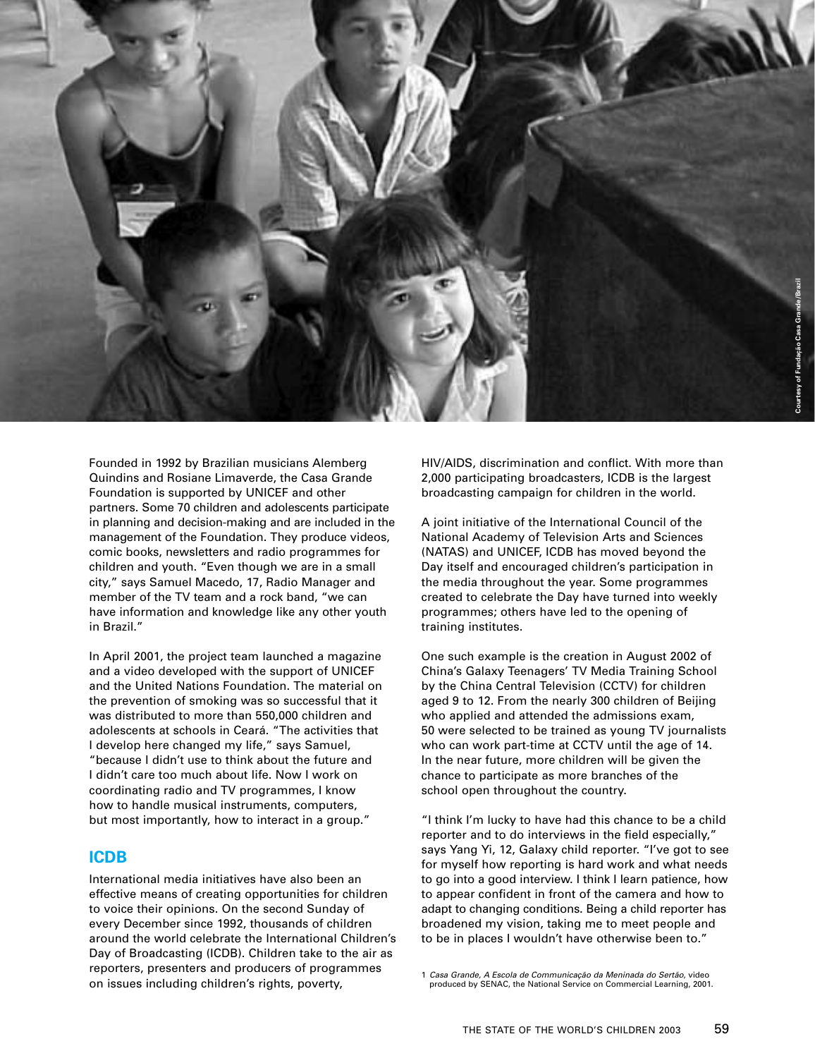Courtesy of Fundação Casa Grande/Brazil

Founded in 1992 by Brazilian musicians Alemberg Quindins and Rosiane Limaverde, the Casa Grande Foundation is supported by UNICEF and other partners. Some 70 children and adolescents participate in planning and decision-making and are included in the management of the Foundation. They produce videos, comic books, newsletters and radio programmes for children and youth. "Even though we are in a small city," says Samuel Macedo, 17, Radio Manager and member of the TV team and a rock band, "we can have information and knowledge like any other youth in Brazil."

In April 2001, the project team launched a magazine and a video developed with the support of UNICEF and the United Nations Foundation. The material on the prevention of smoking was so successful that it was distributed to more than 550,000 children and adolescents at schools in Ceará. "The activities that I develop here changed my life," says Samuel, "because I didn't use to think about the future and I didn't care too much about life. Now I work on coordinating radio and TV programmes, I know how to handle musical instruments, computers, but most importantly, how to interact in a group."

## ICDB

International media initiatives have also been an effective means of creating opportunities for children to voice their opinions. On the second Sunday of every December since 1992, thousands of children around the world celebrate the International Children's Day of Broadcasting (ICDB). Children take to the air as reporters, presenters and producers of programmes on issues including children's rights, poverty, HIV/AIDS, discrimination and conflict. With more than 2,000 participating broadcasters, ICDB is the largest broadcasting campaign for children in the world.

A joint initiative of the International Council of the National Academy of Television Arts and Sciences (NATAS) and UNICEF, ICDB has moved beyond the Day itself and encouraged children's participation in the media throughout the year. Some programmes created to celebrate the Day have turned into weekly programmes; others have led to the opening of training institutes.

One such example is the creation in August 2002 of China's Galaxy Teenagers' TV Media Training School by the China Central Television (CCTV) for children aged 9 to 12. From the nearly 300 children of Beijing who applied and attended the admissions exam, 50 were selected to be trained as young TV journalists who can work part-time at CCTV until the age of 14. In the near future, more children will be given the chance to participate as more branches of the school open throughout the country.

"I think I'm lucky to have had this chance to be a child reporter and to do interviews in the field especially," says Yang Yi, 12, Galaxy child reporter. "I've got to see for myself how reporting is hard work and what needs to go into a good interview. I think I learn patience, how to appear confident in front of the camera and how to adapt to changing conditions. Being a child reporter has broadened my vision, taking me to meet people and to be in places I wouldn't have otherwise been to."

1 *Casa Grande, A Escola de Comunicação da Meninada do Sertão,* video produced by SENAC, the National Service on Commercial Learning, 2001.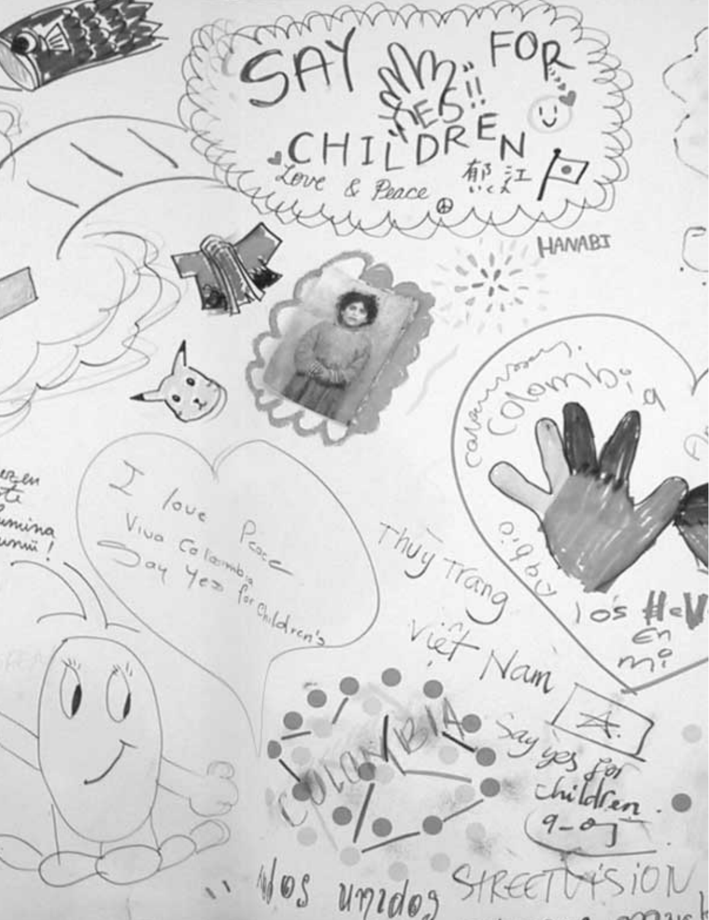SAY YES!! FOR CHILDREN

Love & Peace

郁江

HANABI

Colombia

I love Peace
Viva Colombia
Say Yes for Children's

Thuy Trang
Việt Nam

COLOMBIA

Say yes for children.
9-07

los H-V
en mi

Nos unidos STREETVISION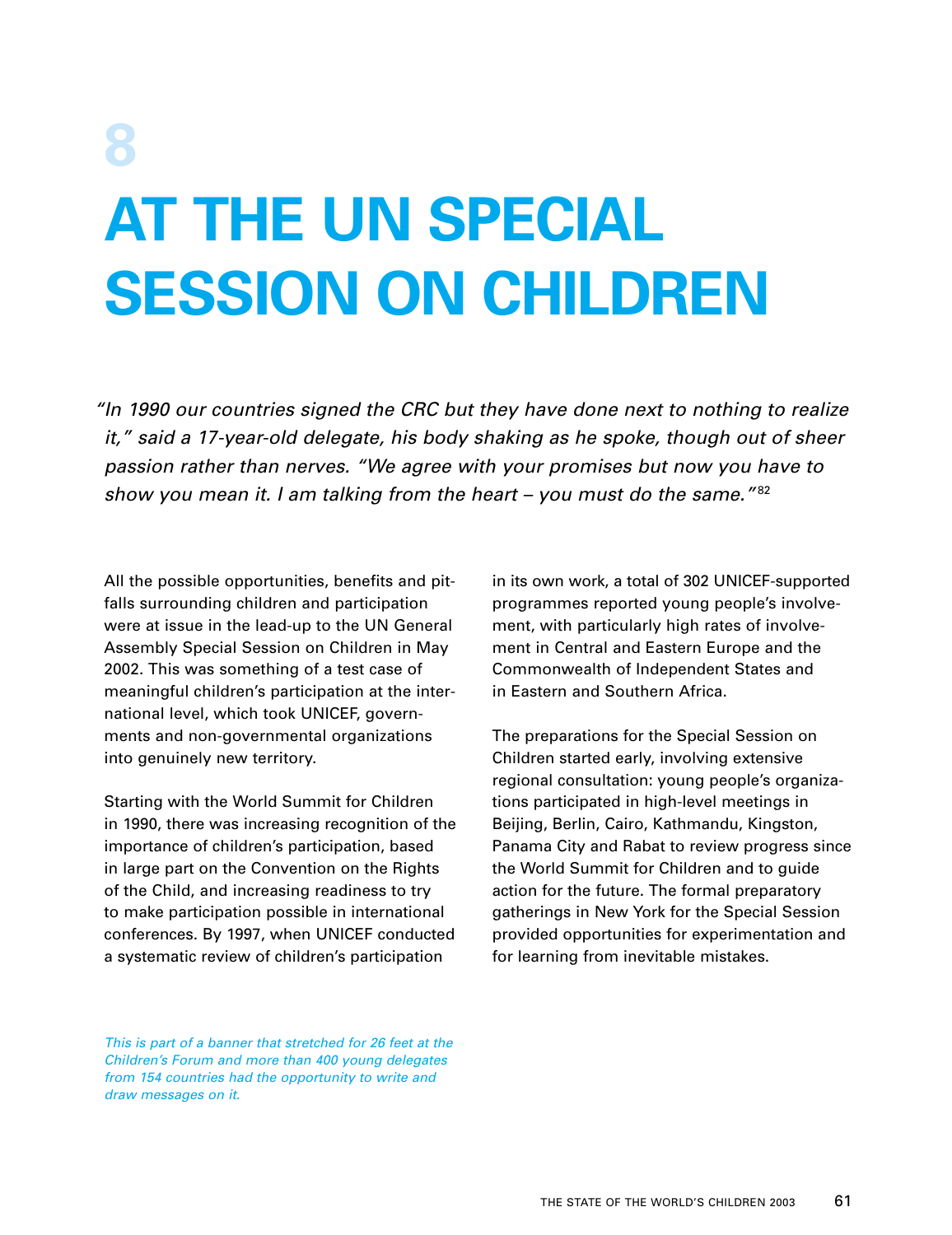# 8

# AT THE UN SPECIAL SESSION ON CHILDREN

*"In 1990 our countries signed the CRC but they have done next to nothing to realize it," said a 17-year-old delegate, his body shaking as he spoke, though out of sheer passion rather than nerves. "We agree with your promises but now you have to show you mean it. I am talking from the heart – you must do the same."*[82]

All the possible opportunities, benefits and pitfalls surrounding children and participation were at issue in the lead-up to the UN General Assembly Special Session on Children in May 2002. This was something of a test case of meaningful children's participation at the international level, which took UNICEF, governments and non-governmental organizations into genuinely new territory.

Starting with the World Summit for Children in 1990, there was increasing recognition of the importance of children's participation, based in large part on the Convention on the Rights of the Child, and increasing readiness to try to make participation possible in international conferences. By 1997, when UNICEF conducted a systematic review of children's participation in its own work, a total of 302 UNICEF-supported programmes reported young people's involvement, with particularly high rates of involvement in Central and Eastern Europe and the Commonwealth of Independent States and in Eastern and Southern Africa.

The preparations for the Special Session on Children started early, involving extensive regional consultation: young people's organizations participated in high-level meetings in Beijing, Berlin, Cairo, Kathmandu, Kingston, Panama City and Rabat to review progress since the World Summit for Children and to guide action for the future. The formal preparatory gatherings in New York for the Special Session provided opportunities for experimentation and for learning from inevitable mistakes.

*This is part of a banner that stretched for 26 feet at the Children's Forum and more than 400 young delegates from 154 countries had the opportunity to write and draw messages on it.*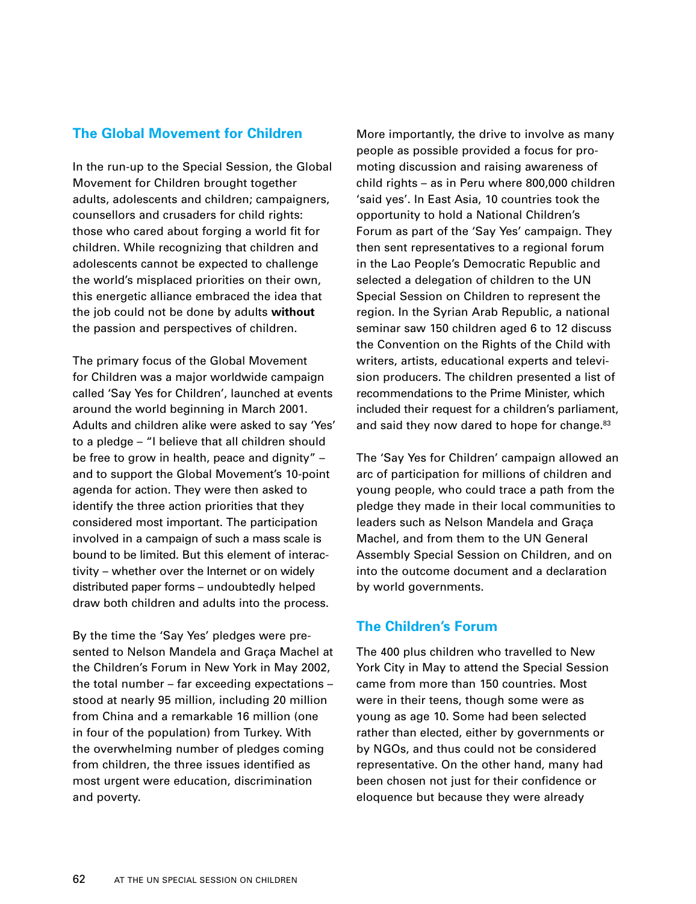## The Global Movement for Children

In the run-up to the Special Session, the Global Movement for Children brought together adults, adolescents and children; campaigners, counsellors and crusaders for child rights: those who cared about forging a world fit for children. While recognizing that children and adolescents cannot be expected to challenge the world's misplaced priorities on their own, this energetic alliance embraced the idea that the job could not be done by adults **without** the passion and perspectives of children.

The primary focus of the Global Movement for Children was a major worldwide campaign called 'Say Yes for Children', launched at events around the world beginning in March 2001. Adults and children alike were asked to say 'Yes' to a pledge – "I believe that all children should be free to grow in health, peace and dignity" – and to support the Global Movement's 10-point agenda for action. They were then asked to identify the three action priorities that they considered most important. The participation involved in a campaign of such a mass scale is bound to be limited. But this element of interactivity – whether over the Internet or on widely distributed paper forms – undoubtedly helped draw both children and adults into the process.

By the time the 'Say Yes' pledges were presented to Nelson Mandela and Graça Machel at the Children's Forum in New York in May 2002, the total number – far exceeding expectations – stood at nearly 95 million, including 20 million from China and a remarkable 16 million (one in four of the population) from Turkey. With the overwhelming number of pledges coming from children, the three issues identified as most urgent were education, discrimination and poverty.

More importantly, the drive to involve as many people as possible provided a focus for promoting discussion and raising awareness of child rights – as in Peru where 800,000 children 'said yes'. In East Asia, 10 countries took the opportunity to hold a National Children's Forum as part of the 'Say Yes' campaign. They then sent representatives to a regional forum in the Lao People's Democratic Republic and selected a delegation of children to the UN Special Session on Children to represent the region. In the Syrian Arab Republic, a national seminar saw 150 children aged 6 to 12 discuss the Convention on the Rights of the Child with writers, artists, educational experts and television producers. The children presented a list of recommendations to the Prime Minister, which included their request for a children's parliament, and said they now dared to hope for change.[83]

The 'Say Yes for Children' campaign allowed an arc of participation for millions of children and young people, who could trace a path from the pledge they made in their local communities to leaders such as Nelson Mandela and Graça Machel, and from them to the UN General Assembly Special Session on Children, and on into the outcome document and a declaration by world governments.

## The Children's Forum

The 400 plus children who travelled to New York City in May to attend the Special Session came from more than 150 countries. Most were in their teens, though some were as young as age 10. Some had been selected rather than elected, either by governments or by NGOs, and thus could not be considered representative. On the other hand, many had been chosen not just for their confidence or eloquence but because they were already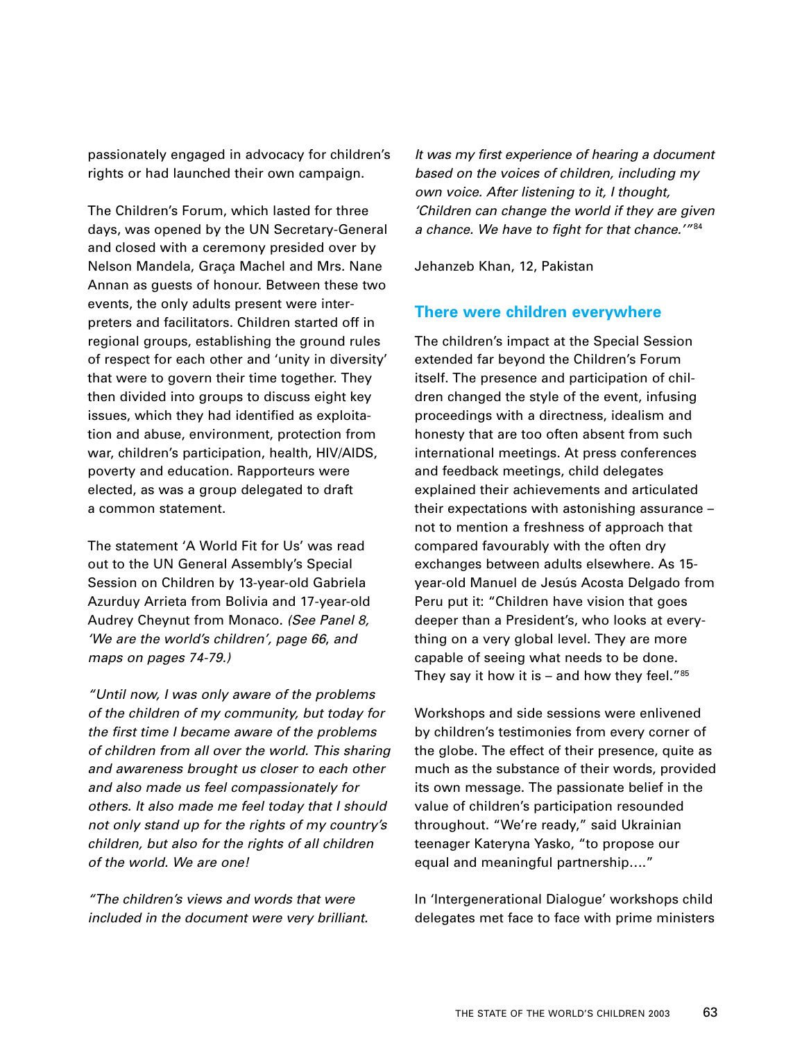passionately engaged in advocacy for children's rights or had launched their own campaign.

The Children's Forum, which lasted for three days, was opened by the UN Secretary-General and closed with a ceremony presided over by Nelson Mandela, Graça Machel and Mrs. Nane Annan as guests of honour. Between these two events, the only adults present were interpreters and facilitators. Children started off in regional groups, establishing the ground rules of respect for each other and 'unity in diversity' that were to govern their time together. They then divided into groups to discuss eight key issues, which they had identified as exploitation and abuse, environment, protection from war, children's participation, health, HIV/AIDS, poverty and education. Rapporteurs were elected, as was a group delegated to draft a common statement.

The statement 'A World Fit for Us' was read out to the UN General Assembly's Special Session on Children by 13-year-old Gabriela Azurduy Arrieta from Bolivia and 17-year-old Audrey Cheynut from Monaco. *(See Panel 8, 'We are the world's children', page 66, and maps on pages 74-79.)*

*"Until now, I was only aware of the problems of the children of my community, but today for the first time I became aware of the problems of children from all over the world. This sharing and awareness brought us closer to each other and also made us feel compassionately for others. It also made me feel today that I should not only stand up for the rights of my country's children, but also for the rights of all children of the world. We are one!*

*"The children's views and words that were included in the document were very brilliant. It was my first experience of hearing a document based on the voices of children, including my own voice. After listening to it, I thought, 'Children can change the world if they are given a chance. We have to fight for that chance.'"*[84]

Jehanzeb Khan, 12, Pakistan

## There were children everywhere

The children's impact at the Special Session extended far beyond the Children's Forum itself. The presence and participation of children changed the style of the event, infusing proceedings with a directness, idealism and honesty that are too often absent from such international meetings. At press conferences and feedback meetings, child delegates explained their achievements and articulated their expectations with astonishing assurance – not to mention a freshness of approach that compared favourably with the often dry exchanges between adults elsewhere. As 15-year-old Manuel de Jesús Acosta Delgado from Peru put it: "Children have vision that goes deeper than a President's, who looks at everything on a very global level. They are more capable of seeing what needs to be done. They say it how it is – and how they feel."[85]

Workshops and side sessions were enlivened by children's testimonies from every corner of the globe. The effect of their presence, quite as much as the substance of their words, provided its own message. The passionate belief in the value of children's participation resounded throughout. "We're ready," said Ukrainian teenager Kateryna Yasko, "to propose our equal and meaningful partnership...."

In 'Intergenerational Dialogue' workshops child delegates met face to face with prime ministers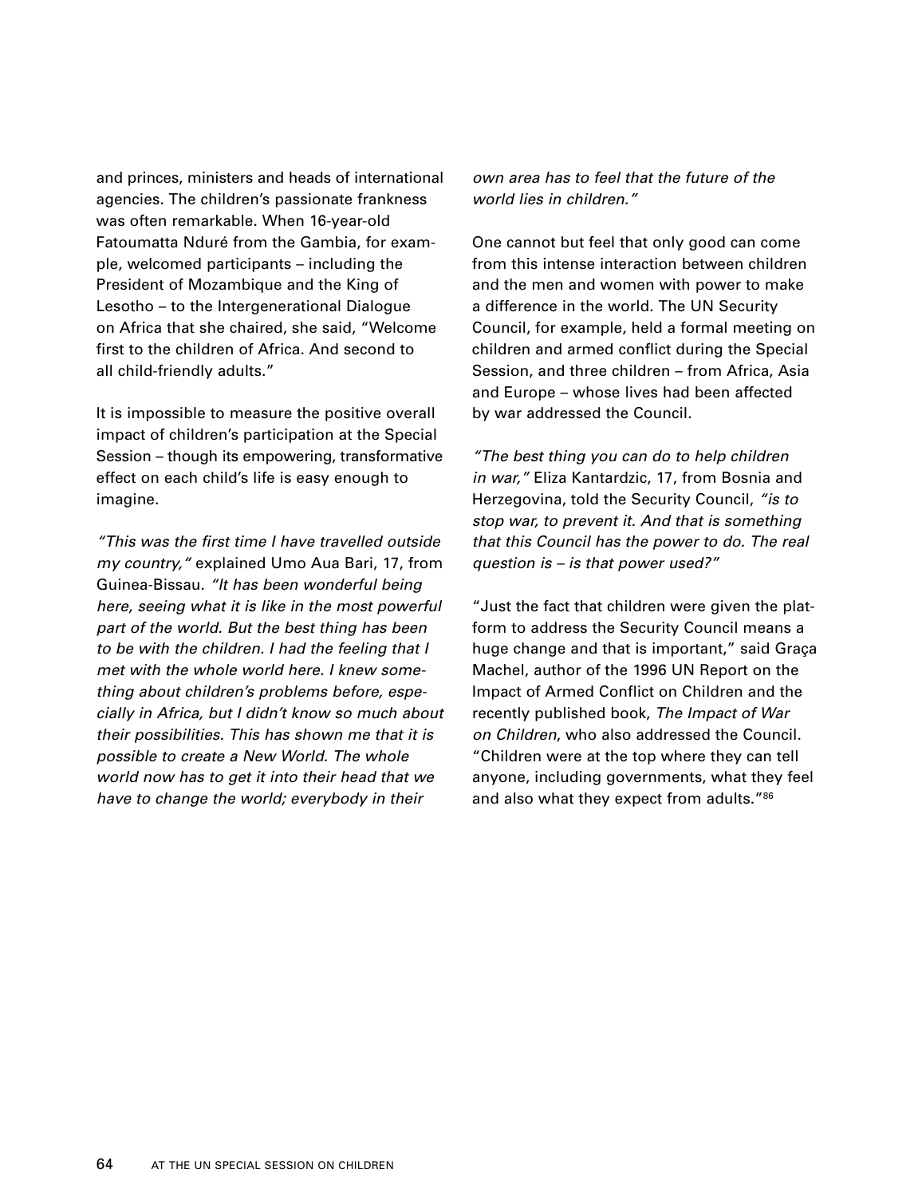and princes, ministers and heads of international agencies. The children's passionate frankness was often remarkable. When 16-year-old Fatoumatta Nduré from the Gambia, for example, welcomed participants – including the President of Mozambique and the King of Lesotho – to the Intergenerational Dialogue on Africa that she chaired, she said, "Welcome first to the children of Africa. And second to all child-friendly adults."

It is impossible to measure the positive overall impact of children's participation at the Special Session – though its empowering, transformative effect on each child's life is easy enough to imagine.

*"This was the first time I have travelled outside my country,"* explained Umo Aua Bari, 17, from Guinea-Bissau. *"It has been wonderful being here, seeing what it is like in the most powerful part of the world. But the best thing has been to be with the children. I had the feeling that I met with the whole world here. I knew something about children's problems before, especially in Africa, but I didn't know so much about their possibilities. This has shown me that it is possible to create a New World. The whole world now has to get it into their head that we have to change the world; everybody in their own area has to feel that the future of the world lies in children."*

One cannot but feel that only good can come from this intense interaction between children and the men and women with power to make a difference in the world. The UN Security Council, for example, held a formal meeting on children and armed conflict during the Special Session, and three children – from Africa, Asia and Europe – whose lives had been affected by war addressed the Council.

*"The best thing you can do to help children in war,"* Eliza Kantardzic, 17, from Bosnia and Herzegovina, told the Security Council, *"is to stop war, to prevent it. And that is something that this Council has the power to do. The real question is – is that power used?"*

"Just the fact that children were given the platform to address the Security Council means a huge change and that is important," said Graça Machel, author of the 1996 UN Report on the Impact of Armed Conflict on Children and the recently published book, *The Impact of War on Children*, who also addressed the Council. "Children were at the top where they can tell anyone, including governments, what they feel and also what they expect from adults."[86]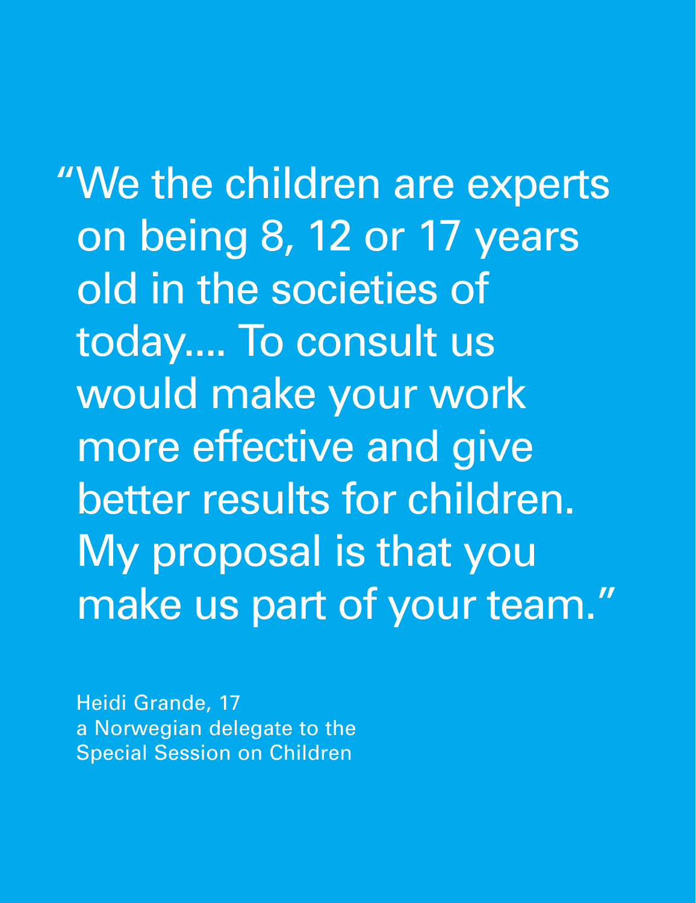> "We the children are experts on being 8, 12 or 17 years old in the societies of today.... To consult us would make your work more effective and give better results for children. My proposal is that you make us part of your team."

Heidi Grande, 17
a Norwegian delegate to the
Special Session on Children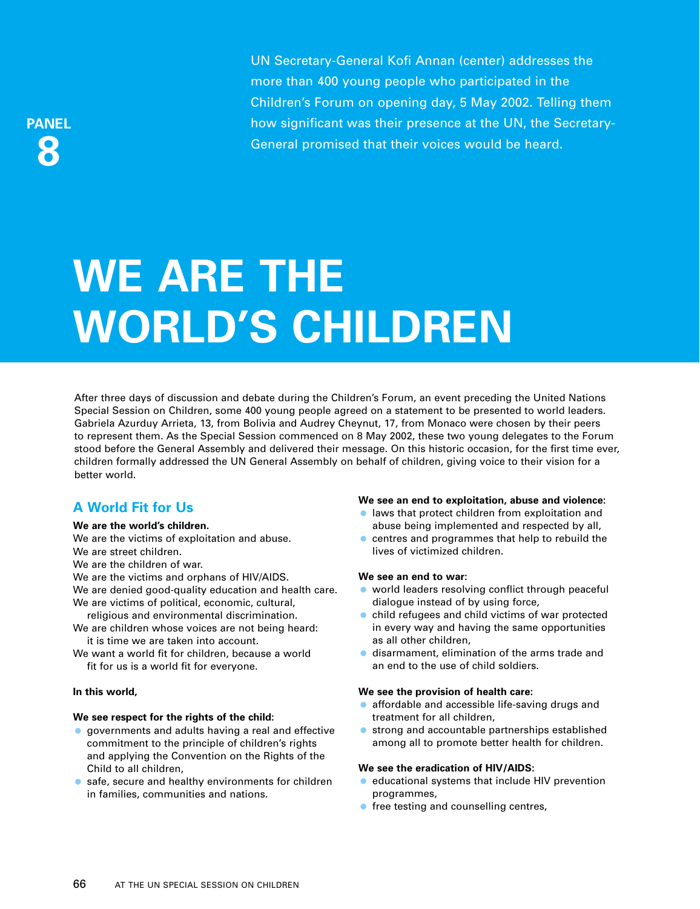UN Secretary-General Kofi Annan (center) addresses the more than 400 young people who participated in the Children's Forum on opening day, 5 May 2002. Telling them how significant was their presence at the UN, the Secretary-General promised that their voices would be heard.

PANEL 8

# WE ARE THE WORLD'S CHILDREN

After three days of discussion and debate during the Children's Forum, an event preceding the United Nations Special Session on Children, some 400 young people agreed on a statement to be presented to world leaders. Gabriela Azurduy Arrieta, 13, from Bolivia and Audrey Cheynut, 17, from Monaco were chosen by their peers to represent them. As the Special Session commenced on 8 May 2002, these two young delegates to the Forum stood before the General Assembly and delivered their message. On this historic occasion, for the first time ever, children formally addressed the UN General Assembly on behalf of children, giving voice to their vision for a better world.

## A World Fit for Us

**We are the world's children.**
We are the victims of exploitation and abuse.
We are street children.
We are the children of war.
We are the victims and orphans of HIV/AIDS.
We are denied good-quality education and health care.
We are victims of political, economic, cultural, religious and environmental discrimination.
We are children whose voices are not being heard: it is time we are taken into account.
We want a world fit for children, because a world fit for us is a world fit for everyone.

**In this world,**

**We see respect for the rights of the child:**

- governments and adults having a real and effective commitment to the principle of children's rights and applying the Convention on the Rights of the Child to all children,
- safe, secure and healthy environments for children in families, communities and nations.

**We see an end to exploitation, abuse and violence:**

- laws that protect children from exploitation and abuse being implemented and respected by all,
- centres and programmes that help to rebuild the lives of victimized children.

**We see an end to war:**

- world leaders resolving conflict through peaceful dialogue instead of by using force,
- child refugees and child victims of war protected in every way and having the same opportunities as all other children,
- disarmament, elimination of the arms trade and an end to the use of child soldiers.

**We see the provision of health care:**

- affordable and accessible life-saving drugs and treatment for all children,
- strong and accountable partnerships established among all to promote better health for children.

**We see the eradication of HIV/AIDS:**

- educational systems that include HIV prevention programmes,
- free testing and counselling centres,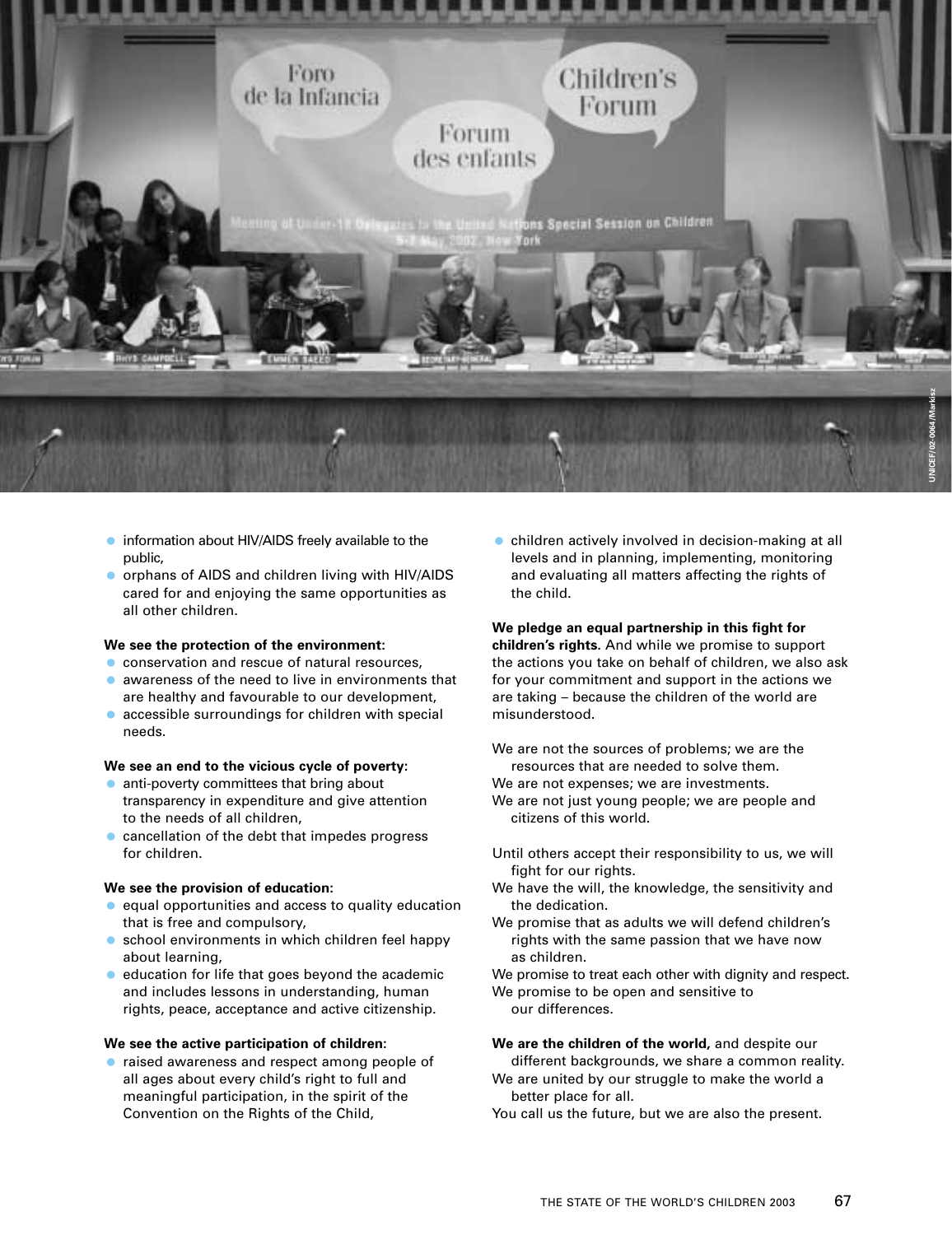- information about HIV/AIDS freely available to the public,
- orphans of AIDS and children living with HIV/AIDS cared for and enjoying the same opportunities as all other children.

**We see the protection of the environment:**

- conservation and rescue of natural resources,
- awareness of the need to live in environments that are healthy and favourable to our development,
- accessible surroundings for children with special needs.

**We see an end to the vicious cycle of poverty:**

- anti-poverty committees that bring about transparency in expenditure and give attention to the needs of all children,
- cancellation of the debt that impedes progress for children.

**We see the provision of education:**

- equal opportunities and access to quality education that is free and compulsory,
- school environments in which children feel happy about learning,
- education for life that goes beyond the academic and includes lessons in understanding, human rights, peace, acceptance and active citizenship.

**We see the active participation of children:**

- raised awareness and respect among people of all ages about every child's right to full and meaningful participation, in the spirit of the Convention on the Rights of the Child,
- children actively involved in decision-making at all levels and in planning, implementing, monitoring and evaluating all matters affecting the rights of the child.

**We pledge an equal partnership in this fight for children's rights.** And while we promise to support the actions you take on behalf of children, we also ask for your commitment and support in the actions we are taking – because the children of the world are misunderstood.

We are not the sources of problems; we are the resources that are needed to solve them.
We are not expenses; we are investments.
We are not just young people; we are people and citizens of this world.

Until others accept their responsibility to us, we will fight for our rights.
We have the will, the knowledge, the sensitivity and the dedication.
We promise that as adults we will defend children's rights with the same passion that we have now as children.
We promise to treat each other with dignity and respect.
We promise to be open and sensitive to our differences.

**We are the children of the world,** and despite our different backgrounds, we share a common reality.
We are united by our struggle to make the world a better place for all.
You call us the future, but we are also the present.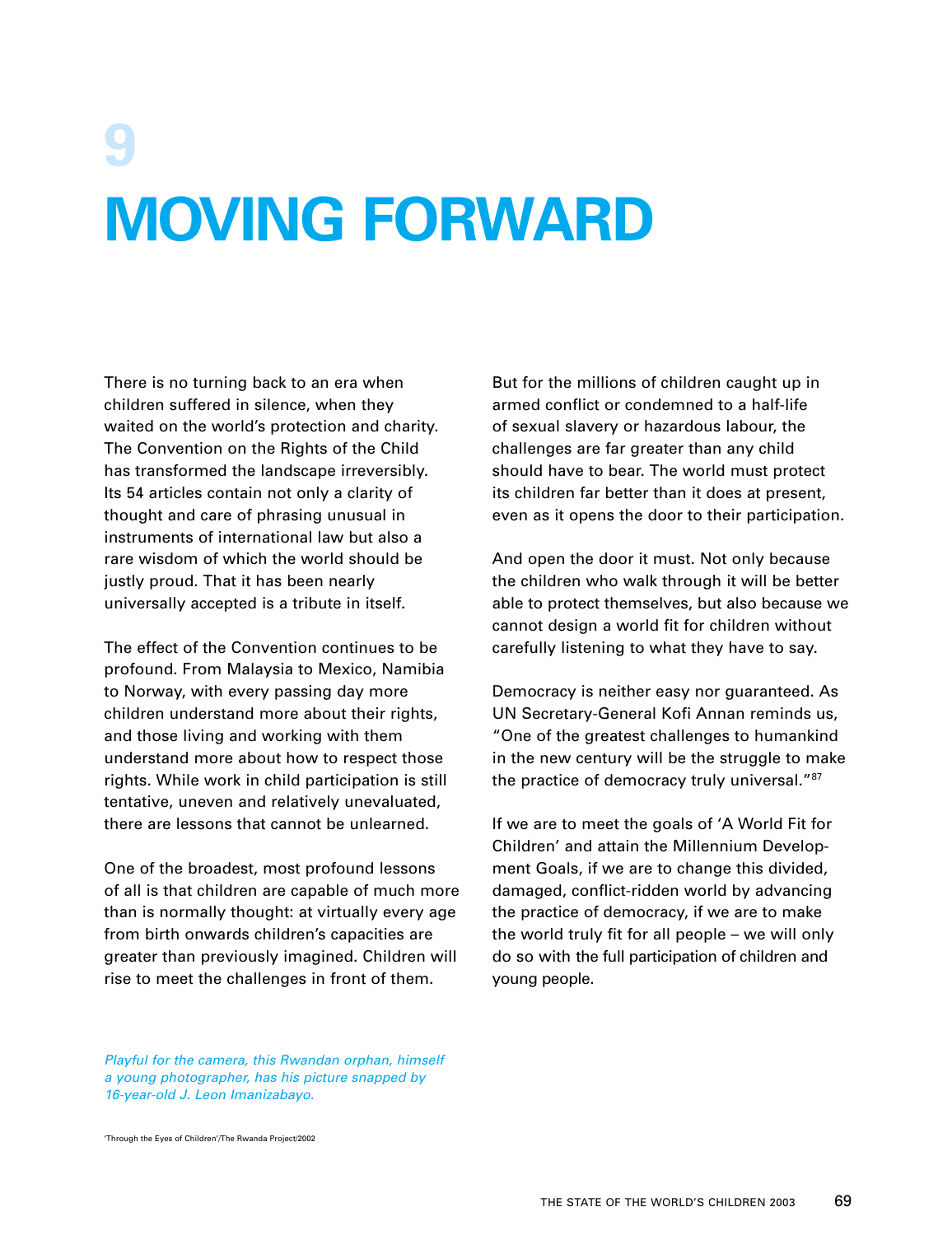# 9

# MOVING FORWARD

There is no turning back to an era when children suffered in silence, when they waited on the world's protection and charity. The Convention on the Rights of the Child has transformed the landscape irreversibly. Its 54 articles contain not only a clarity of thought and care of phrasing unusual in instruments of international law but also a rare wisdom of which the world should be justly proud. That it has been nearly universally accepted is a tribute in itself.

The effect of the Convention continues to be profound. From Malaysia to Mexico, Namibia to Norway, with every passing day more children understand more about their rights, and those living and working with them understand more about how to respect those rights. While work in child participation is still tentative, uneven and relatively unevaluated, there are lessons that cannot be unlearned.

One of the broadest, most profound lessons of all is that children are capable of much more than is normally thought: at virtually every age from birth onwards children's capacities are greater than previously imagined. Children will rise to meet the challenges in front of them.

But for the millions of children caught up in armed conflict or condemned to a half-life of sexual slavery or hazardous labour, the challenges are far greater than any child should have to bear. The world must protect its children far better than it does at present, even as it opens the door to their participation.

And open the door it must. Not only because the children who walk through it will be better able to protect themselves, but also because we cannot design a world fit for children without carefully listening to what they have to say.

Democracy is neither easy nor guaranteed. As UN Secretary-General Kofi Annan reminds us, "One of the greatest challenges to humankind in the new century will be the struggle to make the practice of democracy truly universal."[87]

If we are to meet the goals of 'A World Fit for Children' and attain the Millennium Development Goals, if we are to change this divided, damaged, conflict-ridden world by advancing the practice of democracy, if we are to make the world truly fit for all people – we will only do so with the full participation of children and young people.

*Playful for the camera, this Rwandan orphan, himself a young photographer, has his picture snapped by 16-year-old J. Leon Imanizabayo.*

'Through the Eyes of Children'/The Rwanda Project/2002